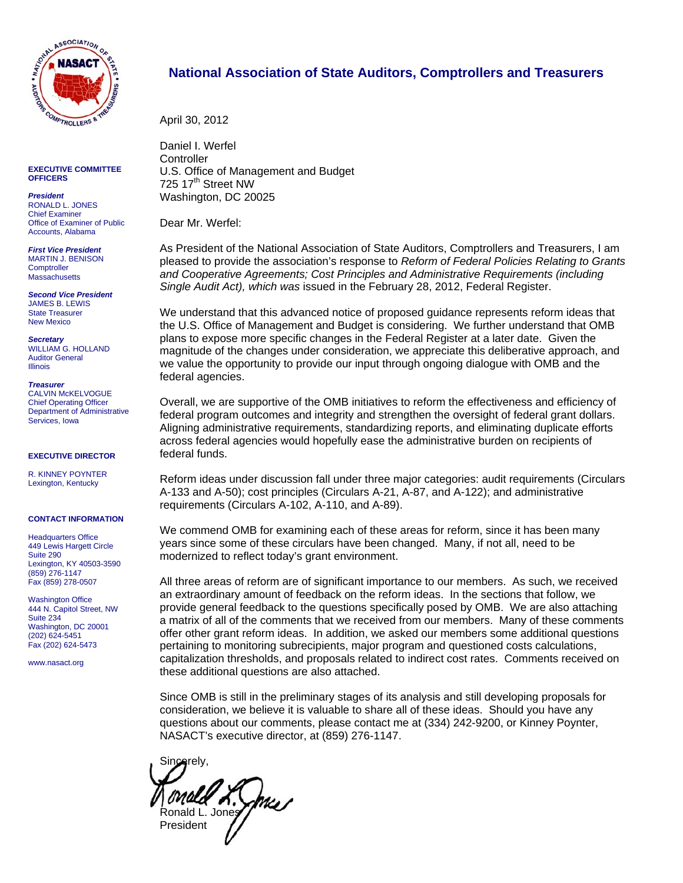# National Association of State Auditors, Comptrollers and Treasurers

**EXECUTIVE COMMITTEE OFFICERS**

***President***
RONALD L. JONES
Chief Examiner
Office of Examiner of Public Accounts, Alabama

***First Vice President***
MARTIN J. BENISON
Comptroller
Massachusetts

***Second Vice President***
JAMES B. LEWIS
State Treasurer
New Mexico

***Secretary***
WILLIAM G. HOLLAND
Auditor General
Illinois

***Treasurer***
CALVIN McKELVOGUE
Chief Operating Officer
Department of Administrative Services, Iowa

**EXECUTIVE DIRECTOR**

R. KINNEY POYNTER
Lexington, Kentucky

**CONTACT INFORMATION**

Headquarters Office
449 Lewis Hargett Circle
Suite 290
Lexington, KY 40503-3590
(859) 276-1147
Fax (859) 278-0507

Washington Office
444 N. Capitol Street, NW
Suite 234
Washington, DC 20001
(202) 624-5451
Fax (202) 624-5473

www.nasact.org

---

April 30, 2012

Daniel I. Werfel
Controller
U.S. Office of Management and Budget
725 17th Street NW
Washington, DC 20025

Dear Mr. Werfel:

As President of the National Association of State Auditors, Comptrollers and Treasurers, I am pleased to provide the association's response to *Reform of Federal Policies Relating to Grants and Cooperative Agreements; Cost Principles and Administrative Requirements (including Single Audit Act), which was* issued in the February 28, 2012, Federal Register.

We understand that this advanced notice of proposed guidance represents reform ideas that the U.S. Office of Management and Budget is considering. We further understand that OMB plans to expose more specific changes in the Federal Register at a later date. Given the magnitude of the changes under consideration, we appreciate this deliberative approach, and we value the opportunity to provide our input through ongoing dialogue with OMB and the federal agencies.

Overall, we are supportive of the OMB initiatives to reform the effectiveness and efficiency of federal program outcomes and integrity and strengthen the oversight of federal grant dollars. Aligning administrative requirements, standardizing reports, and eliminating duplicate efforts across federal agencies would hopefully ease the administrative burden on recipients of federal funds.

Reform ideas under discussion fall under three major categories: audit requirements (Circulars A-133 and A-50); cost principles (Circulars A-21, A-87, and A-122); and administrative requirements (Circulars A-102, A-110, and A-89).

We commend OMB for examining each of these areas for reform, since it has been many years since some of these circulars have been changed. Many, if not all, need to be modernized to reflect today's grant environment.

All three areas of reform are of significant importance to our members. As such, we received an extraordinary amount of feedback on the reform ideas. In the sections that follow, we provide general feedback to the questions specifically posed by OMB. We are also attaching a matrix of all of the comments that we received from our members. Many of these comments offer other grant reform ideas. In addition, we asked our members some additional questions pertaining to monitoring subrecipients, major program and questioned costs calculations, capitalization thresholds, and proposals related to indirect cost rates. Comments received on these additional questions are also attached.

Since OMB is still in the preliminary stages of its analysis and still developing proposals for consideration, we believe it is valuable to share all of these ideas. Should you have any questions about our comments, please contact me at (334) 242-9200, or Kinney Poynter, NASACT's executive director, at (859) 276-1147.

Sincerely,

Ronald L. Jones
President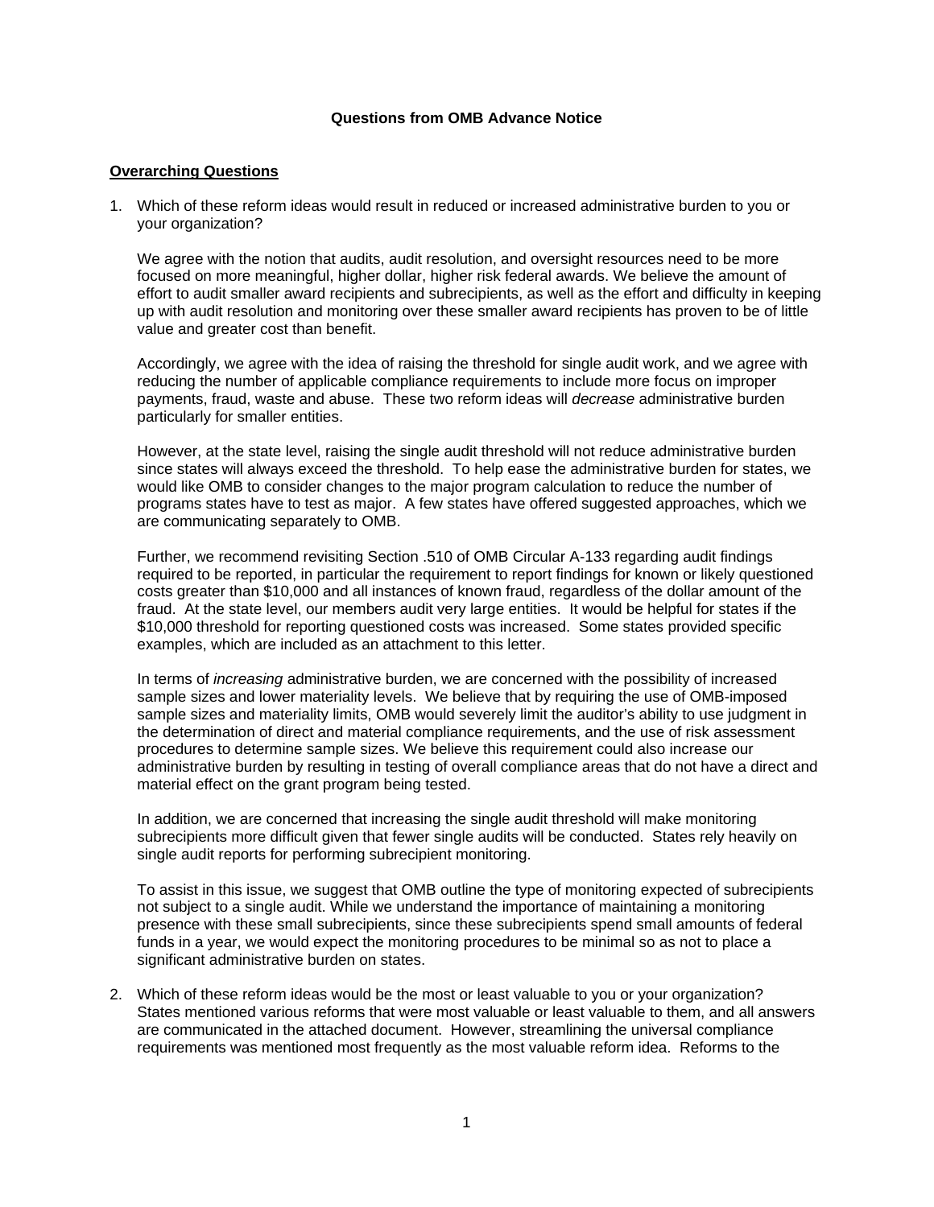**Questions from OMB Advance Notice**

**Overarching Questions**

1. Which of these reform ideas would result in reduced or increased administrative burden to you or your organization?

   We agree with the notion that audits, audit resolution, and oversight resources need to be more focused on more meaningful, higher dollar, higher risk federal awards. We believe the amount of effort to audit smaller award recipients and subrecipients, as well as the effort and difficulty in keeping up with audit resolution and monitoring over these smaller award recipients has proven to be of little value and greater cost than benefit.

   Accordingly, we agree with the idea of raising the threshold for single audit work, and we agree with reducing the number of applicable compliance requirements to include more focus on improper payments, fraud, waste and abuse. These two reform ideas will *decrease* administrative burden particularly for smaller entities.

   However, at the state level, raising the single audit threshold will not reduce administrative burden since states will always exceed the threshold. To help ease the administrative burden for states, we would like OMB to consider changes to the major program calculation to reduce the number of programs states have to test as major. A few states have offered suggested approaches, which we are communicating separately to OMB.

   Further, we recommend revisiting Section .510 of OMB Circular A-133 regarding audit findings required to be reported, in particular the requirement to report findings for known or likely questioned costs greater than $10,000 and all instances of known fraud, regardless of the dollar amount of the fraud. At the state level, our members audit very large entities. It would be helpful for states if the $10,000 threshold for reporting questioned costs was increased. Some states provided specific examples, which are included as an attachment to this letter.

   In terms of *increasing* administrative burden, we are concerned with the possibility of increased sample sizes and lower materiality levels. We believe that by requiring the use of OMB-imposed sample sizes and materiality limits, OMB would severely limit the auditor's ability to use judgment in the determination of direct and material compliance requirements, and the use of risk assessment procedures to determine sample sizes. We believe this requirement could also increase our administrative burden by resulting in testing of overall compliance areas that do not have a direct and material effect on the grant program being tested.

   In addition, we are concerned that increasing the single audit threshold will make monitoring subrecipients more difficult given that fewer single audits will be conducted. States rely heavily on single audit reports for performing subrecipient monitoring.

   To assist in this issue, we suggest that OMB outline the type of monitoring expected of subrecipients not subject to a single audit. While we understand the importance of maintaining a monitoring presence with these small subrecipients, since these subrecipients spend small amounts of federal funds in a year, we would expect the monitoring procedures to be minimal so as not to place a significant administrative burden on states.

2. Which of these reform ideas would be the most or least valuable to you or your organization? States mentioned various reforms that were most valuable or least valuable to them, and all answers are communicated in the attached document. However, streamlining the universal compliance requirements was mentioned most frequently as the most valuable reform idea. Reforms to the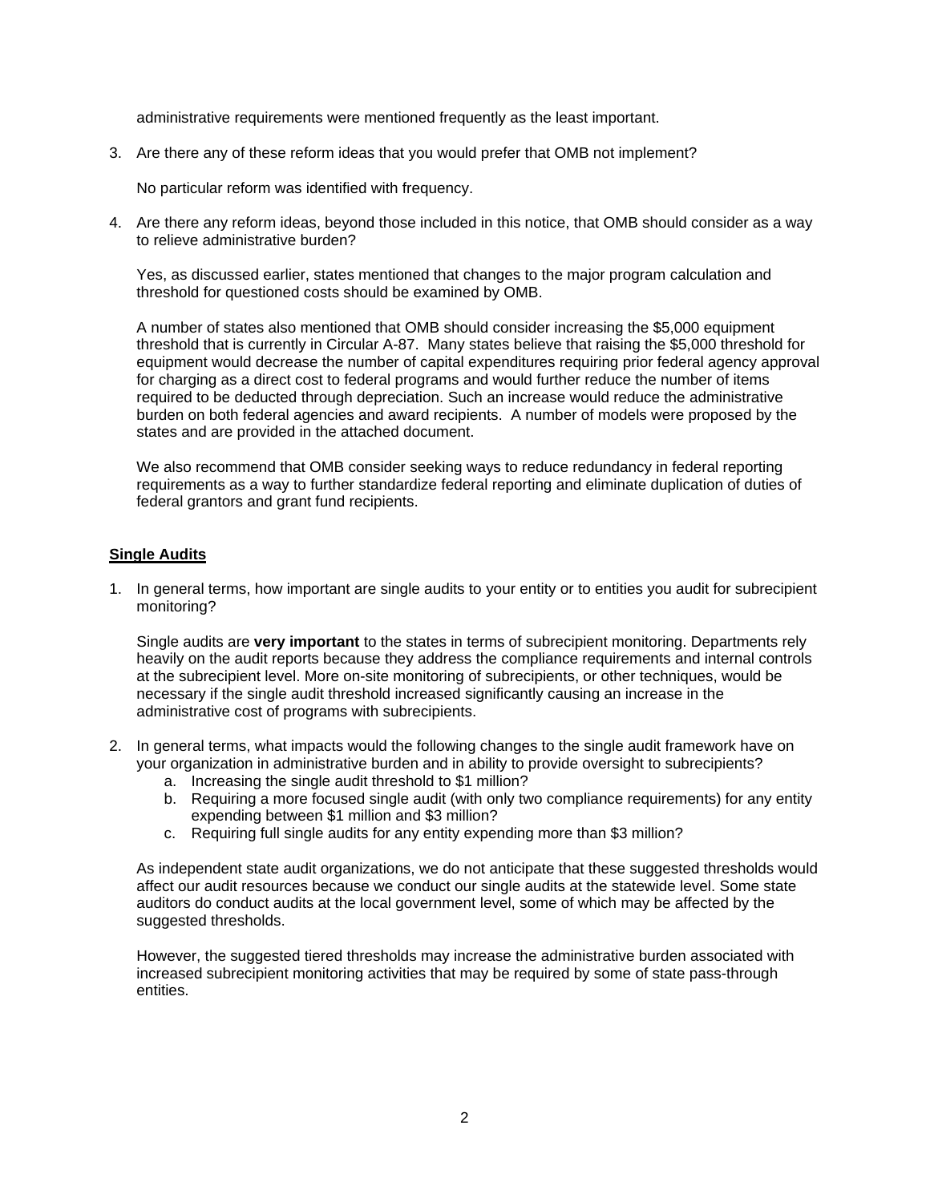administrative requirements were mentioned frequently as the least important.

3. Are there any of these reform ideas that you would prefer that OMB not implement?

   No particular reform was identified with frequency.

4. Are there any reform ideas, beyond those included in this notice, that OMB should consider as a way to relieve administrative burden?

   Yes, as discussed earlier, states mentioned that changes to the major program calculation and threshold for questioned costs should be examined by OMB.

   A number of states also mentioned that OMB should consider increasing the $5,000 equipment threshold that is currently in Circular A-87. Many states believe that raising the $5,000 threshold for equipment would decrease the number of capital expenditures requiring prior federal agency approval for charging as a direct cost to federal programs and would further reduce the number of items required to be deducted through depreciation. Such an increase would reduce the administrative burden on both federal agencies and award recipients. A number of models were proposed by the states and are provided in the attached document.

   We also recommend that OMB consider seeking ways to reduce redundancy in federal reporting requirements as a way to further standardize federal reporting and eliminate duplication of duties of federal grantors and grant fund recipients.

**<u>Single Audits</u>**

1. In general terms, how important are single audits to your entity or to entities you audit for subrecipient monitoring?

   Single audits are **very important** to the states in terms of subrecipient monitoring. Departments rely heavily on the audit reports because they address the compliance requirements and internal controls at the subrecipient level. More on-site monitoring of subrecipients, or other techniques, would be necessary if the single audit threshold increased significantly causing an increase in the administrative cost of programs with subrecipients.

2. In general terms, what impacts would the following changes to the single audit framework have on your organization in administrative burden and in ability to provide oversight to subrecipients?
   a. Increasing the single audit threshold to $1 million?
   b. Requiring a more focused single audit (with only two compliance requirements) for any entity expending between $1 million and $3 million?
   c. Requiring full single audits for any entity expending more than $3 million?

   As independent state audit organizations, we do not anticipate that these suggested thresholds would affect our audit resources because we conduct our single audits at the statewide level. Some state auditors do conduct audits at the local government level, some of which may be affected by the suggested thresholds.

   However, the suggested tiered thresholds may increase the administrative burden associated with increased subrecipient monitoring activities that may be required by some of state pass-through entities.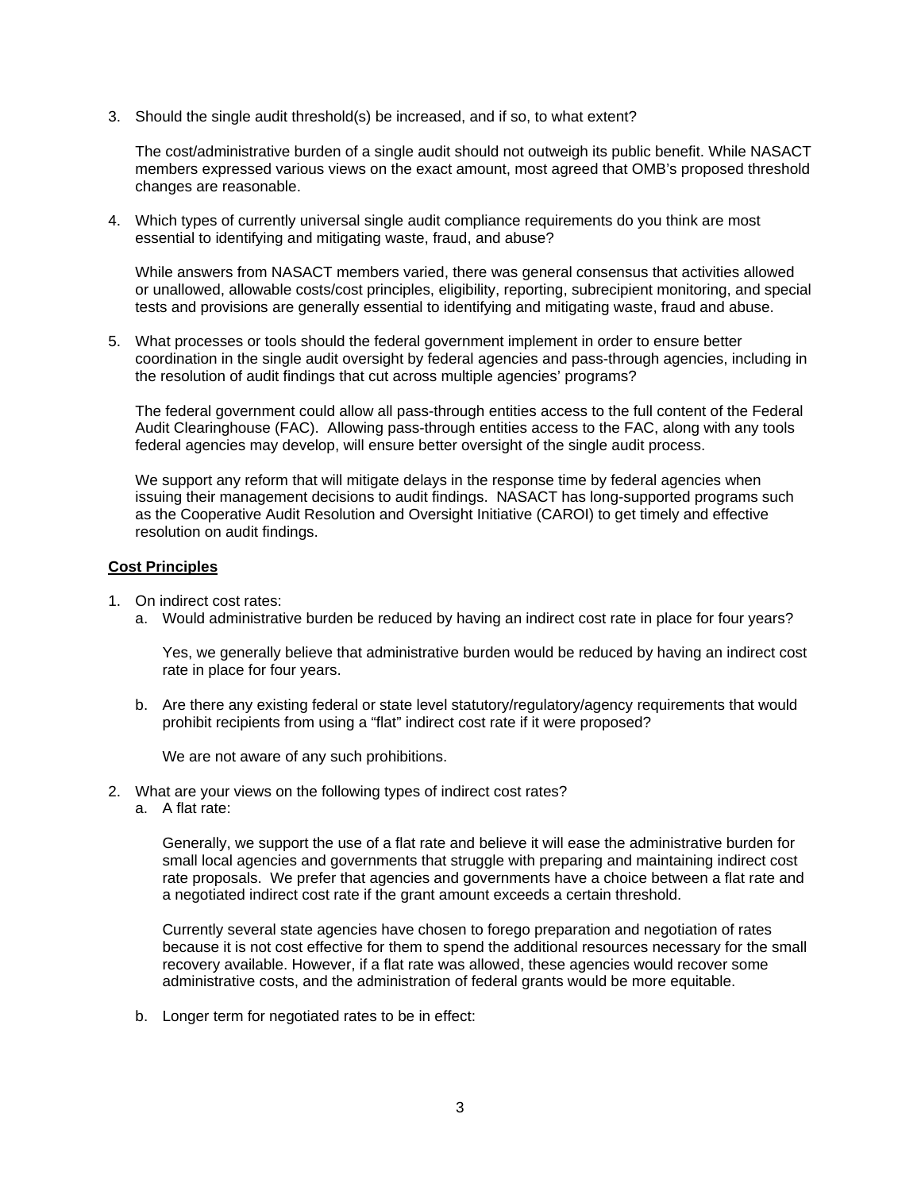3. Should the single audit threshold(s) be increased, and if so, to what extent?

   The cost/administrative burden of a single audit should not outweigh its public benefit. While NASACT members expressed various views on the exact amount, most agreed that OMB's proposed threshold changes are reasonable.

4. Which types of currently universal single audit compliance requirements do you think are most essential to identifying and mitigating waste, fraud, and abuse?

   While answers from NASACT members varied, there was general consensus that activities allowed or unallowed, allowable costs/cost principles, eligibility, reporting, subrecipient monitoring, and special tests and provisions are generally essential to identifying and mitigating waste, fraud and abuse.

5. What processes or tools should the federal government implement in order to ensure better coordination in the single audit oversight by federal agencies and pass-through agencies, including in the resolution of audit findings that cut across multiple agencies' programs?

   The federal government could allow all pass-through entities access to the full content of the Federal Audit Clearinghouse (FAC). Allowing pass-through entities access to the FAC, along with any tools federal agencies may develop, will ensure better oversight of the single audit process.

   We support any reform that will mitigate delays in the response time by federal agencies when issuing their management decisions to audit findings. NASACT has long-supported programs such as the Cooperative Audit Resolution and Oversight Initiative (CAROI) to get timely and effective resolution on audit findings.

**Cost Principles**

1. On indirect cost rates:
   a. Would administrative burden be reduced by having an indirect cost rate in place for four years?

      Yes, we generally believe that administrative burden would be reduced by having an indirect cost rate in place for four years.

   b. Are there any existing federal or state level statutory/regulatory/agency requirements that would prohibit recipients from using a "flat" indirect cost rate if it were proposed?

      We are not aware of any such prohibitions.

2. What are your views on the following types of indirect cost rates?
   a. A flat rate:

      Generally, we support the use of a flat rate and believe it will ease the administrative burden for small local agencies and governments that struggle with preparing and maintaining indirect cost rate proposals. We prefer that agencies and governments have a choice between a flat rate and a negotiated indirect cost rate if the grant amount exceeds a certain threshold.

      Currently several state agencies have chosen to forego preparation and negotiation of rates because it is not cost effective for them to spend the additional resources necessary for the small recovery available. However, if a flat rate was allowed, these agencies would recover some administrative costs, and the administration of federal grants would be more equitable.

   b. Longer term for negotiated rates to be in effect: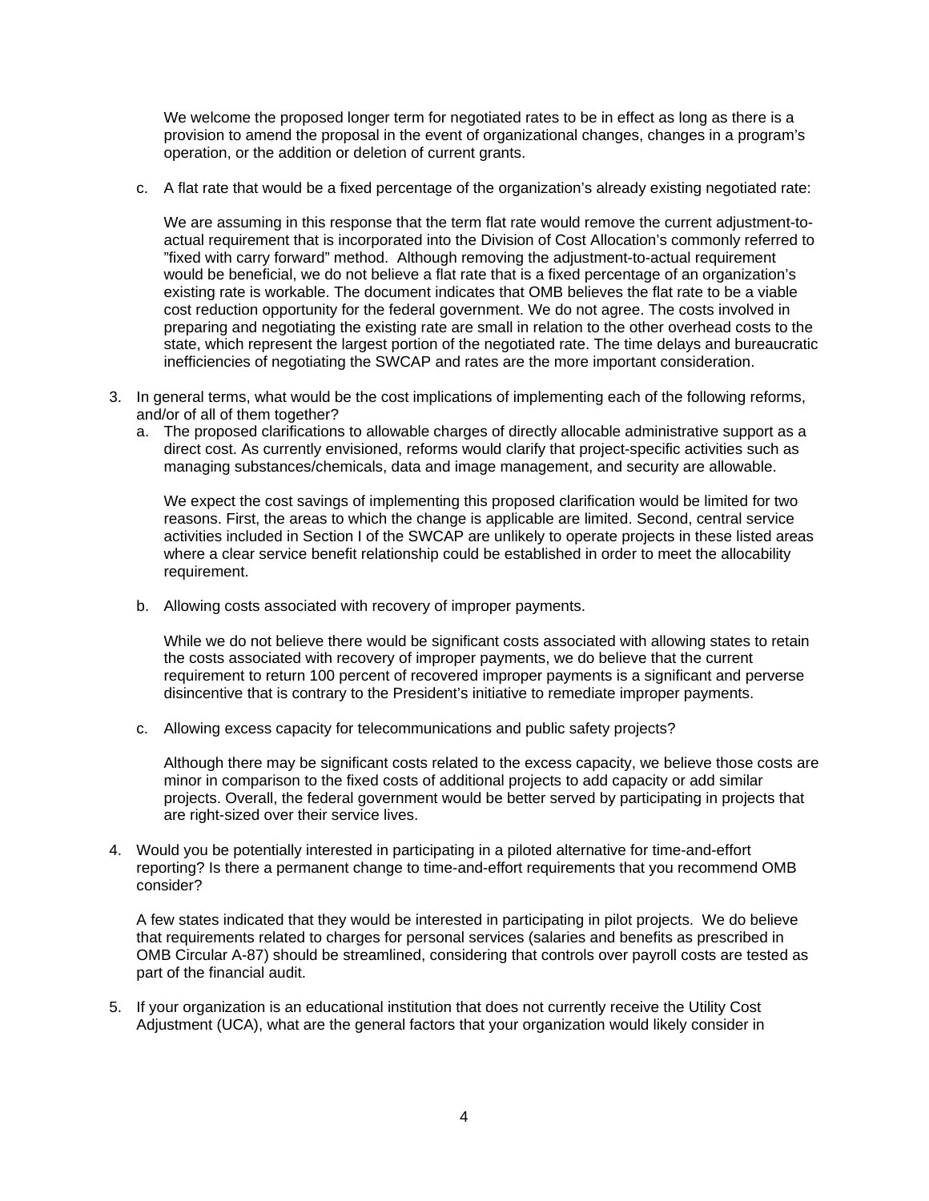We welcome the proposed longer term for negotiated rates to be in effect as long as there is a provision to amend the proposal in the event of organizational changes, changes in a program's operation, or the addition or deletion of current grants.

c. A flat rate that would be a fixed percentage of the organization's already existing negotiated rate:

   We are assuming in this response that the term flat rate would remove the current adjustment-to-actual requirement that is incorporated into the Division of Cost Allocation's commonly referred to "fixed with carry forward" method. Although removing the adjustment-to-actual requirement would be beneficial, we do not believe a flat rate that is a fixed percentage of an organization's existing rate is workable. The document indicates that OMB believes the flat rate to be a viable cost reduction opportunity for the federal government. We do not agree. The costs involved in preparing and negotiating the existing rate are small in relation to the other overhead costs to the state, which represent the largest portion of the negotiated rate. The time delays and bureaucratic inefficiencies of negotiating the SWCAP and rates are the more important consideration.

3. In general terms, what would be the cost implications of implementing each of the following reforms, and/or of all of them together?
   a. The proposed clarifications to allowable charges of directly allocable administrative support as a direct cost. As currently envisioned, reforms would clarify that project-specific activities such as managing substances/chemicals, data and image management, and security are allowable.

      We expect the cost savings of implementing this proposed clarification would be limited for two reasons. First, the areas to which the change is applicable are limited. Second, central service activities included in Section I of the SWCAP are unlikely to operate projects in these listed areas where a clear service benefit relationship could be established in order to meet the allocability requirement.

   b. Allowing costs associated with recovery of improper payments.

      While we do not believe there would be significant costs associated with allowing states to retain the costs associated with recovery of improper payments, we do believe that the current requirement to return 100 percent of recovered improper payments is a significant and perverse disincentive that is contrary to the President's initiative to remediate improper payments.

   c. Allowing excess capacity for telecommunications and public safety projects?

      Although there may be significant costs related to the excess capacity, we believe those costs are minor in comparison to the fixed costs of additional projects to add capacity or add similar projects. Overall, the federal government would be better served by participating in projects that are right-sized over their service lives.

4. Would you be potentially interested in participating in a piloted alternative for time-and-effort reporting? Is there a permanent change to time-and-effort requirements that you recommend OMB consider?

   A few states indicated that they would be interested in participating in pilot projects. We do believe that requirements related to charges for personal services (salaries and benefits as prescribed in OMB Circular A-87) should be streamlined, considering that controls over payroll costs are tested as part of the financial audit.

5. If your organization is an educational institution that does not currently receive the Utility Cost Adjustment (UCA), what are the general factors that your organization would likely consider in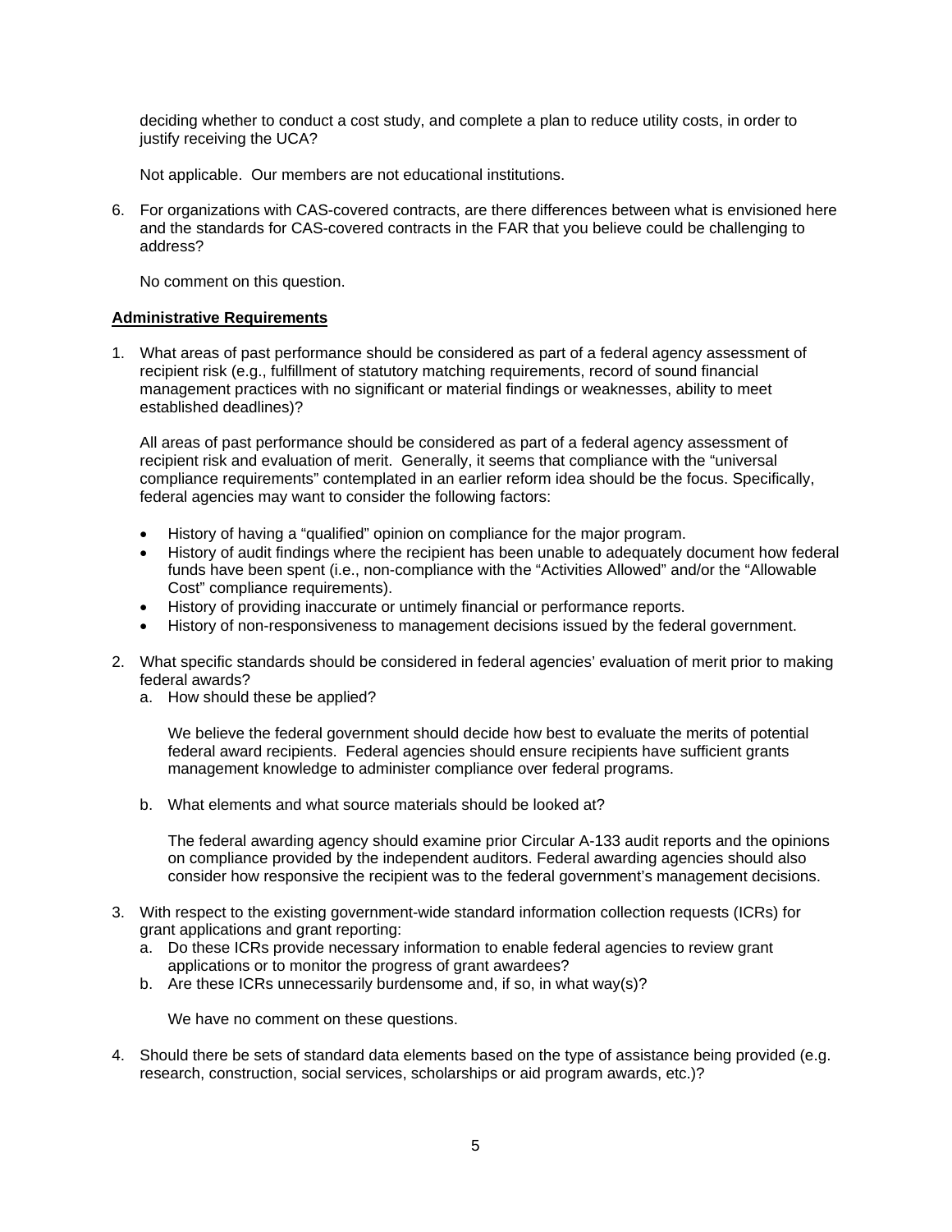deciding whether to conduct a cost study, and complete a plan to reduce utility costs, in order to justify receiving the UCA?

Not applicable. Our members are not educational institutions.

6. For organizations with CAS-covered contracts, are there differences between what is envisioned here and the standards for CAS-covered contracts in the FAR that you believe could be challenging to address?

   No comment on this question.

**Administrative Requirements**

1. What areas of past performance should be considered as part of a federal agency assessment of recipient risk (e.g., fulfillment of statutory matching requirements, record of sound financial management practices with no significant or material findings or weaknesses, ability to meet established deadlines)?

   All areas of past performance should be considered as part of a federal agency assessment of recipient risk and evaluation of merit. Generally, it seems that compliance with the "universal compliance requirements" contemplated in an earlier reform idea should be the focus. Specifically, federal agencies may want to consider the following factors:

   - History of having a "qualified" opinion on compliance for the major program.
   - History of audit findings where the recipient has been unable to adequately document how federal funds have been spent (i.e., non-compliance with the "Activities Allowed" and/or the "Allowable Cost" compliance requirements).
   - History of providing inaccurate or untimely financial or performance reports.
   - History of non-responsiveness to management decisions issued by the federal government.

2. What specific standards should be considered in federal agencies' evaluation of merit prior to making federal awards?
   a. How should these be applied?

      We believe the federal government should decide how best to evaluate the merits of potential federal award recipients. Federal agencies should ensure recipients have sufficient grants management knowledge to administer compliance over federal programs.

   b. What elements and what source materials should be looked at?

      The federal awarding agency should examine prior Circular A-133 audit reports and the opinions on compliance provided by the independent auditors. Federal awarding agencies should also consider how responsive the recipient was to the federal government's management decisions.

3. With respect to the existing government-wide standard information collection requests (ICRs) for grant applications and grant reporting:
   a. Do these ICRs provide necessary information to enable federal agencies to review grant applications or to monitor the progress of grant awardees?
   b. Are these ICRs unnecessarily burdensome and, if so, in what way(s)?

      We have no comment on these questions.

4. Should there be sets of standard data elements based on the type of assistance being provided (e.g. research, construction, social services, scholarships or aid program awards, etc.)?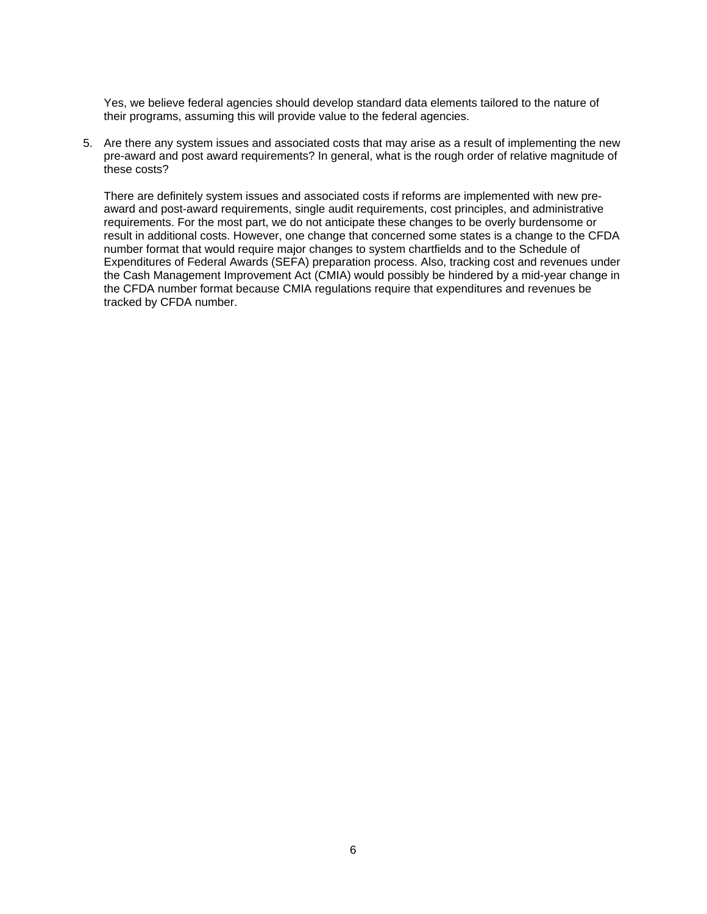Yes, we believe federal agencies should develop standard data elements tailored to the nature of their programs, assuming this will provide value to the federal agencies.

5. Are there any system issues and associated costs that may arise as a result of implementing the new pre-award and post award requirements? In general, what is the rough order of relative magnitude of these costs?

   There are definitely system issues and associated costs if reforms are implemented with new pre-award and post-award requirements, single audit requirements, cost principles, and administrative requirements. For the most part, we do not anticipate these changes to be overly burdensome or result in additional costs. However, one change that concerned some states is a change to the CFDA number format that would require major changes to system chartfields and to the Schedule of Expenditures of Federal Awards (SEFA) preparation process. Also, tracking cost and revenues under the Cash Management Improvement Act (CMIA) would possibly be hindered by a mid-year change in the CFDA number format because CMIA regulations require that expenditures and revenues be tracked by CFDA number.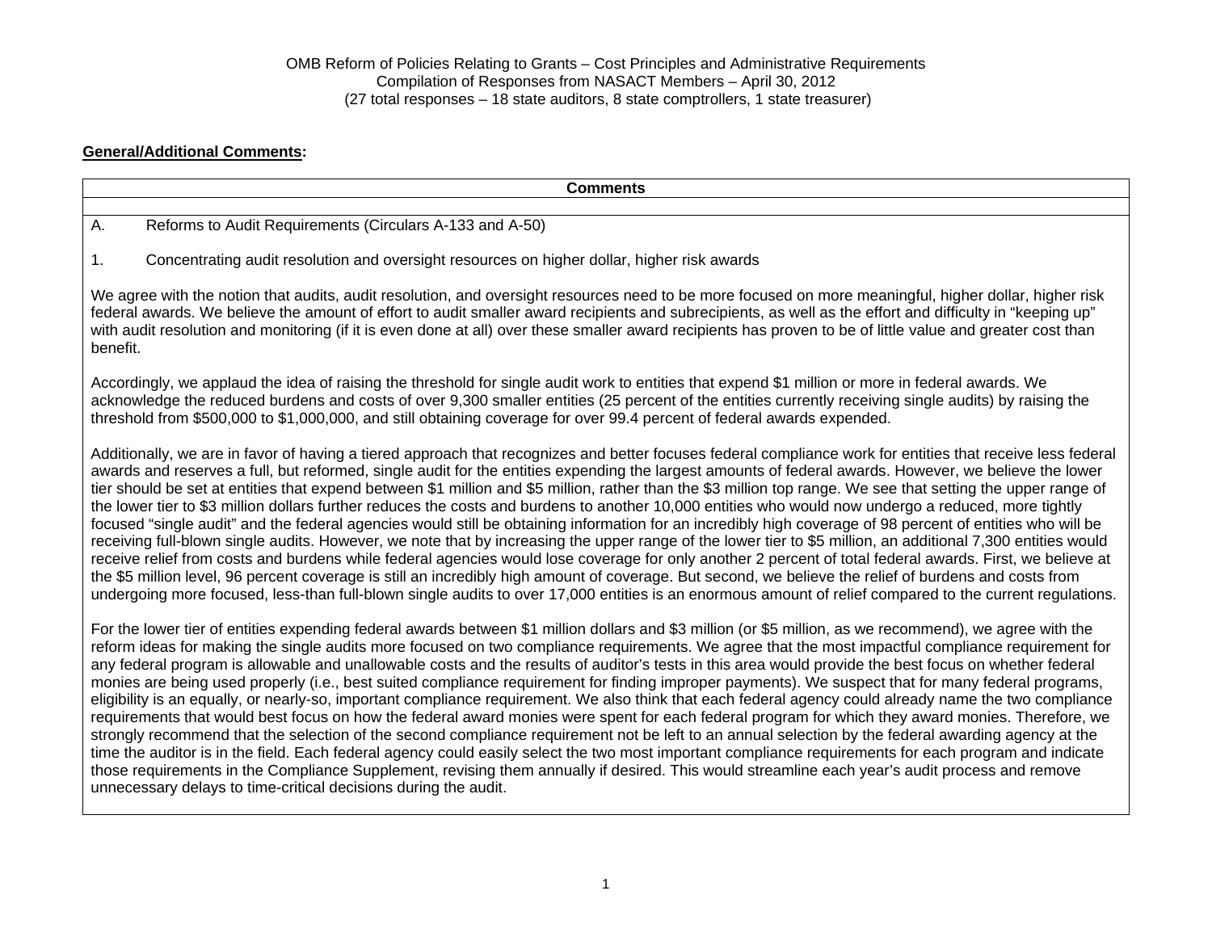OMB Reform of Policies Relating to Grants – Cost Principles and Administrative Requirements
Compilation of Responses from NASACT Members – April 30, 2012
(27 total responses – 18 state auditors, 8 state comptrollers, 1 state treasurer)

**General/Additional Comments:**

| Comments |
|---|
| A. Reforms to Audit Requirements (Circulars A-133 and A-50)<br><br>1. Concentrating audit resolution and oversight resources on higher dollar, higher risk awards<br><br>We agree with the notion that audits, audit resolution, and oversight resources need to be more focused on more meaningful, higher dollar, higher risk federal awards. We believe the amount of effort to audit smaller award recipients and subrecipients, as well as the effort and difficulty in "keeping up" with audit resolution and monitoring (if it is even done at all) over these smaller award recipients has proven to be of little value and greater cost than benefit.<br><br>Accordingly, we applaud the idea of raising the threshold for single audit work to entities that expend $1 million or more in federal awards. We acknowledge the reduced burdens and costs of over 9,300 smaller entities (25 percent of the entities currently receiving single audits) by raising the threshold from $500,000 to $1,000,000, and still obtaining coverage for over 99.4 percent of federal awards expended.<br><br>Additionally, we are in favor of having a tiered approach that recognizes and better focuses federal compliance work for entities that receive less federal awards and reserves a full, but reformed, single audit for the entities expending the largest amounts of federal awards. However, we believe the lower tier should be set at entities that expend between $1 million and $5 million, rather than the $3 million top range. We see that setting the upper range of the lower tier to $3 million dollars further reduces the costs and burdens to another 10,000 entities who would now undergo a reduced, more tightly focused "single audit" and the federal agencies would still be obtaining information for an incredibly high coverage of 98 percent of entities who will be receiving full-blown single audits. However, we note that by increasing the upper range of the lower tier to $5 million, an additional 7,300 entities would receive relief from costs and burdens while federal agencies would lose coverage for only another 2 percent of total federal awards. First, we believe at the $5 million level, 96 percent coverage is still an incredibly high amount of coverage. But second, we believe the relief of burdens and costs from undergoing more focused, less-than full-blown single audits to over 17,000 entities is an enormous amount of relief compared to the current regulations.<br><br>For the lower tier of entities expending federal awards between $1 million dollars and $3 million (or $5 million, as we recommend), we agree with the reform ideas for making the single audits more focused on two compliance requirements. We agree that the most impactful compliance requirement for any federal program is allowable and unallowable costs and the results of auditor's tests in this area would provide the best focus on whether federal monies are being used properly (i.e., best suited compliance requirement for finding improper payments). We suspect that for many federal programs, eligibility is an equally, or nearly-so, important compliance requirement. We also think that each federal agency could already name the two compliance requirements that would best focus on how the federal award monies were spent for each federal program for which they award monies. Therefore, we strongly recommend that the selection of the second compliance requirement not be left to an annual selection by the federal awarding agency at the time the auditor is in the field. Each federal agency could easily select the two most important compliance requirements for each program and indicate those requirements in the Compliance Supplement, revising them annually if desired. This would streamline each year's audit process and remove unnecessary delays to time-critical decisions during the audit. |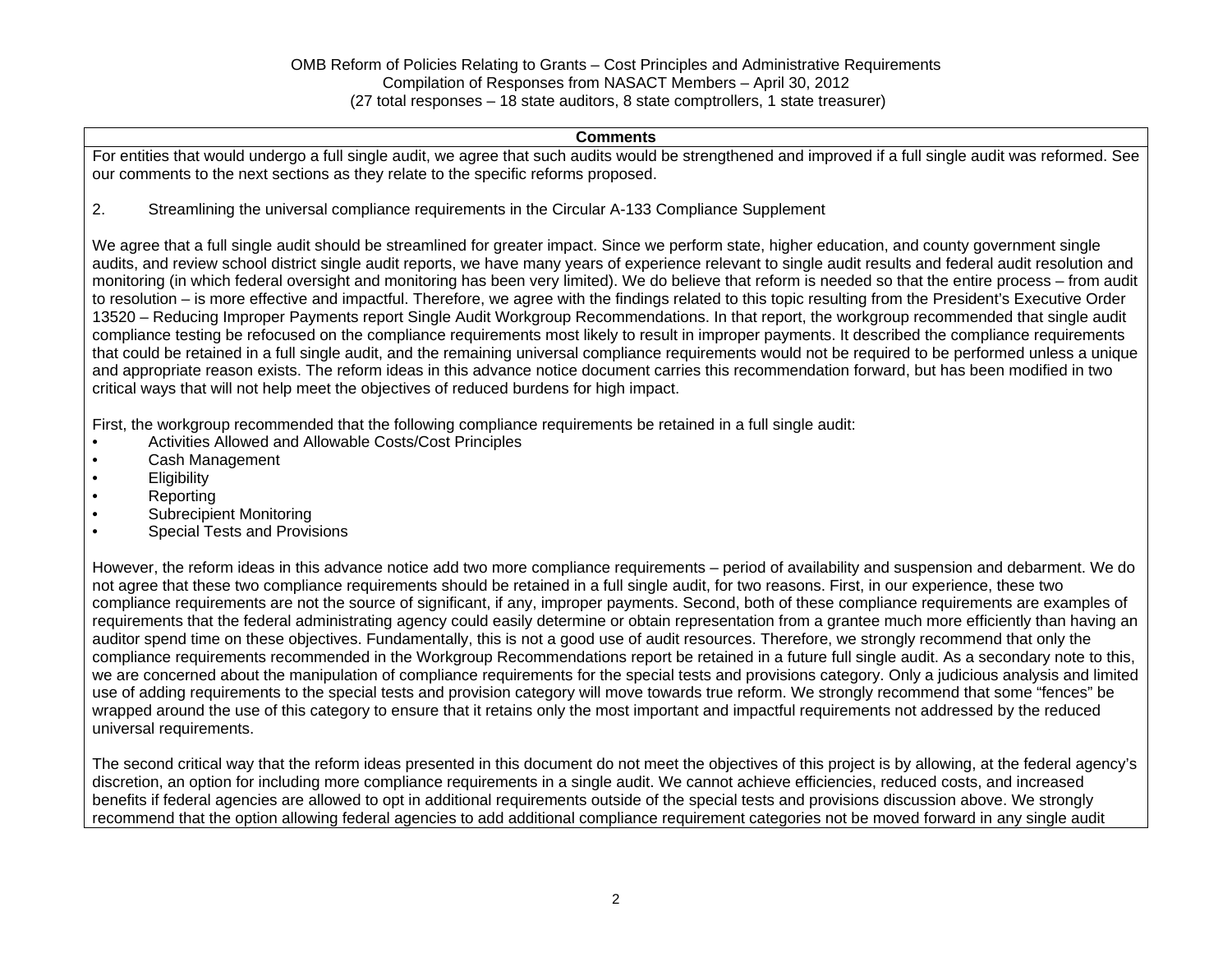OMB Reform of Policies Relating to Grants – Cost Principles and Administrative Requirements
Compilation of Responses from NASACT Members – April 30, 2012
(27 total responses – 18 state auditors, 8 state comptrollers, 1 state treasurer)

| Comments |
|---|
| For entities that would undergo a full single audit, we agree that such audits would be strengthened and improved if a full single audit was reformed. See our comments to the next sections as they relate to the specific reforms proposed.<br><br>2. Streamlining the universal compliance requirements in the Circular A-133 Compliance Supplement<br><br>We agree that a full single audit should be streamlined for greater impact. Since we perform state, higher education, and county government single audits, and review school district single audit reports, we have many years of experience relevant to single audit results and federal audit resolution and monitoring (in which federal oversight and monitoring has been very limited). We do believe that reform is needed so that the entire process – from audit to resolution – is more effective and impactful. Therefore, we agree with the findings related to this topic resulting from the President's Executive Order 13520 – Reducing Improper Payments report Single Audit Workgroup Recommendations. In that report, the workgroup recommended that single audit compliance testing be refocused on the compliance requirements most likely to result in improper payments. It described the compliance requirements that could be retained in a full single audit, and the remaining universal compliance requirements would not be required to be performed unless a unique and appropriate reason exists. The reform ideas in this advance notice document carries this recommendation forward, but has been modified in two critical ways that will not help meet the objectives of reduced burdens for high impact.<br><br>First, the workgroup recommended that the following compliance requirements be retained in a full single audit:<br>• Activities Allowed and Allowable Costs/Cost Principles<br>• Cash Management<br>• Eligibility<br>• Reporting<br>• Subrecipient Monitoring<br>• Special Tests and Provisions<br><br>However, the reform ideas in this advance notice add two more compliance requirements – period of availability and suspension and debarment. We do not agree that these two compliance requirements should be retained in a full single audit, for two reasons. First, in our experience, these two compliance requirements are not the source of significant, if any, improper payments. Second, both of these compliance requirements are examples of requirements that the federal administrating agency could easily determine or obtain representation from a grantee much more efficiently than having an auditor spend time on these objectives. Fundamentally, this is not a good use of audit resources. Therefore, we strongly recommend that only the compliance requirements recommended in the Workgroup Recommendations report be retained in a future full single audit. As a secondary note to this, we are concerned about the manipulation of compliance requirements for the special tests and provisions category. Only a judicious analysis and limited use of adding requirements to the special tests and provision category will move towards true reform. We strongly recommend that some "fences" be wrapped around the use of this category to ensure that it retains only the most important and impactful requirements not addressed by the reduced universal requirements.<br><br>The second critical way that the reform ideas presented in this document do not meet the objectives of this project is by allowing, at the federal agency's discretion, an option for including more compliance requirements in a single audit. We cannot achieve efficiencies, reduced costs, and increased benefits if federal agencies are allowed to opt in additional requirements outside of the special tests and provisions discussion above. We strongly recommend that the option allowing federal agencies to add additional compliance requirement categories not be moved forward in any single audit |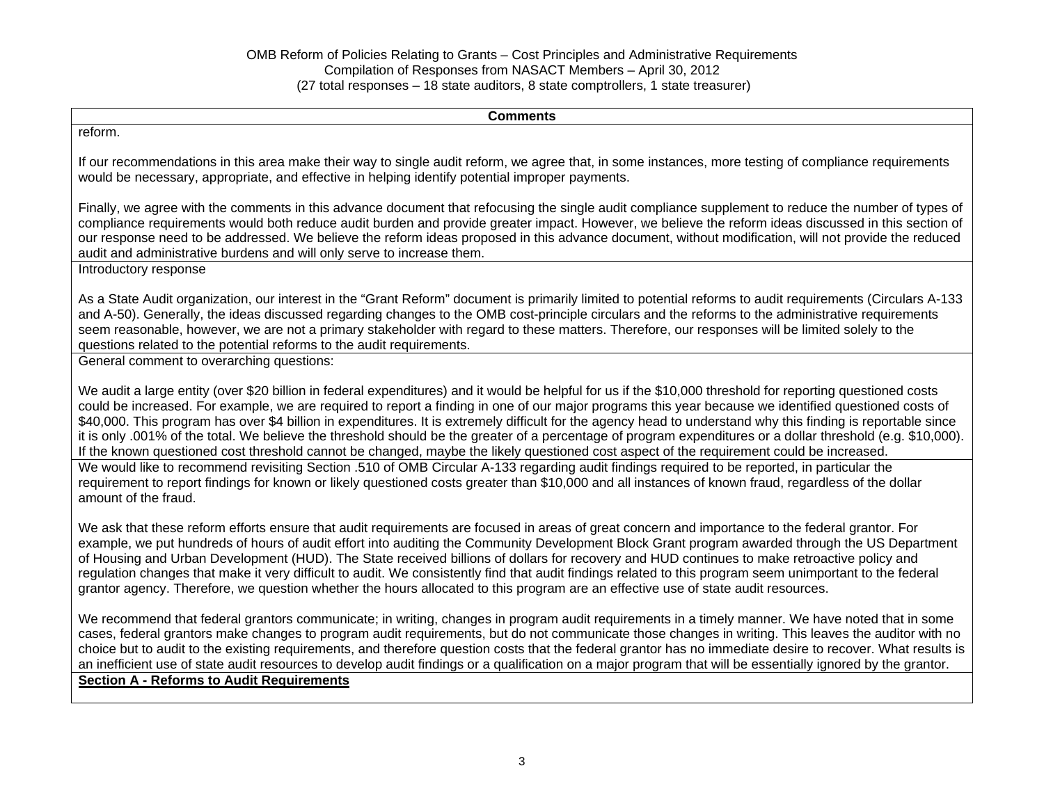| Comments |
| --- |
| reform.<br><br>If our recommendations in this area make their way to single audit reform, we agree that, in some instances, more testing of compliance requirements would be necessary, appropriate, and effective in helping identify potential improper payments.<br><br>Finally, we agree with the comments in this advance document that refocusing the single audit compliance supplement to reduce the number of types of compliance requirements would both reduce audit burden and provide greater impact. However, we believe the reform ideas discussed in this section of our response need to be addressed. We believe the reform ideas proposed in this advance document, without modification, will not provide the reduced audit and administrative burdens and will only serve to increase them. |
| Introductory response<br><br>As a State Audit organization, our interest in the "Grant Reform" document is primarily limited to potential reforms to audit requirements (Circulars A-133 and A-50). Generally, the ideas discussed regarding changes to the OMB cost-principle circulars and the reforms to the administrative requirements seem reasonable, however, we are not a primary stakeholder with regard to these matters. Therefore, our responses will be limited solely to the questions related to the potential reforms to the audit requirements. |
| General comment to overarching questions:<br><br>We audit a large entity (over $20 billion in federal expenditures) and it would be helpful for us if the $10,000 threshold for reporting questioned costs could be increased. For example, we are required to report a finding in one of our major programs this year because we identified questioned costs of $40,000. This program has over $4 billion in expenditures. It is extremely difficult for the agency head to understand why this finding is reportable since it is only .001% of the total. We believe the threshold should be the greater of a percentage of program expenditures or a dollar threshold (e.g. $10,000). If the known questioned cost threshold cannot be changed, maybe the likely questioned cost aspect of the requirement could be increased. |
| We would like to recommend revisiting Section .510 of OMB Circular A-133 regarding audit findings required to be reported, in particular the requirement to report findings for known or likely questioned costs greater than $10,000 and all instances of known fraud, regardless of the dollar amount of the fraud.<br><br>We ask that these reform efforts ensure that audit requirements are focused in areas of great concern and importance to the federal grantor. For example, we put hundreds of hours of audit effort into auditing the Community Development Block Grant program awarded through the US Department of Housing and Urban Development (HUD). The State received billions of dollars for recovery and HUD continues to make retroactive policy and regulation changes that make it very difficult to audit. We consistently find that audit findings related to this program seem unimportant to the federal grantor agency. Therefore, we question whether the hours allocated to this program are an effective use of state audit resources.<br><br>We recommend that federal grantors communicate; in writing, changes in program audit requirements in a timely manner. We have noted that in some cases, federal grantors make changes to program audit requirements, but do not communicate those changes in writing. This leaves the auditor with no choice but to audit to the existing requirements, and therefore question costs that the federal grantor has no immediate desire to recover. What results is an inefficient use of state audit resources to develop audit findings or a qualification on a major program that will be essentially ignored by the grantor. |
| **Section A - Reforms to Audit Requirements** |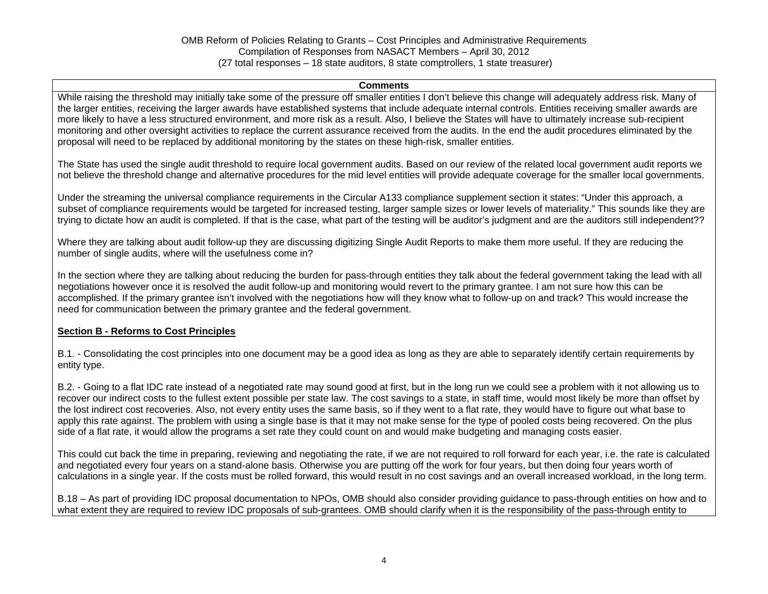OMB Reform of Policies Relating to Grants – Cost Principles and Administrative Requirements
Compilation of Responses from NASACT Members – April 30, 2012
(27 total responses – 18 state auditors, 8 state comptrollers, 1 state treasurer)

| Comments |
| --- |
| While raising the threshold may initially take some of the pressure off smaller entities I don't believe this change will adequately address risk. Many of the larger entities, receiving the larger awards have established systems that include adequate internal controls. Entities receiving smaller awards are more likely to have a less structured environment, and more risk as a result. Also, I believe the States will have to ultimately increase sub-recipient monitoring and other oversight activities to replace the current assurance received from the audits. In the end the audit procedures eliminated by the proposal will need to be replaced by additional monitoring by the states on these high-risk, smaller entities.<br><br>The State has used the single audit threshold to require local government audits. Based on our review of the related local government audit reports we not believe the threshold change and alternative procedures for the mid level entities will provide adequate coverage for the smaller local governments.<br><br>Under the streaming the universal compliance requirements in the Circular A133 compliance supplement section it states: "Under this approach, a subset of compliance requirements would be targeted for increased testing, larger sample sizes or lower levels of materiality." This sounds like they are trying to dictate how an audit is completed. If that is the case, what part of the testing will be auditor's judgment and are the auditors still independent??<br><br>Where they are talking about audit follow-up they are discussing digitizing Single Audit Reports to make them more useful. If they are reducing the number of single audits, where will the usefulness come in?<br><br>In the section where they are talking about reducing the burden for pass-through entities they talk about the federal government taking the lead with all negotiations however once it is resolved the audit follow-up and monitoring would revert to the primary grantee. I am not sure how this can be accomplished. If the primary grantee isn't involved with the negotiations how will they know what to follow-up on and track? This would increase the need for communication between the primary grantee and the federal government.<br><br>**Section B - Reforms to Cost Principles**<br><br>B.1. - Consolidating the cost principles into one document may be a good idea as long as they are able to separately identify certain requirements by entity type.<br><br>B.2. - Going to a flat IDC rate instead of a negotiated rate may sound good at first, but in the long run we could see a problem with it not allowing us to recover our indirect costs to the fullest extent possible per state law. The cost savings to a state, in staff time, would most likely be more than offset by the lost indirect cost recoveries. Also, not every entity uses the same basis, so if they went to a flat rate, they would have to figure out what base to apply this rate against. The problem with using a single base is that it may not make sense for the type of pooled costs being recovered. On the plus side of a flat rate, it would allow the programs a set rate they could count on and would make budgeting and managing costs easier.<br><br>This could cut back the time in preparing, reviewing and negotiating the rate, if we are not required to roll forward for each year, i.e. the rate is calculated and negotiated every four years on a stand-alone basis. Otherwise you are putting off the work for four years, but then doing four years worth of calculations in a single year. If the costs must be rolled forward, this would result in no cost savings and an overall increased workload, in the long term.<br><br>B.18 – As part of providing IDC proposal documentation to NPOs, OMB should also consider providing guidance to pass-through entities on how and to what extent they are required to review IDC proposals of sub-grantees. OMB should clarify when it is the responsibility of the pass-through entity to |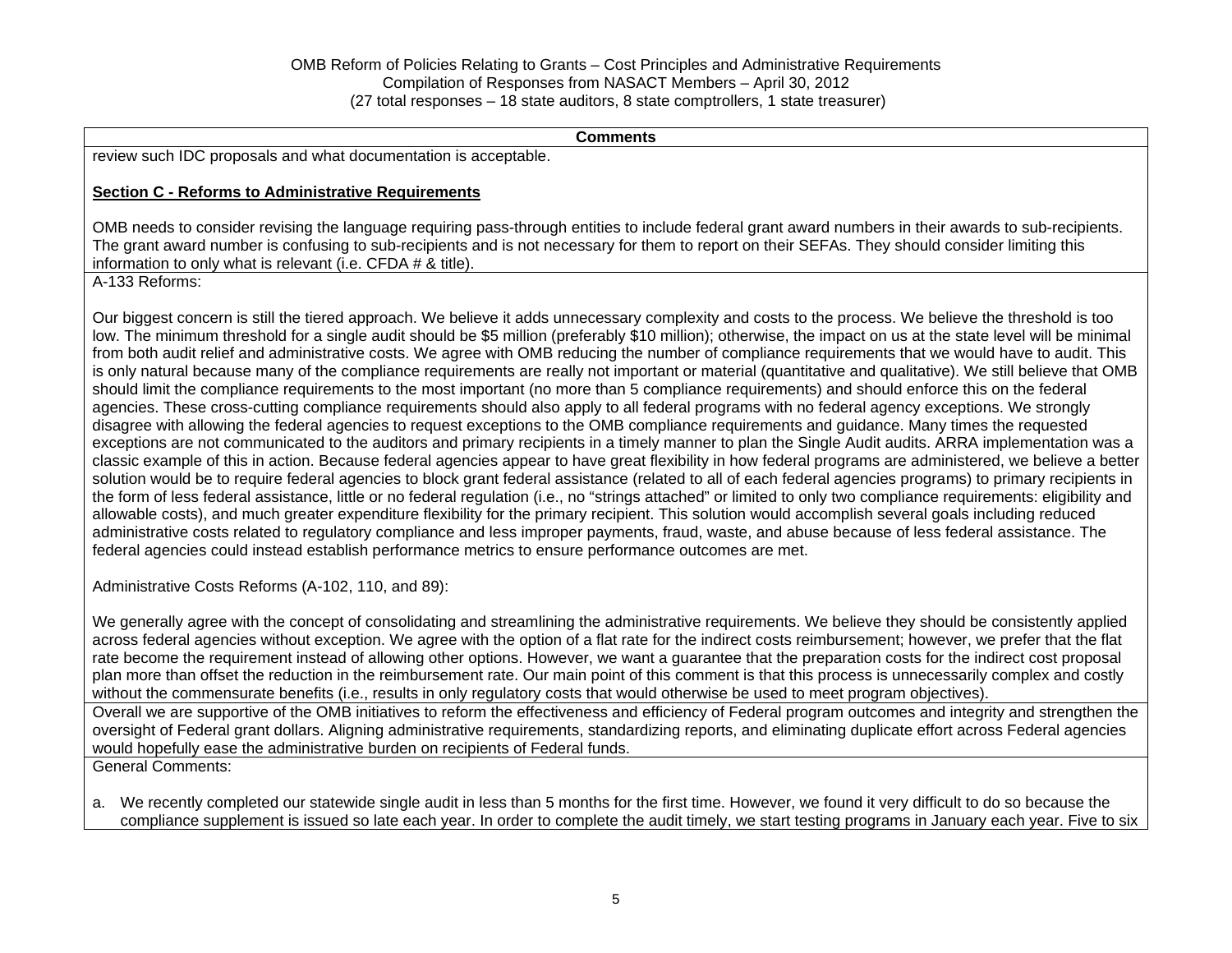| Comments |
|---|
| review such IDC proposals and what documentation is acceptable.<br><br>**Section C - Reforms to Administrative Requirements**<br><br>OMB needs to consider revising the language requiring pass-through entities to include federal grant award numbers in their awards to sub-recipients. The grant award number is confusing to sub-recipients and is not necessary for them to report on their SEFAs. They should consider limiting this information to only what is relevant (i.e. CFDA # & title). |
| A-133 Reforms:<br><br>Our biggest concern is still the tiered approach. We believe it adds unnecessary complexity and costs to the process. We believe the threshold is too low. The minimum threshold for a single audit should be $5 million (preferably $10 million); otherwise, the impact on us at the state level will be minimal from both audit relief and administrative costs. We agree with OMB reducing the number of compliance requirements that we would have to audit. This is only natural because many of the compliance requirements are really not important or material (quantitative and qualitative). We still believe that OMB should limit the compliance requirements to the most important (no more than 5 compliance requirements) and should enforce this on the federal agencies. These cross-cutting compliance requirements should also apply to all federal programs with no federal agency exceptions. We strongly disagree with allowing the federal agencies to request exceptions to the OMB compliance requirements and guidance. Many times the requested exceptions are not communicated to the auditors and primary recipients in a timely manner to plan the Single Audit audits. ARRA implementation was a classic example of this in action. Because federal agencies appear to have great flexibility in how federal programs are administered, we believe a better solution would be to require federal agencies to block grant federal assistance (related to all of each federal agencies programs) to primary recipients in the form of less federal assistance, little or no federal regulation (i.e., no "strings attached" or limited to only two compliance requirements: eligibility and allowable costs), and much greater expenditure flexibility for the primary recipient. This solution would accomplish several goals including reduced administrative costs related to regulatory compliance and less improper payments, fraud, waste, and abuse because of less federal assistance. The federal agencies could instead establish performance metrics to ensure performance outcomes are met.<br><br>Administrative Costs Reforms (A-102, 110, and 89):<br><br>We generally agree with the concept of consolidating and streamlining the administrative requirements. We believe they should be consistently applied across federal agencies without exception. We agree with the option of a flat rate for the indirect costs reimbursement; however, we prefer that the flat rate become the requirement instead of allowing other options. However, we want a guarantee that the preparation costs for the indirect cost proposal plan more than offset the reduction in the reimbursement rate. Our main point of this comment is that this process is unnecessarily complex and costly without the commensurate benefits (i.e., results in only regulatory costs that would otherwise be used to meet program objectives). |
| Overall we are supportive of the OMB initiatives to reform the effectiveness and efficiency of Federal program outcomes and integrity and strengthen the oversight of Federal grant dollars. Aligning administrative requirements, standardizing reports, and eliminating duplicate effort across Federal agencies would hopefully ease the administrative burden on recipients of Federal funds. |
| General Comments:<br><br>a. We recently completed our statewide single audit in less than 5 months for the first time. However, we found it very difficult to do so because the compliance supplement is issued so late each year. In order to complete the audit timely, we start testing programs in January each year. Five to six |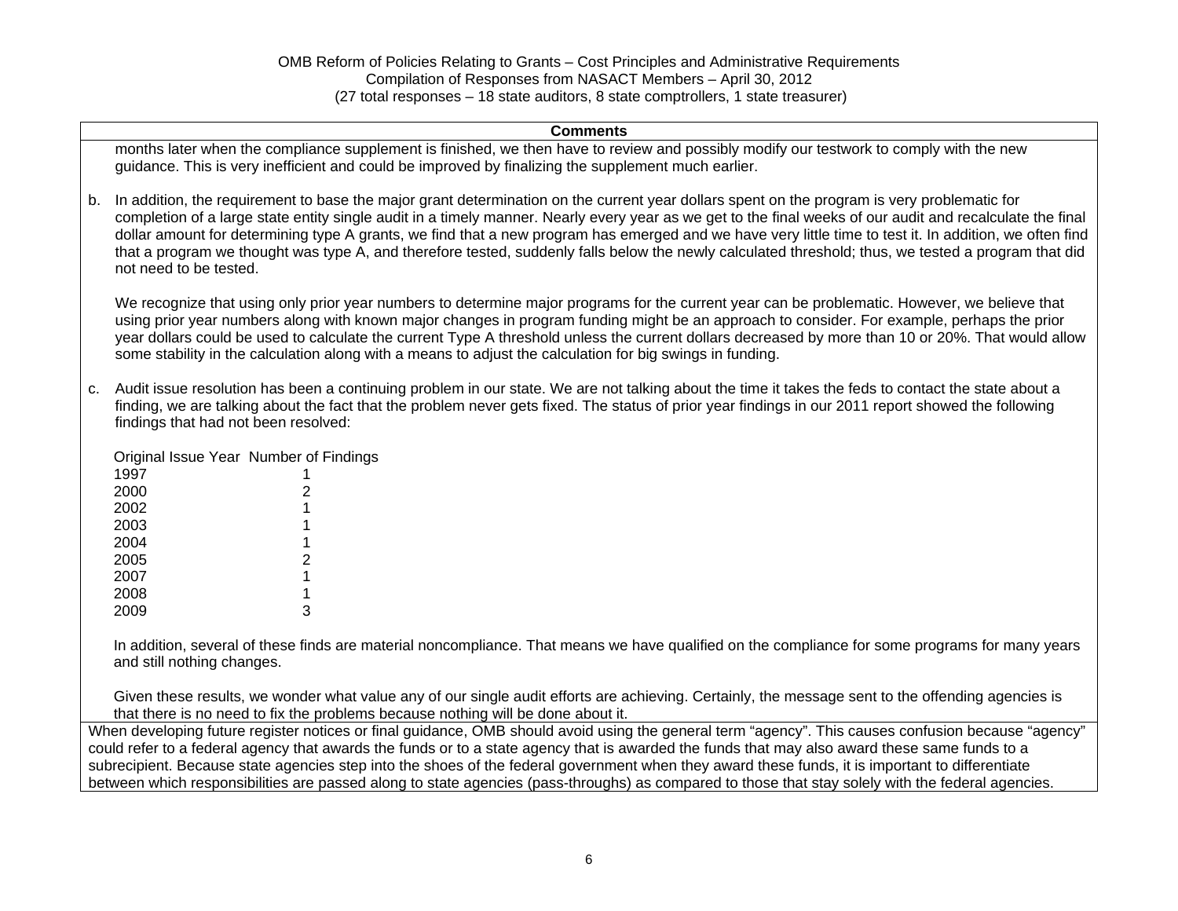| Comments |
|---|
| months later when the compliance supplement is finished, we then have to review and possibly modify our testwork to comply with the new guidance. This is very inefficient and could be improved by finalizing the supplement much earlier.<br><br>b. In addition, the requirement to base the major grant determination on the current year dollars spent on the program is very problematic for completion of a large state entity single audit in a timely manner. Nearly every year as we get to the final weeks of our audit and recalculate the final dollar amount for determining type A grants, we find that a new program has emerged and we have very little time to test it. In addition, we often find that a program we thought was type A, and therefore tested, suddenly falls below the newly calculated threshold; thus, we tested a program that did not need to be tested.<br><br>We recognize that using only prior year numbers to determine major programs for the current year can be problematic. However, we believe that using prior year numbers along with known major changes in program funding might be an approach to consider. For example, perhaps the prior year dollars could be used to calculate the current Type A threshold unless the current dollars decreased by more than 10 or 20%. That would allow some stability in the calculation along with a means to adjust the calculation for big swings in funding.<br><br>c. Audit issue resolution has been a continuing problem in our state. We are not talking about the time it takes the feds to contact the state about a finding, we are talking about the fact that the problem never gets fixed. The status of prior year findings in our 2011 report showed the following findings that had not been resolved:<br><br>Original Issue Year — Number of Findings<br>1997 — 1<br>2000 — 2<br>2002 — 1<br>2003 — 1<br>2004 — 1<br>2005 — 2<br>2007 — 1<br>2008 — 1<br>2009 — 3<br><br>In addition, several of these finds are material noncompliance. That means we have qualified on the compliance for some programs for many years and still nothing changes.<br><br>Given these results, we wonder what value any of our single audit efforts are achieving. Certainly, the message sent to the offending agencies is that there is no need to fix the problems because nothing will be done about it. |
| When developing future register notices or final guidance, OMB should avoid using the general term "agency". This causes confusion because "agency" could refer to a federal agency that awards the funds or to a state agency that is awarded the funds that may also award these same funds to a subrecipient. Because state agencies step into the shoes of the federal government when they award these funds, it is important to differentiate between which responsibilities are passed along to state agencies (pass-throughs) as compared to those that stay solely with the federal agencies. |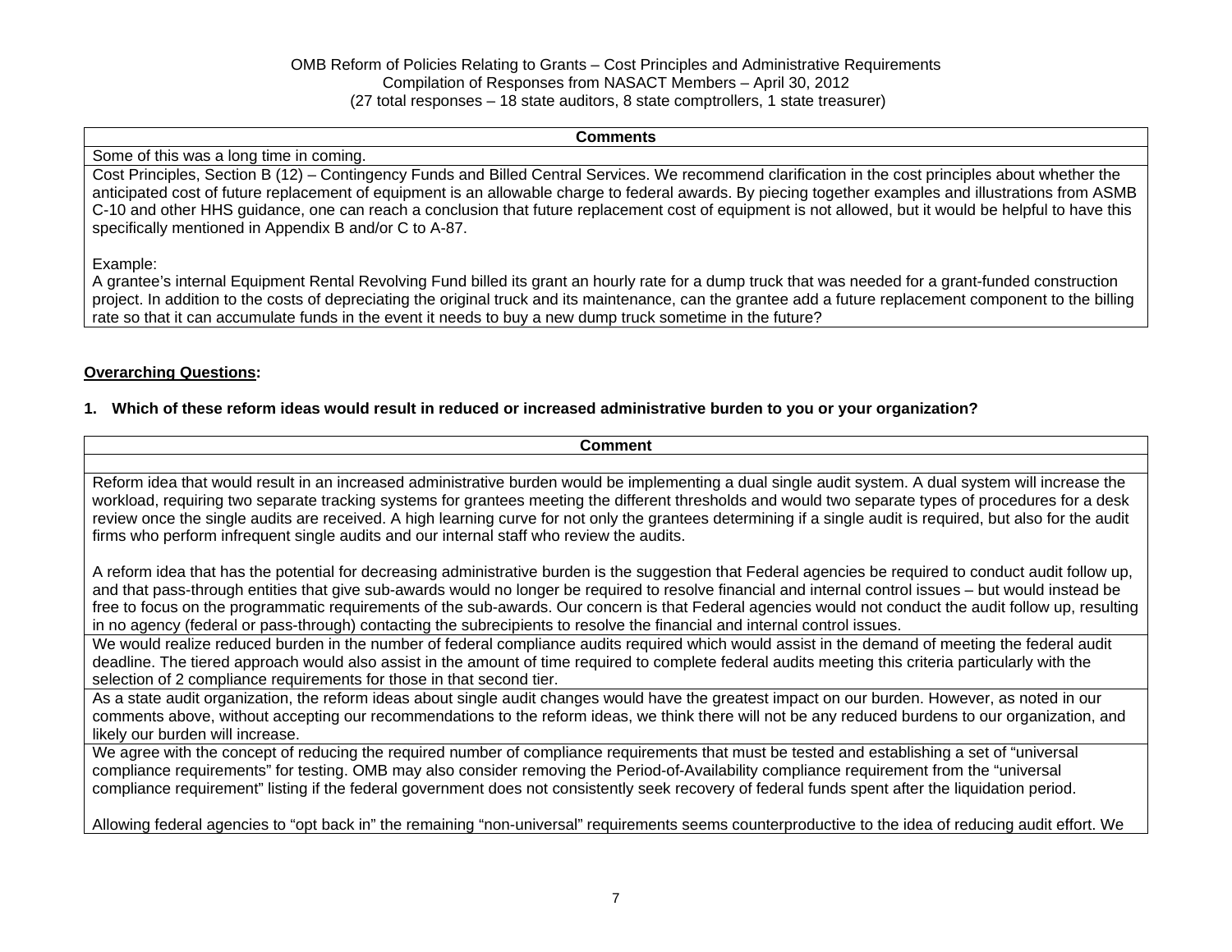| Comments |
|---|
| Some of this was a long time in coming. |
| Cost Principles, Section B (12) – Contingency Funds and Billed Central Services. We recommend clarification in the cost principles about whether the anticipated cost of future replacement of equipment is an allowable charge to federal awards. By piecing together examples and illustrations from ASMB C-10 and other HHS guidance, one can reach a conclusion that future replacement cost of equipment is not allowed, but it would be helpful to have this specifically mentioned in Appendix B and/or C to A-87.<br><br>Example:<br>A grantee's internal Equipment Rental Revolving Fund billed its grant an hourly rate for a dump truck that was needed for a grant-funded construction project. In addition to the costs of depreciating the original truck and its maintenance, can the grantee add a future replacement component to the billing rate so that it can accumulate funds in the event it needs to buy a new dump truck sometime in the future? |

**Overarching Questions:**

**1. Which of these reform ideas would result in reduced or increased administrative burden to you or your organization?**

| Comment |
|---|
| |
| Reform idea that would result in an increased administrative burden would be implementing a dual single audit system. A dual system will increase the workload, requiring two separate tracking systems for grantees meeting the different thresholds and would two separate types of procedures for a desk review once the single audits are received. A high learning curve for not only the grantees determining if a single audit is required, but also for the audit firms who perform infrequent single audits and our internal staff who review the audits.<br><br>A reform idea that has the potential for decreasing administrative burden is the suggestion that Federal agencies be required to conduct audit follow up, and that pass-through entities that give sub-awards would no longer be required to resolve financial and internal control issues – but would instead be free to focus on the programmatic requirements of the sub-awards. Our concern is that Federal agencies would not conduct the audit follow up, resulting in no agency (federal or pass-through) contacting the subrecipients to resolve the financial and internal control issues. |
| We would realize reduced burden in the number of federal compliance audits required which would assist in the demand of meeting the federal audit deadline. The tiered approach would also assist in the amount of time required to complete federal audits meeting this criteria particularly with the selection of 2 compliance requirements for those in that second tier. |
| As a state audit organization, the reform ideas about single audit changes would have the greatest impact on our burden. However, as noted in our comments above, without accepting our recommendations to the reform ideas, we think there will not be any reduced burdens to our organization, and likely our burden will increase. |
| We agree with the concept of reducing the required number of compliance requirements that must be tested and establishing a set of "universal compliance requirements" for testing. OMB may also consider removing the Period-of-Availability compliance requirement from the "universal compliance requirement" listing if the federal government does not consistently seek recovery of federal funds spent after the liquidation period.<br><br>Allowing federal agencies to "opt back in" the remaining "non-universal" requirements seems counterproductive to the idea of reducing audit effort. We |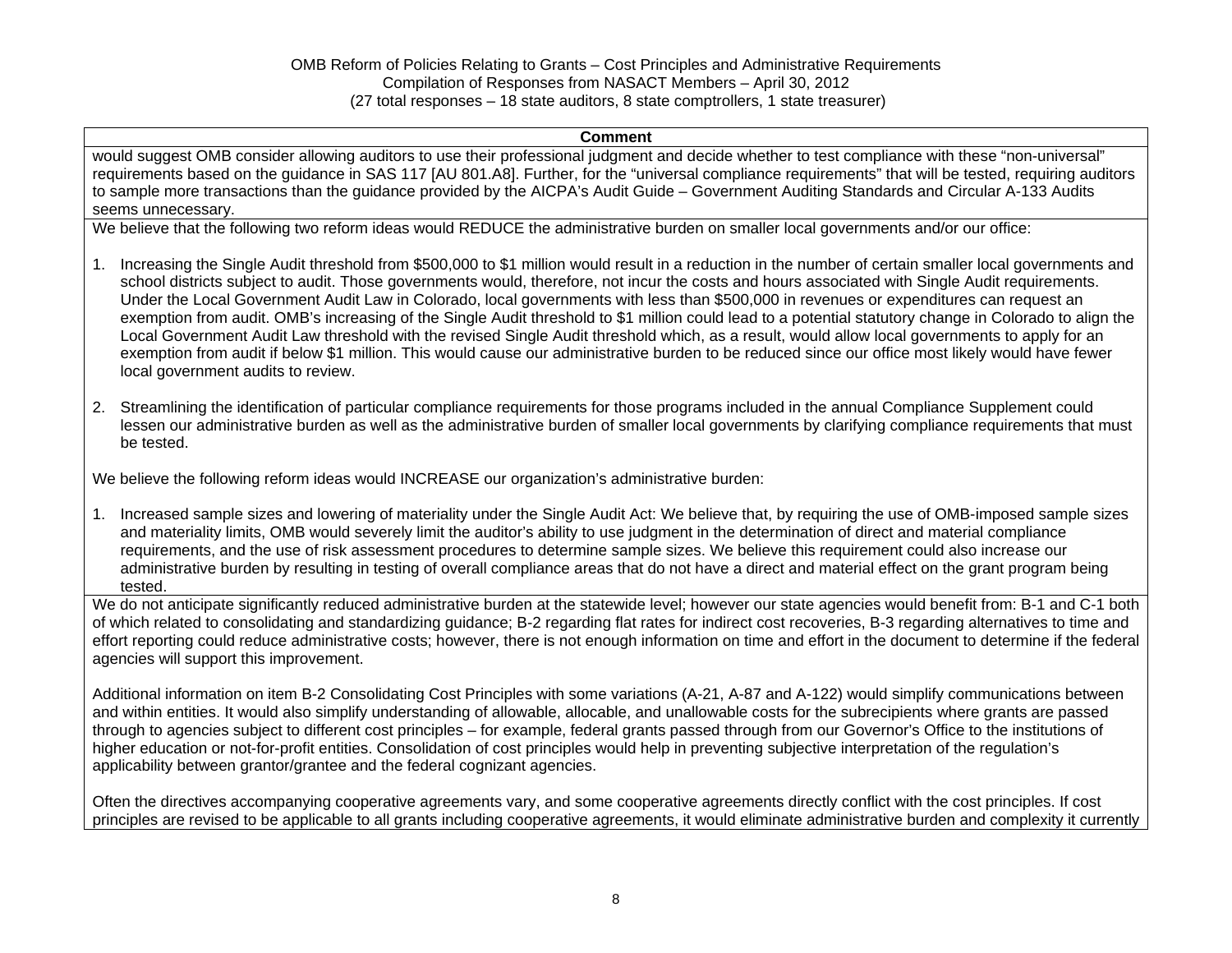| Comment |
|---|
| would suggest OMB consider allowing auditors to use their professional judgment and decide whether to test compliance with these "non-universal" requirements based on the guidance in SAS 117 [AU 801.A8]. Further, for the "universal compliance requirements" that will be tested, requiring auditors to sample more transactions than the guidance provided by the AICPA's Audit Guide – Government Auditing Standards and Circular A-133 Audits seems unnecessary. |
| We believe that the following two reform ideas would REDUCE the administrative burden on smaller local governments and/or our office:<br><br>1. Increasing the Single Audit threshold from $500,000 to $1 million would result in a reduction in the number of certain smaller local governments and school districts subject to audit. Those governments would, therefore, not incur the costs and hours associated with Single Audit requirements. Under the Local Government Audit Law in Colorado, local governments with less than $500,000 in revenues or expenditures can request an exemption from audit. OMB's increasing of the Single Audit threshold to $1 million could lead to a potential statutory change in Colorado to align the Local Government Audit Law threshold with the revised Single Audit threshold which, as a result, would allow local governments to apply for an exemption from audit if below $1 million. This would cause our administrative burden to be reduced since our office most likely would have fewer local government audits to review.<br><br>2. Streamlining the identification of particular compliance requirements for those programs included in the annual Compliance Supplement could lessen our administrative burden as well as the administrative burden of smaller local governments by clarifying compliance requirements that must be tested.<br><br>We believe the following reform ideas would INCREASE our organization's administrative burden:<br><br>1. Increased sample sizes and lowering of materiality under the Single Audit Act: We believe that, by requiring the use of OMB-imposed sample sizes and materiality limits, OMB would severely limit the auditor's ability to use judgment in the determination of direct and material compliance requirements, and the use of risk assessment procedures to determine sample sizes. We believe this requirement could also increase our administrative burden by resulting in testing of overall compliance areas that do not have a direct and material effect on the grant program being tested. |
| We do not anticipate significantly reduced administrative burden at the statewide level; however our state agencies would benefit from: B-1 and C-1 both of which related to consolidating and standardizing guidance; B-2 regarding flat rates for indirect cost recoveries, B-3 regarding alternatives to time and effort reporting could reduce administrative costs; however, there is not enough information on time and effort in the document to determine if the federal agencies will support this improvement.<br><br>Additional information on item B-2 Consolidating Cost Principles with some variations (A-21, A-87 and A-122) would simplify communications between and within entities. It would also simplify understanding of allowable, allocable, and unallowable costs for the subrecipients where grants are passed through to agencies subject to different cost principles – for example, federal grants passed through from our Governor's Office to the institutions of higher education or not-for-profit entities. Consolidation of cost principles would help in preventing subjective interpretation of the regulation's applicability between grantor/grantee and the federal cognizant agencies.<br><br>Often the directives accompanying cooperative agreements vary, and some cooperative agreements directly conflict with the cost principles. If cost principles are revised to be applicable to all grants including cooperative agreements, it would eliminate administrative burden and complexity it currently |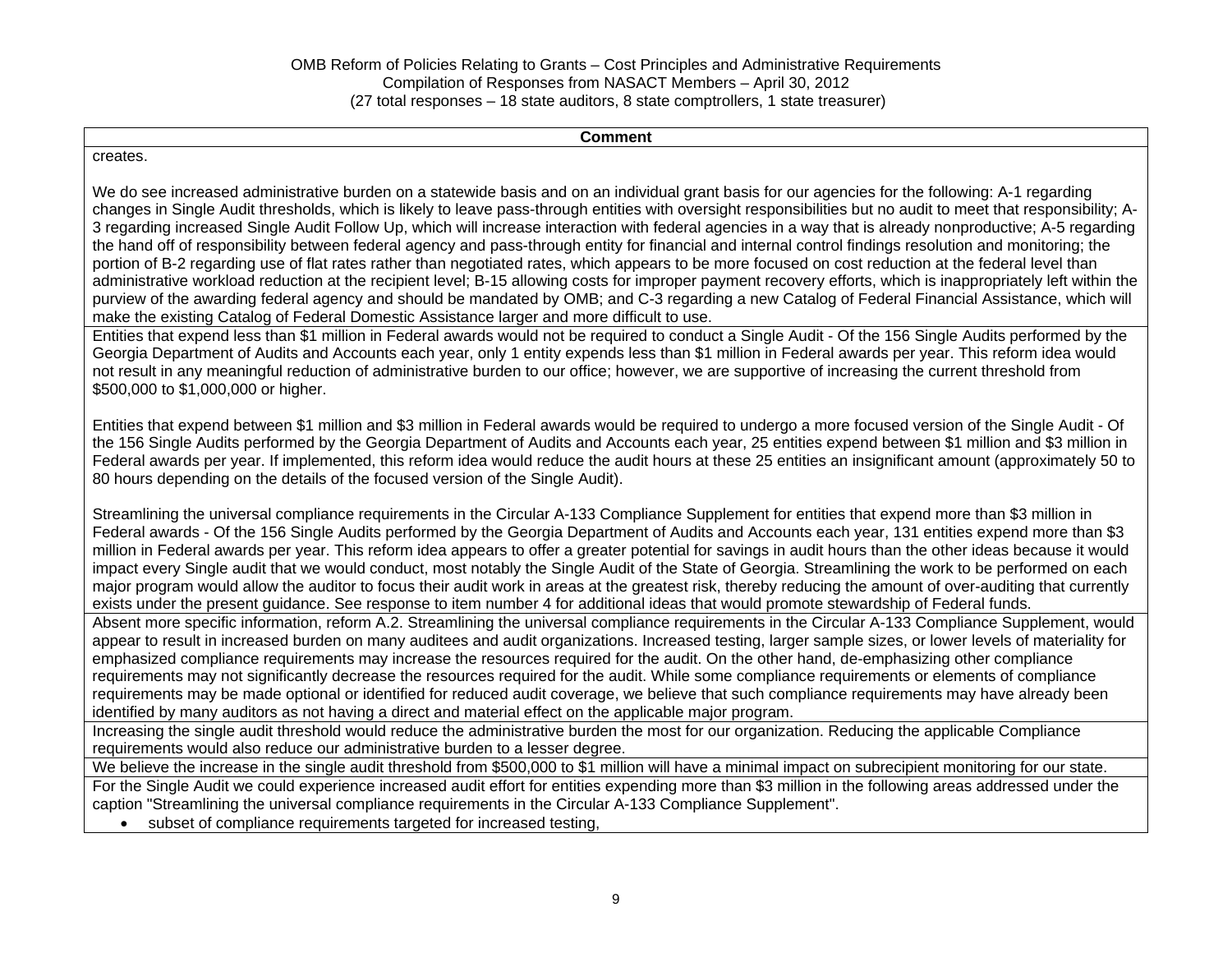| Comment |
|---|
| creates.<br><br>We do see increased administrative burden on a statewide basis and on an individual grant basis for our agencies for the following: A-1 regarding changes in Single Audit thresholds, which is likely to leave pass-through entities with oversight responsibilities but no audit to meet that responsibility; A-3 regarding increased Single Audit Follow Up, which will increase interaction with federal agencies in a way that is already nonproductive; A-5 regarding the hand off of responsibility between federal agency and pass-through entity for financial and internal control findings resolution and monitoring; the portion of B-2 regarding use of flat rates rather than negotiated rates, which appears to be more focused on cost reduction at the federal level than administrative workload reduction at the recipient level; B-15 allowing costs for improper payment recovery efforts, which is inappropriately left within the purview of the awarding federal agency and should be mandated by OMB; and C-3 regarding a new Catalog of Federal Financial Assistance, which will make the existing Catalog of Federal Domestic Assistance larger and more difficult to use. |
| Entities that expend less than $1 million in Federal awards would not be required to conduct a Single Audit - Of the 156 Single Audits performed by the Georgia Department of Audits and Accounts each year, only 1 entity expends less than $1 million in Federal awards per year. This reform idea would not result in any meaningful reduction of administrative burden to our office; however, we are supportive of increasing the current threshold from $500,000 to $1,000,000 or higher.<br><br>Entities that expend between $1 million and $3 million in Federal awards would be required to undergo a more focused version of the Single Audit - Of the 156 Single Audits performed by the Georgia Department of Audits and Accounts each year, 25 entities expend between $1 million and $3 million in Federal awards per year. If implemented, this reform idea would reduce the audit hours at these 25 entities an insignificant amount (approximately 50 to 80 hours depending on the details of the focused version of the Single Audit).<br><br>Streamlining the universal compliance requirements in the Circular A-133 Compliance Supplement for entities that expend more than $3 million in Federal awards - Of the 156 Single Audits performed by the Georgia Department of Audits and Accounts each year, 131 entities expend more than $3 million in Federal awards per year. This reform idea appears to offer a greater potential for savings in audit hours than the other ideas because it would impact every Single audit that we would conduct, most notably the Single Audit of the State of Georgia. Streamlining the work to be performed on each major program would allow the auditor to focus their audit work in areas at the greatest risk, thereby reducing the amount of over-auditing that currently exists under the present guidance. See response to item number 4 for additional ideas that would promote stewardship of Federal funds. |
| Absent more specific information, reform A.2. Streamlining the universal compliance requirements in the Circular A-133 Compliance Supplement, would appear to result in increased burden on many auditees and audit organizations. Increased testing, larger sample sizes, or lower levels of materiality for emphasized compliance requirements may increase the resources required for the audit. On the other hand, de-emphasizing other compliance requirements may not significantly decrease the resources required for the audit. While some compliance requirements or elements of compliance requirements may be made optional or identified for reduced audit coverage, we believe that such compliance requirements may have already been identified by many auditors as not having a direct and material effect on the applicable major program. |
| Increasing the single audit threshold would reduce the administrative burden the most for our organization. Reducing the applicable Compliance requirements would also reduce our administrative burden to a lesser degree. |
| We believe the increase in the single audit threshold from $500,000 to $1 million will have a minimal impact on subrecipient monitoring for our state. |
| For the Single Audit we could experience increased audit effort for entities expending more than $3 million in the following areas addressed under the caption "Streamlining the universal compliance requirements in the Circular A-133 Compliance Supplement".<br>• subset of compliance requirements targeted for increased testing, |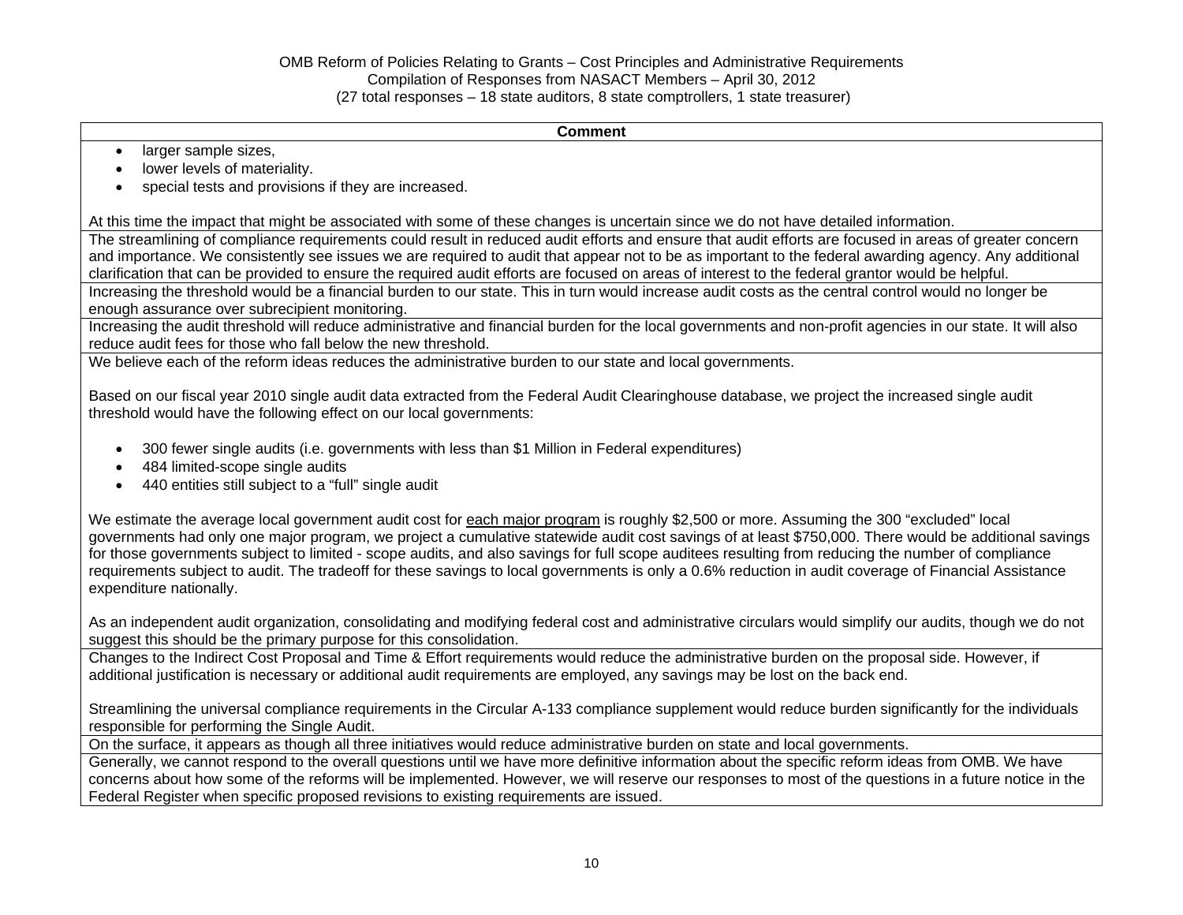| Comment |
| --- |
| • larger sample sizes,<br>• lower levels of materiality.<br>• special tests and provisions if they are increased.<br><br>At this time the impact that might be associated with some of these changes is uncertain since we do not have detailed information. |
| The streamlining of compliance requirements could result in reduced audit efforts and ensure that audit efforts are focused in areas of greater concern and importance. We consistently see issues we are required to audit that appear not to be as important to the federal awarding agency. Any additional clarification that can be provided to ensure the required audit efforts are focused on areas of interest to the federal grantor would be helpful. |
| Increasing the threshold would be a financial burden to our state. This in turn would increase audit costs as the central control would no longer be enough assurance over subrecipient monitoring. |
| Increasing the audit threshold will reduce administrative and financial burden for the local governments and non-profit agencies in our state. It will also reduce audit fees for those who fall below the new threshold. |
| We believe each of the reform ideas reduces the administrative burden to our state and local governments.<br><br>Based on our fiscal year 2010 single audit data extracted from the Federal Audit Clearinghouse database, we project the increased single audit threshold would have the following effect on our local governments:<br><br>• 300 fewer single audits (i.e. governments with less than $1 Million in Federal expenditures)<br>• 484 limited-scope single audits<br>• 440 entities still subject to a "full" single audit<br><br>We estimate the average local government audit cost for each major program is roughly $2,500 or more. Assuming the 300 "excluded" local governments had only one major program, we project a cumulative statewide audit cost savings of at least $750,000. There would be additional savings for those governments subject to limited - scope audits, and also savings for full scope auditees resulting from reducing the number of compliance requirements subject to audit. The tradeoff for these savings to local governments is only a 0.6% reduction in audit coverage of Financial Assistance expenditure nationally.<br><br>As an independent audit organization, consolidating and modifying federal cost and administrative circulars would simplify our audits, though we do not suggest this should be the primary purpose for this consolidation. |
| Changes to the Indirect Cost Proposal and Time & Effort requirements would reduce the administrative burden on the proposal side. However, if additional justification is necessary or additional audit requirements are employed, any savings may be lost on the back end.<br><br>Streamlining the universal compliance requirements in the Circular A-133 compliance supplement would reduce burden significantly for the individuals responsible for performing the Single Audit. |
| On the surface, it appears as though all three initiatives would reduce administrative burden on state and local governments. |
| Generally, we cannot respond to the overall questions until we have more definitive information about the specific reform ideas from OMB. We have concerns about how some of the reforms will be implemented. However, we will reserve our responses to most of the questions in a future notice in the Federal Register when specific proposed revisions to existing requirements are issued. |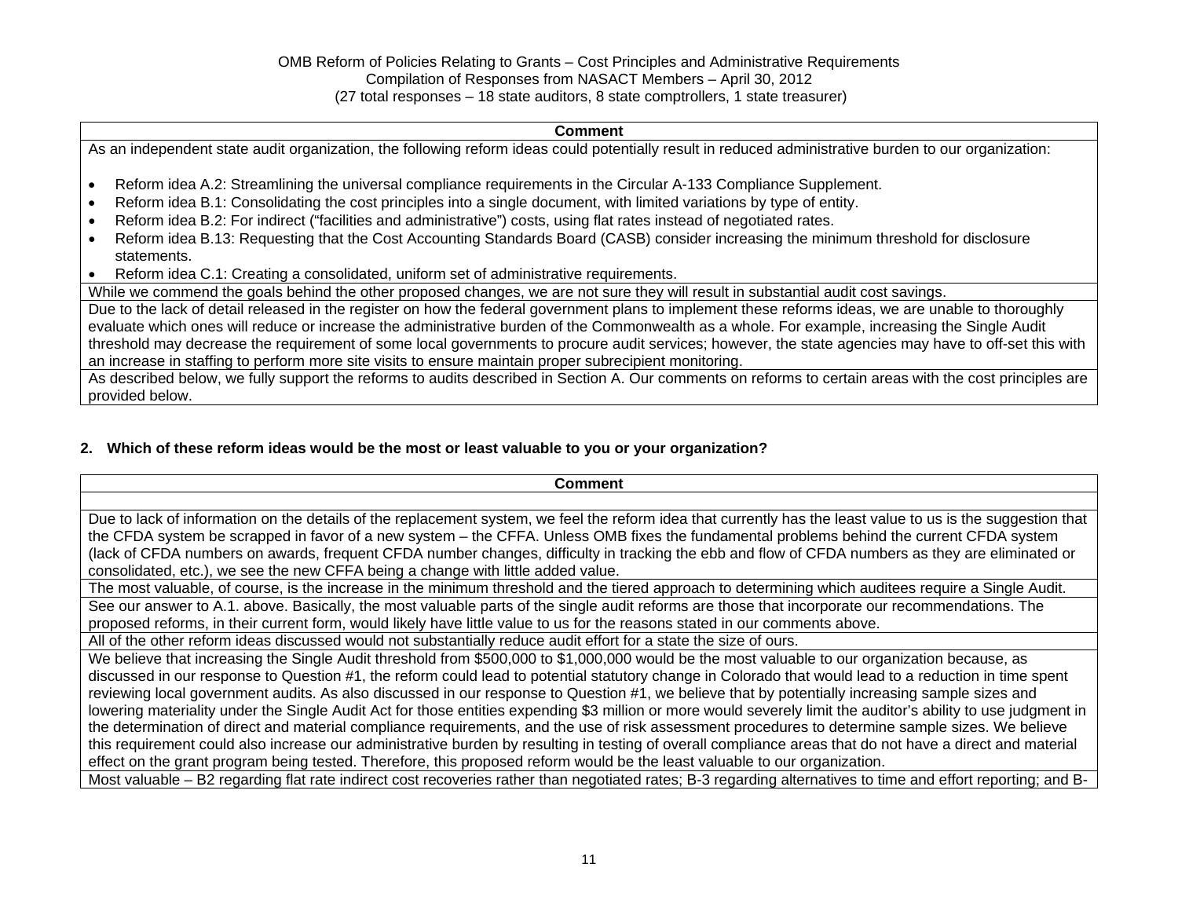OMB Reform of Policies Relating to Grants – Cost Principles and Administrative Requirements
Compilation of Responses from NASACT Members – April 30, 2012
(27 total responses – 18 state auditors, 8 state comptrollers, 1 state treasurer)

| Comment |
| --- |
| As an independent state audit organization, the following reform ideas could potentially result in reduced administrative burden to our organization:<br><br>• Reform idea A.2: Streamlining the universal compliance requirements in the Circular A-133 Compliance Supplement.<br>• Reform idea B.1: Consolidating the cost principles into a single document, with limited variations by type of entity.<br>• Reform idea B.2: For indirect ("facilities and administrative") costs, using flat rates instead of negotiated rates.<br>• Reform idea B.13: Requesting that the Cost Accounting Standards Board (CASB) consider increasing the minimum threshold for disclosure statements.<br>• Reform idea C.1: Creating a consolidated, uniform set of administrative requirements. |
| While we commend the goals behind the other proposed changes, we are not sure they will result in substantial audit cost savings. |
| Due to the lack of detail released in the register on how the federal government plans to implement these reforms ideas, we are unable to thoroughly evaluate which ones will reduce or increase the administrative burden of the Commonwealth as a whole. For example, increasing the Single Audit threshold may decrease the requirement of some local governments to procure audit services; however, the state agencies may have to off-set this with an increase in staffing to perform more site visits to ensure maintain proper subrecipient monitoring. |
| As described below, we fully support the reforms to audits described in Section A. Our comments on reforms to certain areas with the cost principles are provided below. |

**2. Which of these reform ideas would be the most or least valuable to you or your organization?**

| Comment |
| --- |
| |
| Due to lack of information on the details of the replacement system, we feel the reform idea that currently has the least value to us is the suggestion that the CFDA system be scrapped in favor of a new system – the CFFA. Unless OMB fixes the fundamental problems behind the current CFDA system (lack of CFDA numbers on awards, frequent CFDA number changes, difficulty in tracking the ebb and flow of CFDA numbers as they are eliminated or consolidated, etc.), we see the new CFFA being a change with little added value. |
| The most valuable, of course, is the increase in the minimum threshold and the tiered approach to determining which auditees require a Single Audit. |
| See our answer to A.1. above. Basically, the most valuable parts of the single audit reforms are those that incorporate our recommendations. The proposed reforms, in their current form, would likely have little value to us for the reasons stated in our comments above. |
| All of the other reform ideas discussed would not substantially reduce audit effort for a state the size of ours. |
| We believe that increasing the Single Audit threshold from $500,000 to $1,000,000 would be the most valuable to our organization because, as discussed in our response to Question #1, the reform could lead to potential statutory change in Colorado that would lead to a reduction in time spent reviewing local government audits. As also discussed in our response to Question #1, we believe that by potentially increasing sample sizes and lowering materiality under the Single Audit Act for those entities expending $3 million or more would severely limit the auditor's ability to use judgment in the determination of direct and material compliance requirements, and the use of risk assessment procedures to determine sample sizes. We believe this requirement could also increase our administrative burden by resulting in testing of overall compliance areas that do not have a direct and material effect on the grant program being tested. Therefore, this proposed reform would be the least valuable to our organization. |
| Most valuable – B2 regarding flat rate indirect cost recoveries rather than negotiated rates; B-3 regarding alternatives to time and effort reporting; and B- |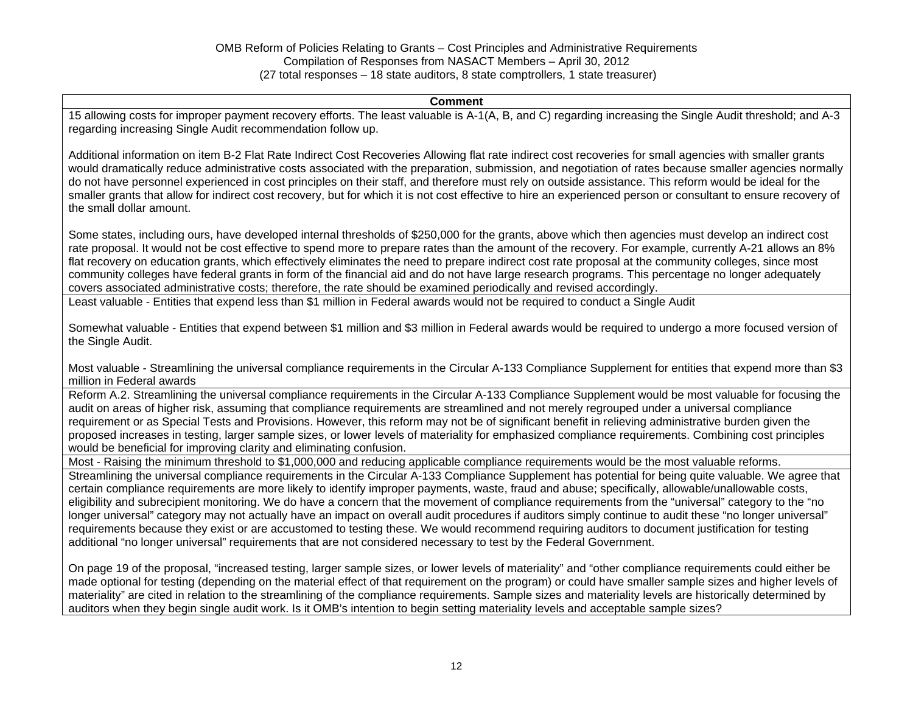OMB Reform of Policies Relating to Grants – Cost Principles and Administrative Requirements
Compilation of Responses from NASACT Members – April 30, 2012
(27 total responses – 18 state auditors, 8 state comptrollers, 1 state treasurer)

| Comment |
|---|
| 15 allowing costs for improper payment recovery efforts. The least valuable is A-1(A, B, and C) regarding increasing the Single Audit threshold; and A-3 regarding increasing Single Audit recommendation follow up.<br><br>Additional information on item B-2 Flat Rate Indirect Cost Recoveries Allowing flat rate indirect cost recoveries for small agencies with smaller grants would dramatically reduce administrative costs associated with the preparation, submission, and negotiation of rates because smaller agencies normally do not have personnel experienced in cost principles on their staff, and therefore must rely on outside assistance. This reform would be ideal for the smaller grants that allow for indirect cost recovery, but for which it is not cost effective to hire an experienced person or consultant to ensure recovery of the small dollar amount.<br><br>Some states, including ours, have developed internal thresholds of $250,000 for the grants, above which then agencies must develop an indirect cost rate proposal. It would not be cost effective to spend more to prepare rates than the amount of the recovery. For example, currently A-21 allows an 8% flat recovery on education grants, which effectively eliminates the need to prepare indirect cost rate proposal at the community colleges, since most community colleges have federal grants in form of the financial aid and do not have large research programs. This percentage no longer adequately covers associated administrative costs; therefore, the rate should be examined periodically and revised accordingly. |
| Least valuable - Entities that expend less than $1 million in Federal awards would not be required to conduct a Single Audit<br><br>Somewhat valuable - Entities that expend between $1 million and $3 million in Federal awards would be required to undergo a more focused version of the Single Audit.<br><br>Most valuable - Streamlining the universal compliance requirements in the Circular A-133 Compliance Supplement for entities that expend more than $3 million in Federal awards |
| Reform A.2. Streamlining the universal compliance requirements in the Circular A-133 Compliance Supplement would be most valuable for focusing the audit on areas of higher risk, assuming that compliance requirements are streamlined and not merely regrouped under a universal compliance requirement or as Special Tests and Provisions. However, this reform may not be of significant benefit in relieving administrative burden given the proposed increases in testing, larger sample sizes, or lower levels of materiality for emphasized compliance requirements. Combining cost principles would be beneficial for improving clarity and eliminating confusion. |
| Most - Raising the minimum threshold to $1,000,000 and reducing applicable compliance requirements would be the most valuable reforms. |
| Streamlining the universal compliance requirements in the Circular A-133 Compliance Supplement has potential for being quite valuable. We agree that certain compliance requirements are more likely to identify improper payments, waste, fraud and abuse; specifically, allowable/unallowable costs, eligibility and subrecipient monitoring. We do have a concern that the movement of compliance requirements from the "universal" category to the "no longer universal" category may not actually have an impact on overall audit procedures if auditors simply continue to audit these "no longer universal" requirements because they exist or are accustomed to testing these. We would recommend requiring auditors to document justification for testing additional "no longer universal" requirements that are not considered necessary to test by the Federal Government.<br><br>On page 19 of the proposal, "increased testing, larger sample sizes, or lower levels of materiality" and "other compliance requirements could either be made optional for testing (depending on the material effect of that requirement on the program) or could have smaller sample sizes and higher levels of materiality" are cited in relation to the streamlining of the compliance requirements. Sample sizes and materiality levels are historically determined by auditors when they begin single audit work. Is it OMB's intention to begin setting materiality levels and acceptable sample sizes? |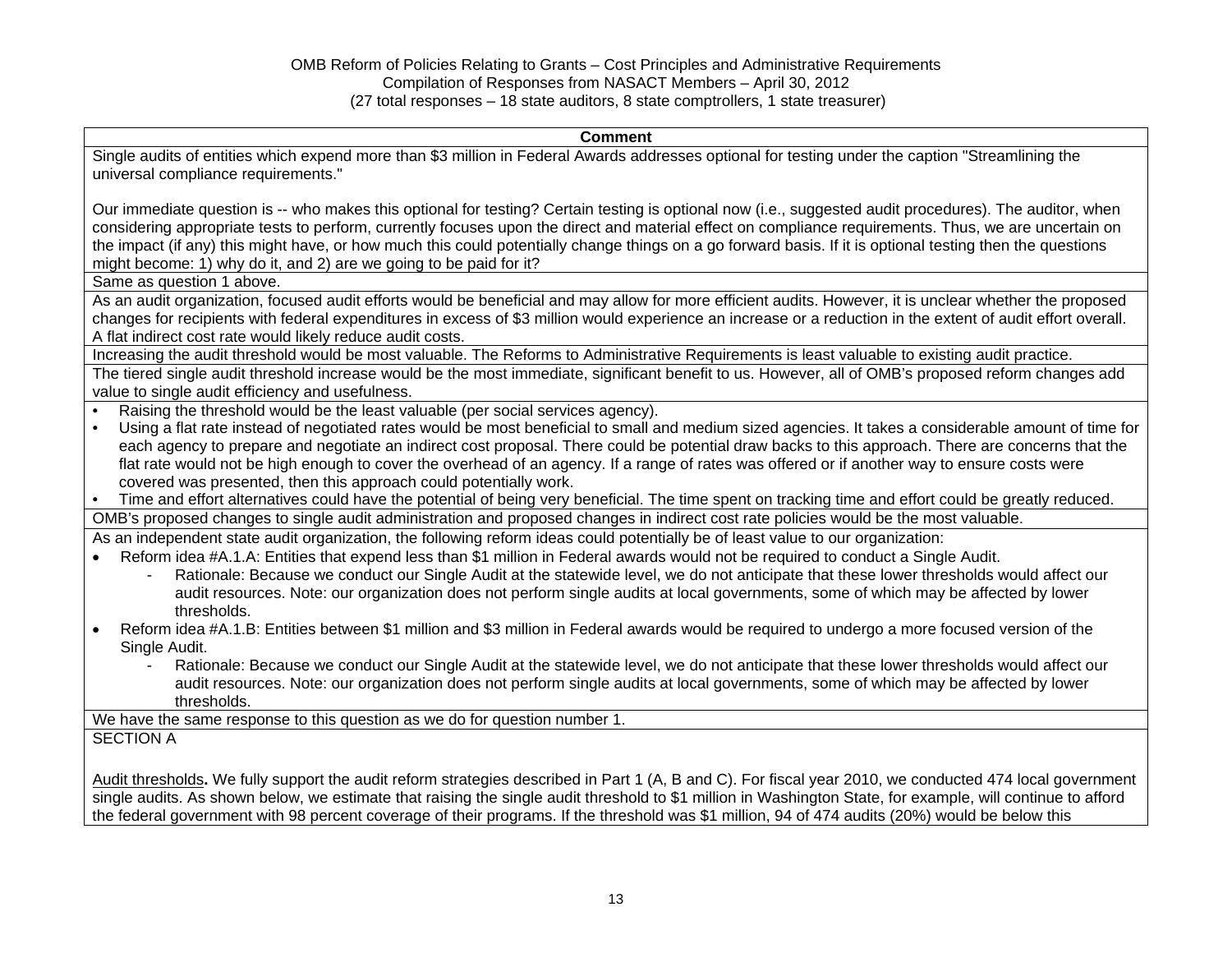OMB Reform of Policies Relating to Grants – Cost Principles and Administrative Requirements
Compilation of Responses from NASACT Members – April 30, 2012
(27 total responses – 18 state auditors, 8 state comptrollers, 1 state treasurer)

| Comment |
|---|
| Single audits of entities which expend more than $3 million in Federal Awards addresses optional for testing under the caption "Streamlining the universal compliance requirements."<br><br>Our immediate question is -- who makes this optional for testing? Certain testing is optional now (i.e., suggested audit procedures). The auditor, when considering appropriate tests to perform, currently focuses upon the direct and material effect on compliance requirements. Thus, we are uncertain on the impact (if any) this might have, or how much this could potentially change things on a go forward basis. If it is optional testing then the questions might become: 1) why do it, and 2) are we going to be paid for it? |
| Same as question 1 above. |
| As an audit organization, focused audit efforts would be beneficial and may allow for more efficient audits. However, it is unclear whether the proposed changes for recipients with federal expenditures in excess of $3 million would experience an increase or a reduction in the extent of audit effort overall. A flat indirect cost rate would likely reduce audit costs. |
| Increasing the audit threshold would be most valuable. The Reforms to Administrative Requirements is least valuable to existing audit practice. |
| The tiered single audit threshold increase would be the most immediate, significant benefit to us. However, all of OMB's proposed reform changes add value to single audit efficiency and usefulness. |
| • Raising the threshold would be the least valuable (per social services agency).<br>• Using a flat rate instead of negotiated rates would be most beneficial to small and medium sized agencies. It takes a considerable amount of time for each agency to prepare and negotiate an indirect cost proposal. There could be potential draw backs to this approach. There are concerns that the flat rate would not be high enough to cover the overhead of an agency. If a range of rates was offered or if another way to ensure costs were covered was presented, then this approach could potentially work.<br>• Time and effort alternatives could have the potential of being very beneficial. The time spent on tracking time and effort could be greatly reduced. |
| OMB's proposed changes to single audit administration and proposed changes in indirect cost rate policies would be the most valuable. |
| As an independent state audit organization, the following reform ideas could potentially be of least value to our organization:<br>• Reform idea #A.1.A: Entities that expend less than $1 million in Federal awards would not be required to conduct a Single Audit.<br>  - Rationale: Because we conduct our Single Audit at the statewide level, we do not anticipate that these lower thresholds would affect our audit resources. Note: our organization does not perform single audits at local governments, some of which may be affected by lower thresholds.<br>• Reform idea #A.1.B: Entities between $1 million and $3 million in Federal awards would be required to undergo a more focused version of the Single Audit.<br>  - Rationale: Because we conduct our Single Audit at the statewide level, we do not anticipate that these lower thresholds would affect our audit resources. Note: our organization does not perform single audits at local governments, some of which may be affected by lower thresholds. |
| We have the same response to this question as we do for question number 1. |
| SECTION A<br><br><u>Audit thresholds</u>**.** We fully support the audit reform strategies described in Part 1 (A, B and C). For fiscal year 2010, we conducted 474 local government single audits. As shown below, we estimate that raising the single audit threshold to $1 million in Washington State, for example, will continue to afford the federal government with 98 percent coverage of their programs. If the threshold was $1 million, 94 of 474 audits (20%) would be below this |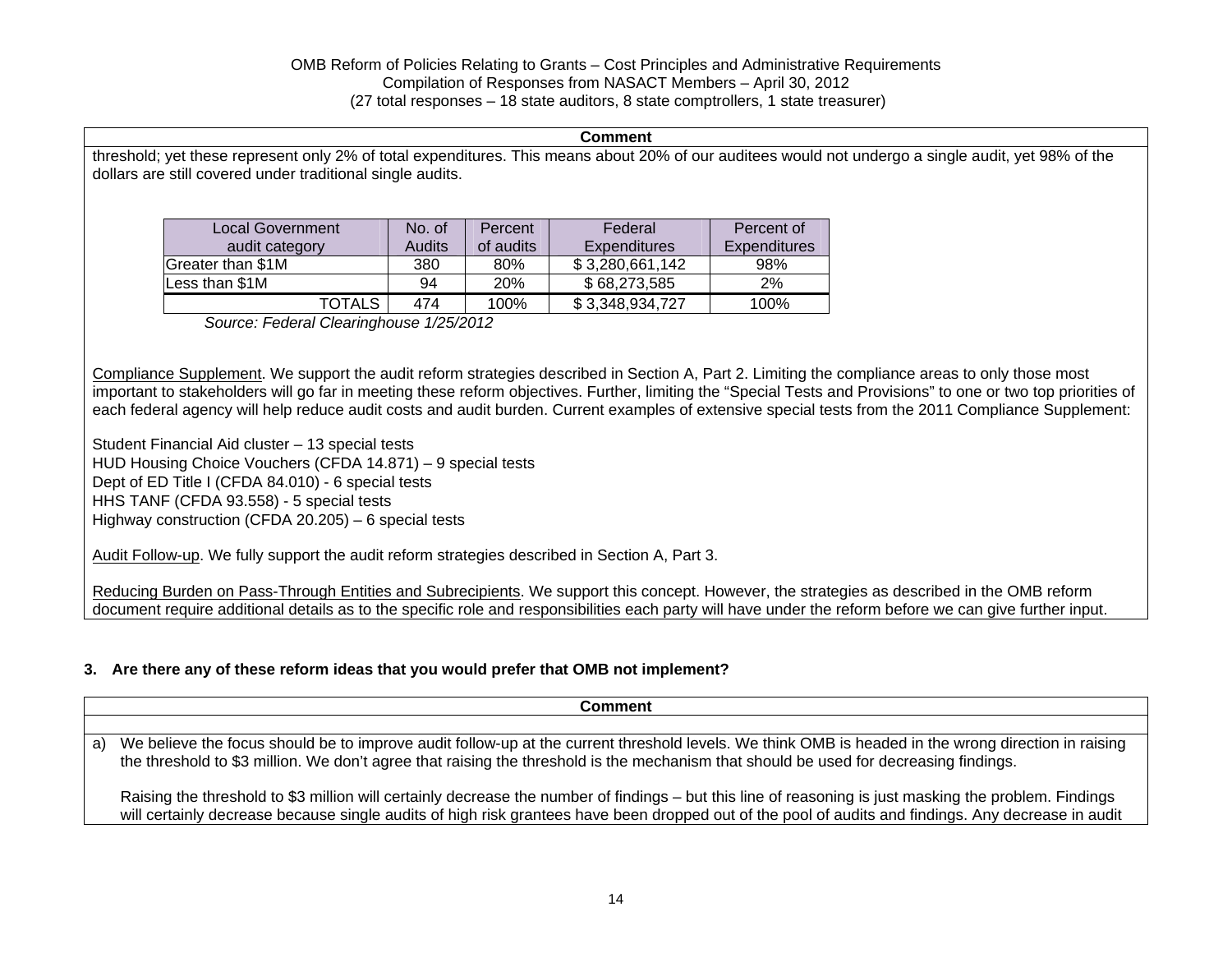| Comment |
|---|
| threshold; yet these represent only 2% of total expenditures. This means about 20% of our auditees would not undergo a single audit, yet 98% of the dollars are still covered under traditional single audits. |

| Local Government audit category | No. of Audits | Percent of audits | Federal Expenditures | Percent of Expenditures |
|---|---|---|---|---|
| Greater than $1M | 380 | 80% | $ 3,280,661,142 | 98% |
| Less than $1M | 94 | 20% | $ 68,273,585 | 2% |
| TOTALS | 474 | 100% | $ 3,348,934,727 | 100% |

*Source: Federal Clearinghouse 1/25/2012*

Compliance Supplement. We support the audit reform strategies described in Section A, Part 2. Limiting the compliance areas to only those most important to stakeholders will go far in meeting these reform objectives. Further, limiting the "Special Tests and Provisions" to one or two top priorities of each federal agency will help reduce audit costs and audit burden. Current examples of extensive special tests from the 2011 Compliance Supplement:

Student Financial Aid cluster – 13 special tests
HUD Housing Choice Vouchers (CFDA 14.871) – 9 special tests
Dept of ED Title I (CFDA 84.010) - 6 special tests
HHS TANF (CFDA 93.558) - 5 special tests
Highway construction (CFDA 20.205) – 6 special tests

Audit Follow-up. We fully support the audit reform strategies described in Section A, Part 3.

Reducing Burden on Pass-Through Entities and Subrecipients. We support this concept. However, the strategies as described in the OMB reform document require additional details as to the specific role and responsibilities each party will have under the reform before we can give further input.

**3. Are there any of these reform ideas that you would prefer that OMB not implement?**

| Comment |
|---|
| a) We believe the focus should be to improve audit follow-up at the current threshold levels. We think OMB is headed in the wrong direction in raising the threshold to $3 million. We don't agree that raising the threshold is the mechanism that should be used for decreasing findings.<br><br>Raising the threshold to $3 million will certainly decrease the number of findings – but this line of reasoning is just masking the problem. Findings will certainly decrease because single audits of high risk grantees have been dropped out of the pool of audits and findings. Any decrease in audit |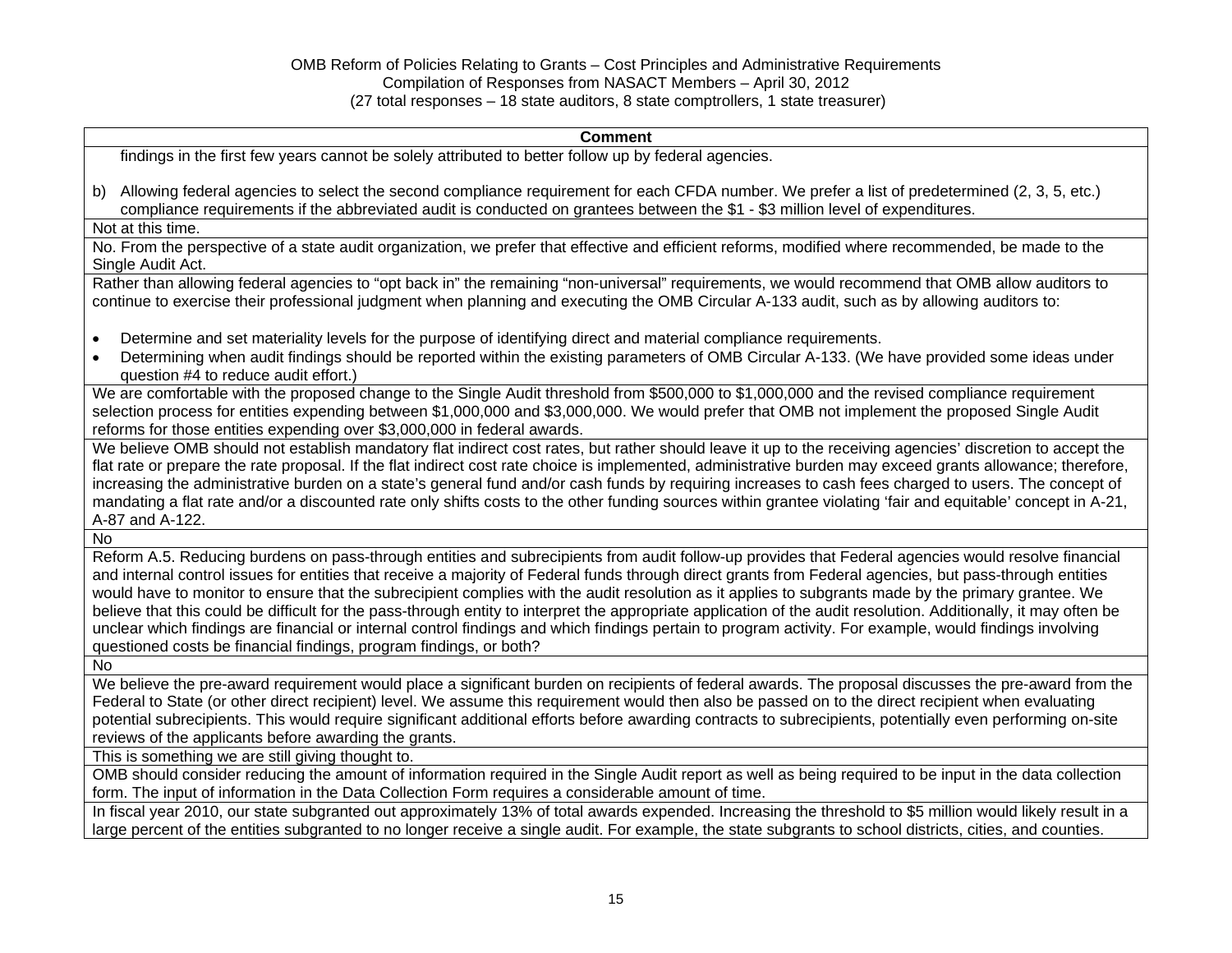| Comment |
|---|
| findings in the first few years cannot be solely attributed to better follow up by federal agencies.<br><br>b) Allowing federal agencies to select the second compliance requirement for each CFDA number. We prefer a list of predetermined (2, 3, 5, etc.) compliance requirements if the abbreviated audit is conducted on grantees between the $1 - $3 million level of expenditures. |
| Not at this time. |
| No. From the perspective of a state audit organization, we prefer that effective and efficient reforms, modified where recommended, be made to the Single Audit Act. |
| Rather than allowing federal agencies to "opt back in" the remaining "non-universal" requirements, we would recommend that OMB allow auditors to continue to exercise their professional judgment when planning and executing the OMB Circular A-133 audit, such as by allowing auditors to:<br><br>• Determine and set materiality levels for the purpose of identifying direct and material compliance requirements.<br>• Determining when audit findings should be reported within the existing parameters of OMB Circular A-133. (We have provided some ideas under question #4 to reduce audit effort.) |
| We are comfortable with the proposed change to the Single Audit threshold from $500,000 to $1,000,000 and the revised compliance requirement selection process for entities expending between $1,000,000 and $3,000,000. We would prefer that OMB not implement the proposed Single Audit reforms for those entities expending over $3,000,000 in federal awards. |
| We believe OMB should not establish mandatory flat indirect cost rates, but rather should leave it up to the receiving agencies' discretion to accept the flat rate or prepare the rate proposal. If the flat indirect cost rate choice is implemented, administrative burden may exceed grants allowance; therefore, increasing the administrative burden on a state's general fund and/or cash funds by requiring increases to cash fees charged to users. The concept of mandating a flat rate and/or a discounted rate only shifts costs to the other funding sources within grantee violating 'fair and equitable' concept in A-21, A-87 and A-122. |
| No |
| Reform A.5. Reducing burdens on pass-through entities and subrecipients from audit follow-up provides that Federal agencies would resolve financial and internal control issues for entities that receive a majority of Federal funds through direct grants from Federal agencies, but pass-through entities would have to monitor to ensure that the subrecipient complies with the audit resolution as it applies to subgrants made by the primary grantee. We believe that this could be difficult for the pass-through entity to interpret the appropriate application of the audit resolution. Additionally, it may often be unclear which findings are financial or internal control findings and which findings pertain to program activity. For example, would findings involving questioned costs be financial findings, program findings, or both? |
| No |
| We believe the pre-award requirement would place a significant burden on recipients of federal awards. The proposal discusses the pre-award from the Federal to State (or other direct recipient) level. We assume this requirement would then also be passed on to the direct recipient when evaluating potential subrecipients. This would require significant additional efforts before awarding contracts to subrecipients, potentially even performing on-site reviews of the applicants before awarding the grants. |
| This is something we are still giving thought to. |
| OMB should consider reducing the amount of information required in the Single Audit report as well as being required to be input in the data collection form. The input of information in the Data Collection Form requires a considerable amount of time. |
| In fiscal year 2010, our state subgranted out approximately 13% of total awards expended. Increasing the threshold to $5 million would likely result in a large percent of the entities subgranted to no longer receive a single audit. For example, the state subgrants to school districts, cities, and counties. |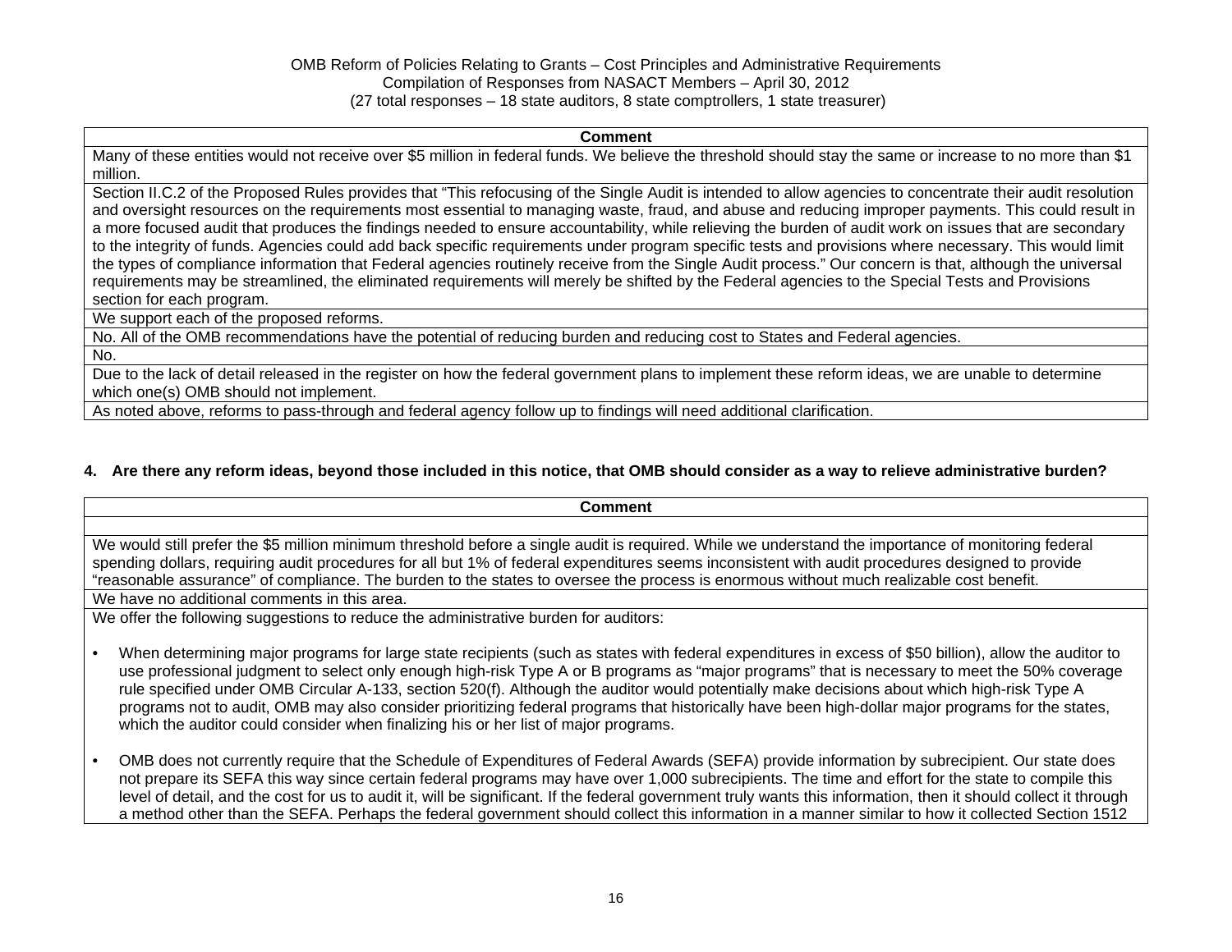OMB Reform of Policies Relating to Grants – Cost Principles and Administrative Requirements
Compilation of Responses from NASACT Members – April 30, 2012
(27 total responses – 18 state auditors, 8 state comptrollers, 1 state treasurer)

| Comment |
| --- |
| Many of these entities would not receive over $5 million in federal funds. We believe the threshold should stay the same or increase to no more than $1 million. |
| Section II.C.2 of the Proposed Rules provides that "This refocusing of the Single Audit is intended to allow agencies to concentrate their audit resolution and oversight resources on the requirements most essential to managing waste, fraud, and abuse and reducing improper payments. This could result in a more focused audit that produces the findings needed to ensure accountability, while relieving the burden of audit work on issues that are secondary to the integrity of funds. Agencies could add back specific requirements under program specific tests and provisions where necessary. This would limit the types of compliance information that Federal agencies routinely receive from the Single Audit process." Our concern is that, although the universal requirements may be streamlined, the eliminated requirements will merely be shifted by the Federal agencies to the Special Tests and Provisions section for each program. |
| We support each of the proposed reforms. |
| No. All of the OMB recommendations have the potential of reducing burden and reducing cost to States and Federal agencies. |
| No. |
| Due to the lack of detail released in the register on how the federal government plans to implement these reform ideas, we are unable to determine which one(s) OMB should not implement. |
| As noted above, reforms to pass-through and federal agency follow up to findings will need additional clarification. |

**4. Are there any reform ideas, beyond those included in this notice, that OMB should consider as a way to relieve administrative burden?**

| Comment |
| --- |
| |
| We would still prefer the $5 million minimum threshold before a single audit is required. While we understand the importance of monitoring federal spending dollars, requiring audit procedures for all but 1% of federal expenditures seems inconsistent with audit procedures designed to provide "reasonable assurance" of compliance. The burden to the states to oversee the process is enormous without much realizable cost benefit. |
| We have no additional comments in this area. |
| We offer the following suggestions to reduce the administrative burden for auditors:<br><br>• When determining major programs for large state recipients (such as states with federal expenditures in excess of $50 billion), allow the auditor to use professional judgment to select only enough high-risk Type A or B programs as "major programs" that is necessary to meet the 50% coverage rule specified under OMB Circular A-133, section 520(f). Although the auditor would potentially make decisions about which high-risk Type A programs not to audit, OMB may also consider prioritizing federal programs that historically have been high-dollar major programs for the states, which the auditor could consider when finalizing his or her list of major programs.<br><br>• OMB does not currently require that the Schedule of Expenditures of Federal Awards (SEFA) provide information by subrecipient. Our state does not prepare its SEFA this way since certain federal programs may have over 1,000 subrecipients. The time and effort for the state to compile this level of detail, and the cost for us to audit it, will be significant. If the federal government truly wants this information, then it should collect it through a method other than the SEFA. Perhaps the federal government should collect this information in a manner similar to how it collected Section 1512 |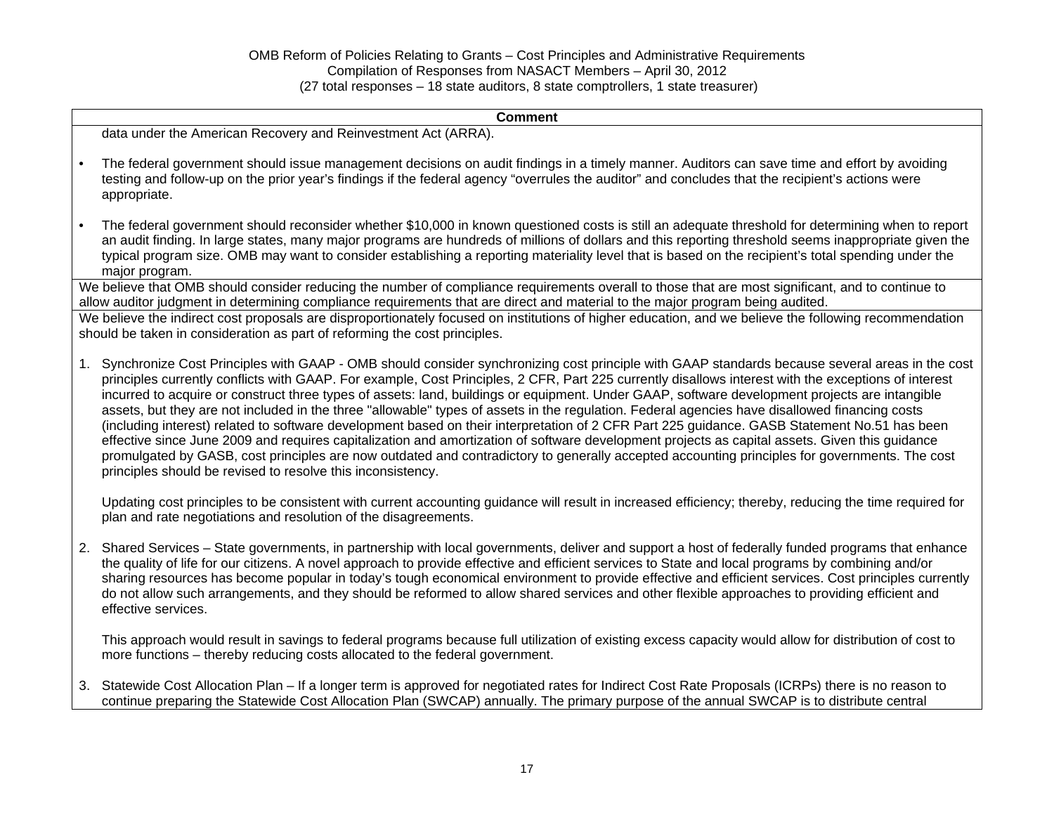| Comment |
|---|
| data under the American Recovery and Reinvestment Act (ARRA).<br><br>• The federal government should issue management decisions on audit findings in a timely manner. Auditors can save time and effort by avoiding testing and follow-up on the prior year's findings if the federal agency "overrules the auditor" and concludes that the recipient's actions were appropriate.<br><br>• The federal government should reconsider whether $10,000 in known questioned costs is still an adequate threshold for determining when to report an audit finding. In large states, many major programs are hundreds of millions of dollars and this reporting threshold seems inappropriate given the typical program size. OMB may want to consider establishing a reporting materiality level that is based on the recipient's total spending under the major program. |
| We believe that OMB should consider reducing the number of compliance requirements overall to those that are most significant, and to continue to allow auditor judgment in determining compliance requirements that are direct and material to the major program being audited. |
| We believe the indirect cost proposals are disproportionately focused on institutions of higher education, and we believe the following recommendation should be taken in consideration as part of reforming the cost principles.<br><br>1. Synchronize Cost Principles with GAAP - OMB should consider synchronizing cost principle with GAAP standards because several areas in the cost principles currently conflicts with GAAP. For example, Cost Principles, 2 CFR, Part 225 currently disallows interest with the exceptions of interest incurred to acquire or construct three types of assets: land, buildings or equipment. Under GAAP, software development projects are intangible assets, but they are not included in the three "allowable" types of assets in the regulation. Federal agencies have disallowed financing costs (including interest) related to software development based on their interpretation of 2 CFR Part 225 guidance. GASB Statement No.51 has been effective since June 2009 and requires capitalization and amortization of software development projects as capital assets. Given this guidance promulgated by GASB, cost principles are now outdated and contradictory to generally accepted accounting principles for governments. The cost principles should be revised to resolve this inconsistency.<br><br>Updating cost principles to be consistent with current accounting guidance will result in increased efficiency; thereby, reducing the time required for plan and rate negotiations and resolution of the disagreements.<br><br>2. Shared Services – State governments, in partnership with local governments, deliver and support a host of federally funded programs that enhance the quality of life for our citizens. A novel approach to provide effective and efficient services to State and local programs by combining and/or sharing resources has become popular in today's tough economical environment to provide effective and efficient services. Cost principles currently do not allow such arrangements, and they should be reformed to allow shared services and other flexible approaches to providing efficient and effective services.<br><br>This approach would result in savings to federal programs because full utilization of existing excess capacity would allow for distribution of cost to more functions – thereby reducing costs allocated to the federal government.<br><br>3. Statewide Cost Allocation Plan – If a longer term is approved for negotiated rates for Indirect Cost Rate Proposals (ICRPs) there is no reason to continue preparing the Statewide Cost Allocation Plan (SWCAP) annually. The primary purpose of the annual SWCAP is to distribute central |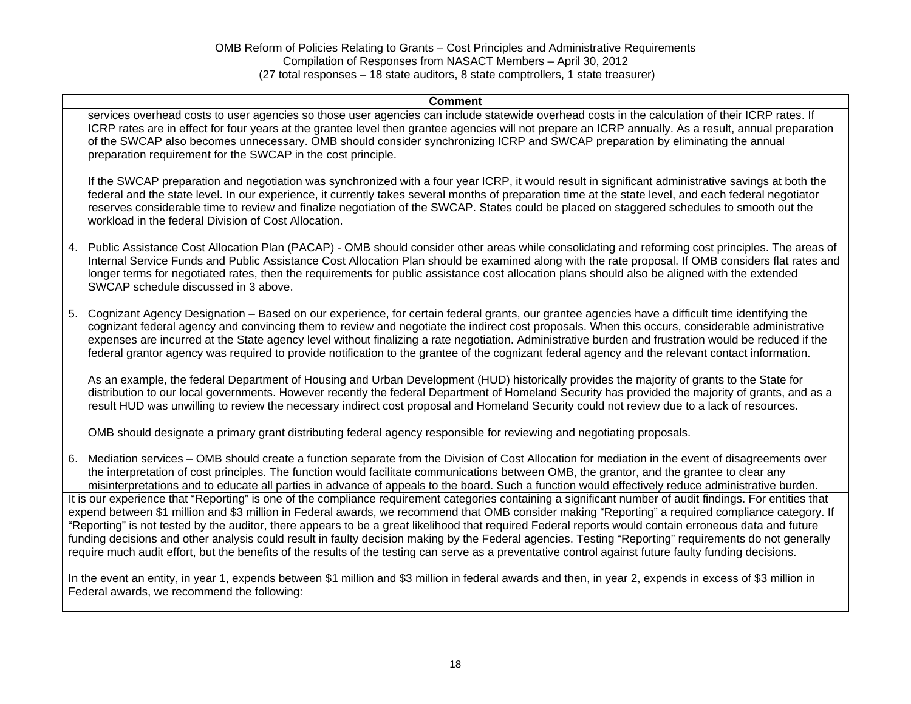| Comment |
|---|
| services overhead costs to user agencies so those user agencies can include statewide overhead costs in the calculation of their ICRP rates. If ICRP rates are in effect for four years at the grantee level then grantee agencies will not prepare an ICRP annually. As a result, annual preparation of the SWCAP also becomes unnecessary. OMB should consider synchronizing ICRP and SWCAP preparation by eliminating the annual preparation requirement for the SWCAP in the cost principle.<br><br>If the SWCAP preparation and negotiation was synchronized with a four year ICRP, it would result in significant administrative savings at both the federal and the state level. In our experience, it currently takes several months of preparation time at the state level, and each federal negotiator reserves considerable time to review and finalize negotiation of the SWCAP. States could be placed on staggered schedules to smooth out the workload in the federal Division of Cost Allocation.<br><br>4. Public Assistance Cost Allocation Plan (PACAP) - OMB should consider other areas while consolidating and reforming cost principles. The areas of Internal Service Funds and Public Assistance Cost Allocation Plan should be examined along with the rate proposal. If OMB considers flat rates and longer terms for negotiated rates, then the requirements for public assistance cost allocation plans should also be aligned with the extended SWCAP schedule discussed in 3 above.<br><br>5. Cognizant Agency Designation – Based on our experience, for certain federal grants, our grantee agencies have a difficult time identifying the cognizant federal agency and convincing them to review and negotiate the indirect cost proposals. When this occurs, considerable administrative expenses are incurred at the State agency level without finalizing a rate negotiation. Administrative burden and frustration would be reduced if the federal grantor agency was required to provide notification to the grantee of the cognizant federal agency and the relevant contact information.<br><br>As an example, the federal Department of Housing and Urban Development (HUD) historically provides the majority of grants to the State for distribution to our local governments. However recently the federal Department of Homeland Security has provided the majority of grants, and as a result HUD was unwilling to review the necessary indirect cost proposal and Homeland Security could not review due to a lack of resources.<br><br>OMB should designate a primary grant distributing federal agency responsible for reviewing and negotiating proposals.<br><br>6. Mediation services – OMB should create a function separate from the Division of Cost Allocation for mediation in the event of disagreements over the interpretation of cost principles. The function would facilitate communications between OMB, the grantor, and the grantee to clear any misinterpretations and to educate all parties in advance of appeals to the board. Such a function would effectively reduce administrative burden. |
| It is our experience that "Reporting" is one of the compliance requirement categories containing a significant number of audit findings. For entities that expend between $1 million and $3 million in Federal awards, we recommend that OMB consider making "Reporting" a required compliance category. If "Reporting" is not tested by the auditor, there appears to be a great likelihood that required Federal reports would contain erroneous data and future funding decisions and other analysis could result in faulty decision making by the Federal agencies. Testing "Reporting" requirements do not generally require much audit effort, but the benefits of the results of the testing can serve as a preventative control against future faulty funding decisions.<br><br>In the event an entity, in year 1, expends between $1 million and $3 million in federal awards and then, in year 2, expends in excess of $3 million in Federal awards, we recommend the following: |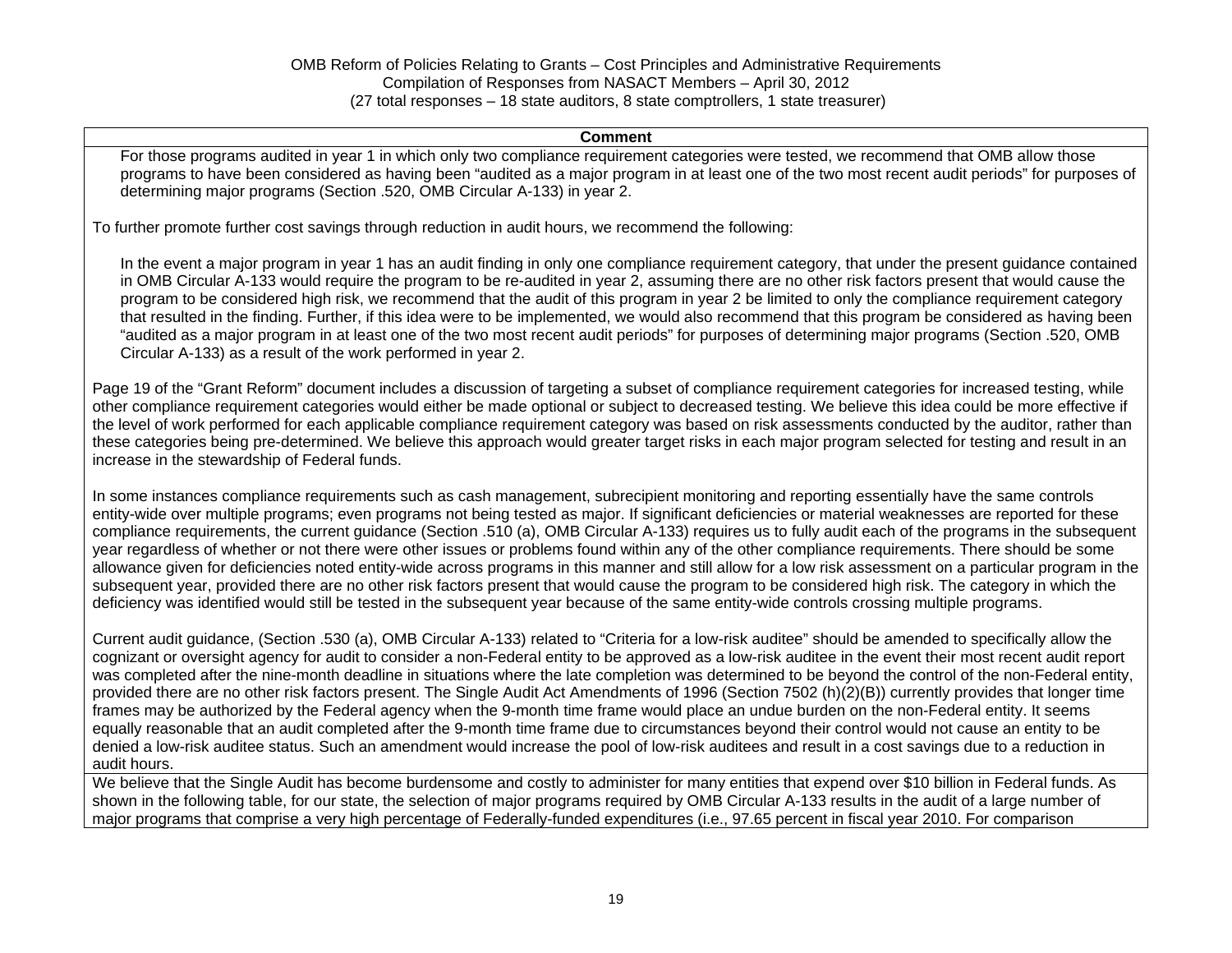OMB Reform of Policies Relating to Grants – Cost Principles and Administrative Requirements
Compilation of Responses from NASACT Members – April 30, 2012
(27 total responses – 18 state auditors, 8 state comptrollers, 1 state treasurer)

| Comment |
| --- |
| For those programs audited in year 1 in which only two compliance requirement categories were tested, we recommend that OMB allow those programs to have been considered as having been "audited as a major program in at least one of the two most recent audit periods" for purposes of determining major programs (Section .520, OMB Circular A-133) in year 2.<br><br>To further promote further cost savings through reduction in audit hours, we recommend the following:<br><br>In the event a major program in year 1 has an audit finding in only one compliance requirement category, that under the present guidance contained in OMB Circular A-133 would require the program to be re-audited in year 2, assuming there are no other risk factors present that would cause the program to be considered high risk, we recommend that the audit of this program in year 2 be limited to only the compliance requirement category that resulted in the finding. Further, if this idea were to be implemented, we would also recommend that this program be considered as having been "audited as a major program in at least one of the two most recent audit periods" for purposes of determining major programs (Section .520, OMB Circular A-133) as a result of the work performed in year 2.<br><br>Page 19 of the "Grant Reform" document includes a discussion of targeting a subset of compliance requirement categories for increased testing, while other compliance requirement categories would either be made optional or subject to decreased testing. We believe this idea could be more effective if the level of work performed for each applicable compliance requirement category was based on risk assessments conducted by the auditor, rather than these categories being pre-determined. We believe this approach would greater target risks in each major program selected for testing and result in an increase in the stewardship of Federal funds.<br><br>In some instances compliance requirements such as cash management, subrecipient monitoring and reporting essentially have the same controls entity-wide over multiple programs; even programs not being tested as major. If significant deficiencies or material weaknesses are reported for these compliance requirements, the current guidance (Section .510 (a), OMB Circular A-133) requires us to fully audit each of the programs in the subsequent year regardless of whether or not there were other issues or problems found within any of the other compliance requirements. There should be some allowance given for deficiencies noted entity-wide across programs in this manner and still allow for a low risk assessment on a particular program in the subsequent year, provided there are no other risk factors present that would cause the program to be considered high risk. The category in which the deficiency was identified would still be tested in the subsequent year because of the same entity-wide controls crossing multiple programs.<br><br>Current audit guidance, (Section .530 (a), OMB Circular A-133) related to "Criteria for a low-risk auditee" should be amended to specifically allow the cognizant or oversight agency for audit to consider a non-Federal entity to be approved as a low-risk auditee in the event their most recent audit report was completed after the nine-month deadline in situations where the late completion was determined to be beyond the control of the non-Federal entity, provided there are no other risk factors present. The Single Audit Act Amendments of 1996 (Section 7502 (h)(2)(B)) currently provides that longer time frames may be authorized by the Federal agency when the 9-month time frame would place an undue burden on the non-Federal entity. It seems equally reasonable that an audit completed after the 9-month time frame due to circumstances beyond their control would not cause an entity to be denied a low-risk auditee status. Such an amendment would increase the pool of low-risk auditees and result in a cost savings due to a reduction in audit hours. |
| We believe that the Single Audit has become burdensome and costly to administer for many entities that expend over $10 billion in Federal funds. As shown in the following table, for our state, the selection of major programs required by OMB Circular A-133 results in the audit of a large number of major programs that comprise a very high percentage of Federally-funded expenditures (i.e., 97.65 percent in fiscal year 2010. For comparison |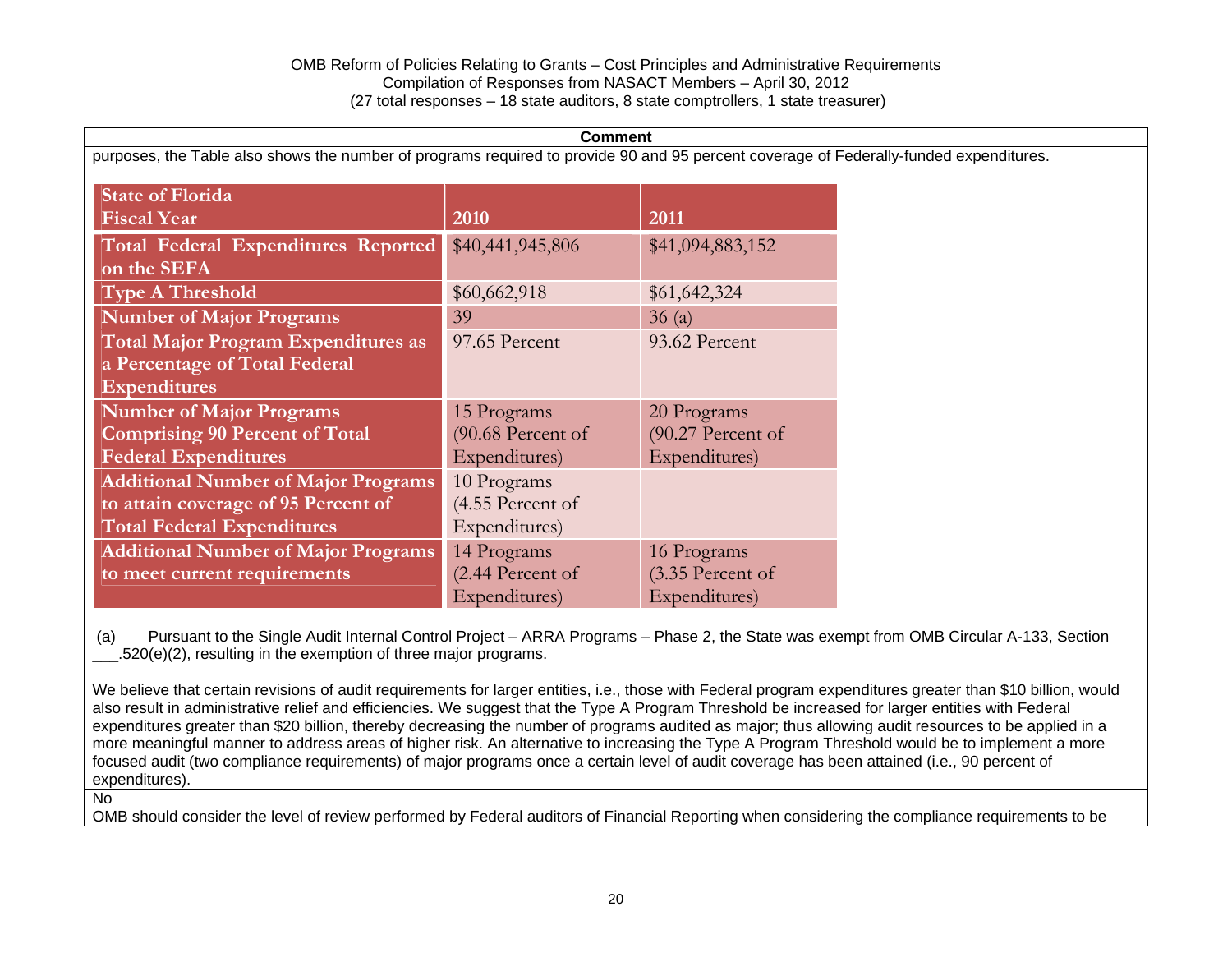| Comment |
|---|
| purposes, the Table also shows the number of programs required to provide 90 and 95 percent coverage of Federally-funded expenditures. |

| State of Florida Fiscal Year | 2010 | 2011 |
|---|---|---|
| Total Federal Expenditures Reported on the SEFA | $40,441,945,806 | $41,094,883,152 |
| Type A Threshold | $60,662,918 | $61,642,324 |
| Number of Major Programs | 39 | 36 (a) |
| Total Major Program Expenditures as a Percentage of Total Federal Expenditures | 97.65 Percent | 93.62 Percent |
| Number of Major Programs Comprising 90 Percent of Total Federal Expenditures | 15 Programs (90.68 Percent of Expenditures) | 20 Programs (90.27 Percent of Expenditures) |
| Additional Number of Major Programs to attain coverage of 95 Percent of Total Federal Expenditures | 10 Programs (4.55 Percent of Expenditures) | |
| Additional Number of Major Programs to meet current requirements | 14 Programs (2.44 Percent of Expenditures) | 16 Programs (3.35 Percent of Expenditures) |

(a) Pursuant to the Single Audit Internal Control Project – ARRA Programs – Phase 2, the State was exempt from OMB Circular A-133, Section ___.520(e)(2), resulting in the exemption of three major programs.

We believe that certain revisions of audit requirements for larger entities, i.e., those with Federal program expenditures greater than $10 billion, would also result in administrative relief and efficiencies. We suggest that the Type A Program Threshold be increased for larger entities with Federal expenditures greater than $20 billion, thereby decreasing the number of programs audited as major; thus allowing audit resources to be applied in a more meaningful manner to address areas of higher risk. An alternative to increasing the Type A Program Threshold would be to implement a more focused audit (two compliance requirements) of major programs once a certain level of audit coverage has been attained (i.e., 90 percent of expenditures).

No

OMB should consider the level of review performed by Federal auditors of Financial Reporting when considering the compliance requirements to be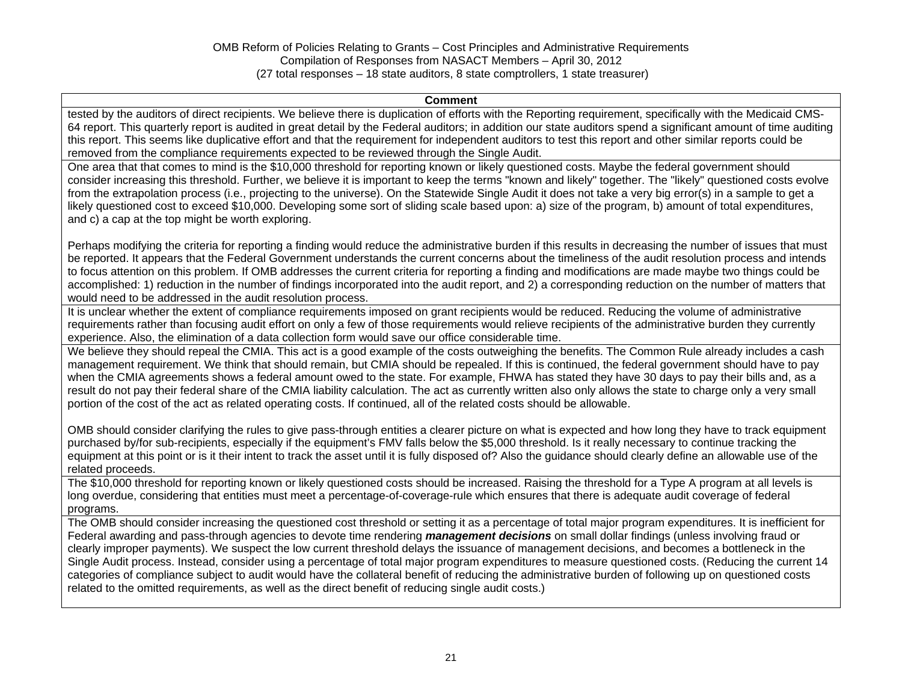| Comment |
|---|
| tested by the auditors of direct recipients. We believe there is duplication of efforts with the Reporting requirement, specifically with the Medicaid CMS-64 report. This quarterly report is audited in great detail by the Federal auditors; in addition our state auditors spend a significant amount of time auditing this report. This seems like duplicative effort and that the requirement for independent auditors to test this report and other similar reports could be removed from the compliance requirements expected to be reviewed through the Single Audit. |
| One area that that comes to mind is the $10,000 threshold for reporting known or likely questioned costs. Maybe the federal government should consider increasing this threshold. Further, we believe it is important to keep the terms "known and likely" together. The "likely" questioned costs evolve from the extrapolation process (i.e., projecting to the universe). On the Statewide Single Audit it does not take a very big error(s) in a sample to get a likely questioned cost to exceed $10,000. Developing some sort of sliding scale based upon: a) size of the program, b) amount of total expenditures, and c) a cap at the top might be worth exploring.<br><br>Perhaps modifying the criteria for reporting a finding would reduce the administrative burden if this results in decreasing the number of issues that must be reported. It appears that the Federal Government understands the current concerns about the timeliness of the audit resolution process and intends to focus attention on this problem. If OMB addresses the current criteria for reporting a finding and modifications are made maybe two things could be accomplished: 1) reduction in the number of findings incorporated into the audit report, and 2) a corresponding reduction on the number of matters that would need to be addressed in the audit resolution process. |
| It is unclear whether the extent of compliance requirements imposed on grant recipients would be reduced. Reducing the volume of administrative requirements rather than focusing audit effort on only a few of those requirements would relieve recipients of the administrative burden they currently experience. Also, the elimination of a data collection form would save our office considerable time. |
| We believe they should repeal the CMIA. This act is a good example of the costs outweighing the benefits. The Common Rule already includes a cash management requirement. We think that should remain, but CMIA should be repealed. If this is continued, the federal government should have to pay when the CMIA agreements shows a federal amount owed to the state. For example, FHWA has stated they have 30 days to pay their bills and, as a result do not pay their federal share of the CMIA liability calculation. The act as currently written also only allows the state to charge only a very small portion of the cost of the act as related operating costs. If continued, all of the related costs should be allowable.<br><br>OMB should consider clarifying the rules to give pass-through entities a clearer picture on what is expected and how long they have to track equipment purchased by/for sub-recipients, especially if the equipment's FMV falls below the $5,000 threshold. Is it really necessary to continue tracking the equipment at this point or is it their intent to track the asset until it is fully disposed of? Also the guidance should clearly define an allowable use of the related proceeds. |
| The $10,000 threshold for reporting known or likely questioned costs should be increased. Raising the threshold for a Type A program at all levels is long overdue, considering that entities must meet a percentage-of-coverage-rule which ensures that there is adequate audit coverage of federal programs. |
| The OMB should consider increasing the questioned cost threshold or setting it as a percentage of total major program expenditures. It is inefficient for Federal awarding and pass-through agencies to devote time rendering ***management decisions*** on small dollar findings (unless involving fraud or clearly improper payments). We suspect the low current threshold delays the issuance of management decisions, and becomes a bottleneck in the Single Audit process. Instead, consider using a percentage of total major program expenditures to measure questioned costs. (Reducing the current 14 categories of compliance subject to audit would have the collateral benefit of reducing the administrative burden of following up on questioned costs related to the omitted requirements, as well as the direct benefit of reducing single audit costs.) |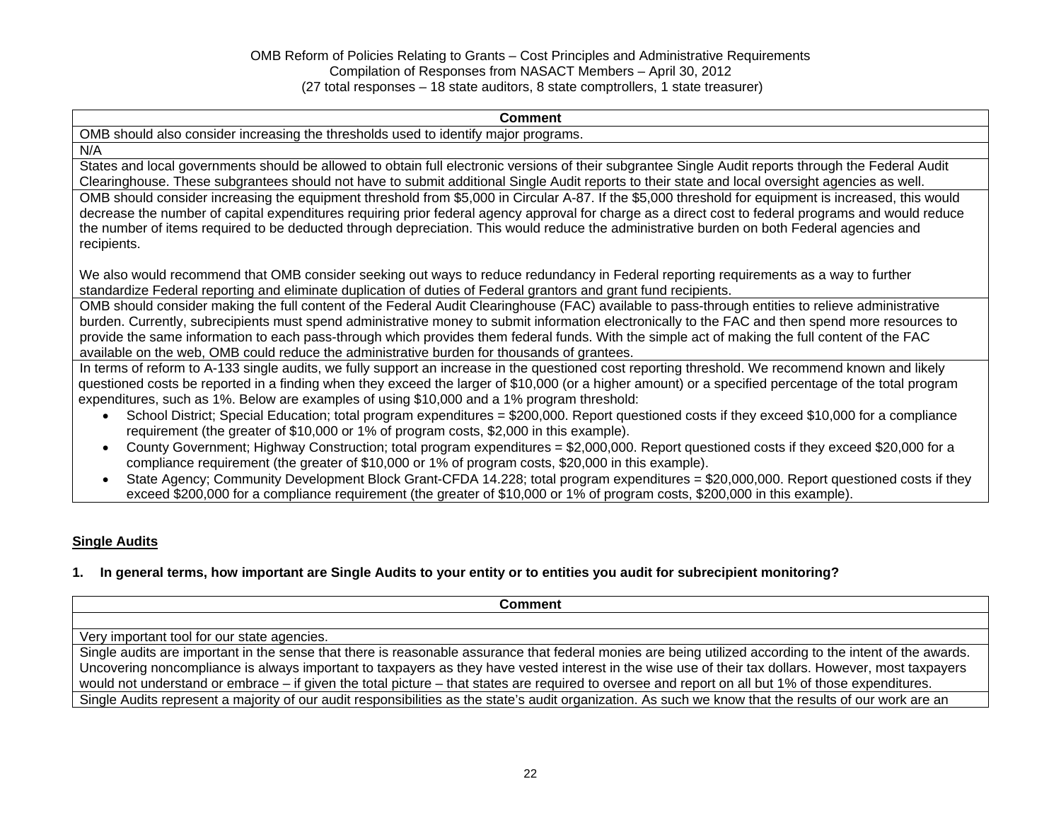OMB Reform of Policies Relating to Grants – Cost Principles and Administrative Requirements
Compilation of Responses from NASACT Members – April 30, 2012
(27 total responses – 18 state auditors, 8 state comptrollers, 1 state treasurer)

| Comment |
|---|
| OMB should also consider increasing the thresholds used to identify major programs. |
| N/A |
| States and local governments should be allowed to obtain full electronic versions of their subgrantee Single Audit reports through the Federal Audit Clearinghouse. These subgrantees should not have to submit additional Single Audit reports to their state and local oversight agencies as well. |
| OMB should consider increasing the equipment threshold from $5,000 in Circular A-87. If the $5,000 threshold for equipment is increased, this would decrease the number of capital expenditures requiring prior federal agency approval for charge as a direct cost to federal programs and would reduce the number of items required to be deducted through depreciation. This would reduce the administrative burden on both Federal agencies and recipients.<br><br>We also would recommend that OMB consider seeking out ways to reduce redundancy in Federal reporting requirements as a way to further standardize Federal reporting and eliminate duplication of duties of Federal grantors and grant fund recipients. |
| OMB should consider making the full content of the Federal Audit Clearinghouse (FAC) available to pass-through entities to relieve administrative burden. Currently, subrecipients must spend administrative money to submit information electronically to the FAC and then spend more resources to provide the same information to each pass-through which provides them federal funds. With the simple act of making the full content of the FAC available on the web, OMB could reduce the administrative burden for thousands of grantees. |
| In terms of reform to A-133 single audits, we fully support an increase in the questioned cost reporting threshold. We recommend known and likely questioned costs be reported in a finding when they exceed the larger of $10,000 (or a higher amount) or a specified percentage of the total program expenditures, such as 1%. Below are examples of using $10,000 and a 1% program threshold:<br>• School District; Special Education; total program expenditures = $200,000. Report questioned costs if they exceed $10,000 for a compliance requirement (the greater of $10,000 or 1% of program costs, $2,000 in this example).<br>• County Government; Highway Construction; total program expenditures = $2,000,000. Report questioned costs if they exceed $20,000 for a compliance requirement (the greater of $10,000 or 1% of program costs, $20,000 in this example).<br>• State Agency; Community Development Block Grant-CFDA 14.228; total program expenditures = $20,000,000. Report questioned costs if they exceed $200,000 for a compliance requirement (the greater of $10,000 or 1% of program costs, $200,000 in this example). |

## Single Audits

**1. In general terms, how important are Single Audits to your entity or to entities you audit for subrecipient monitoring?**

| Comment |
|---|
| |
| Very important tool for our state agencies. |
| Single audits are important in the sense that there is reasonable assurance that federal monies are being utilized according to the intent of the awards. Uncovering noncompliance is always important to taxpayers as they have vested interest in the wise use of their tax dollars. However, most taxpayers would not understand or embrace – if given the total picture – that states are required to oversee and report on all but 1% of those expenditures. |
| Single Audits represent a majority of our audit responsibilities as the state's audit organization. As such we know that the results of our work are an |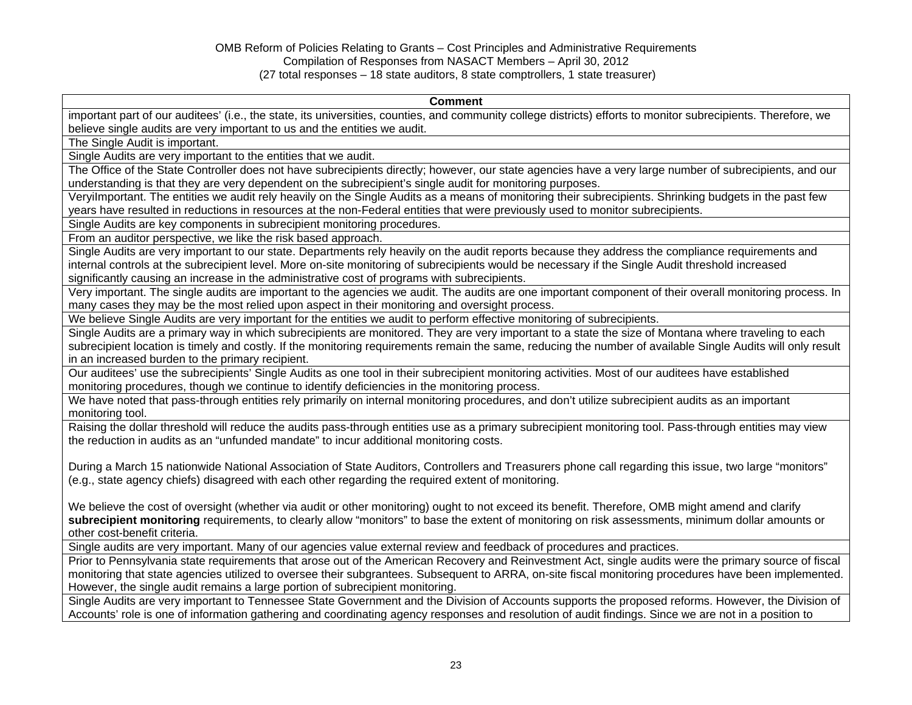OMB Reform of Policies Relating to Grants – Cost Principles and Administrative Requirements
Compilation of Responses from NASACT Members – April 30, 2012
(27 total responses – 18 state auditors, 8 state comptrollers, 1 state treasurer)

| Comment |
|---|
| important part of our auditees' (i.e., the state, its universities, counties, and community college districts) efforts to monitor subrecipients. Therefore, we believe single audits are very important to us and the entities we audit. |
| The Single Audit is important. |
| Single Audits are very important to the entities that we audit. |
| The Office of the State Controller does not have subrecipients directly; however, our state agencies have a very large number of subrecipients, and our understanding is that they are very dependent on the subrecipient's single audit for monitoring purposes. |
| VeryiImportant. The entities we audit rely heavily on the Single Audits as a means of monitoring their subrecipients. Shrinking budgets in the past few years have resulted in reductions in resources at the non-Federal entities that were previously used to monitor subrecipients. |
| Single Audits are key components in subrecipient monitoring procedures. |
| From an auditor perspective, we like the risk based approach. |
| Single Audits are very important to our state. Departments rely heavily on the audit reports because they address the compliance requirements and internal controls at the subrecipient level. More on-site monitoring of subrecipients would be necessary if the Single Audit threshold increased significantly causing an increase in the administrative cost of programs with subrecipients. |
| Very important. The single audits are important to the agencies we audit. The audits are one important component of their overall monitoring process. In many cases they may be the most relied upon aspect in their monitoring and oversight process. |
| We believe Single Audits are very important for the entities we audit to perform effective monitoring of subrecipients. |
| Single Audits are a primary way in which subrecipients are monitored. They are very important to a state the size of Montana where traveling to each subrecipient location is timely and costly. If the monitoring requirements remain the same, reducing the number of available Single Audits will only result in an increased burden to the primary recipient. |
| Our auditees' use the subrecipients' Single Audits as one tool in their subrecipient monitoring activities. Most of our auditees have established monitoring procedures, though we continue to identify deficiencies in the monitoring process. |
| We have noted that pass-through entities rely primarily on internal monitoring procedures, and don't utilize subrecipient audits as an important monitoring tool. |
| Raising the dollar threshold will reduce the audits pass-through entities use as a primary subrecipient monitoring tool. Pass-through entities may view the reduction in audits as an "unfunded mandate" to incur additional monitoring costs.<br><br>During a March 15 nationwide National Association of State Auditors, Controllers and Treasurers phone call regarding this issue, two large "monitors" (e.g., state agency chiefs) disagreed with each other regarding the required extent of monitoring.<br><br>We believe the cost of oversight (whether via audit or other monitoring) ought to not exceed its benefit. Therefore, OMB might amend and clarify **subrecipient monitoring** requirements, to clearly allow "monitors" to base the extent of monitoring on risk assessments, minimum dollar amounts or other cost-benefit criteria. |
| Single audits are very important. Many of our agencies value external review and feedback of procedures and practices. |
| Prior to Pennsylvania state requirements that arose out of the American Recovery and Reinvestment Act, single audits were the primary source of fiscal monitoring that state agencies utilized to oversee their subgrantees. Subsequent to ARRA, on-site fiscal monitoring procedures have been implemented. However, the single audit remains a large portion of subrecipient monitoring. |
| Single Audits are very important to Tennessee State Government and the Division of Accounts supports the proposed reforms. However, the Division of Accounts' role is one of information gathering and coordinating agency responses and resolution of audit findings. Since we are not in a position to |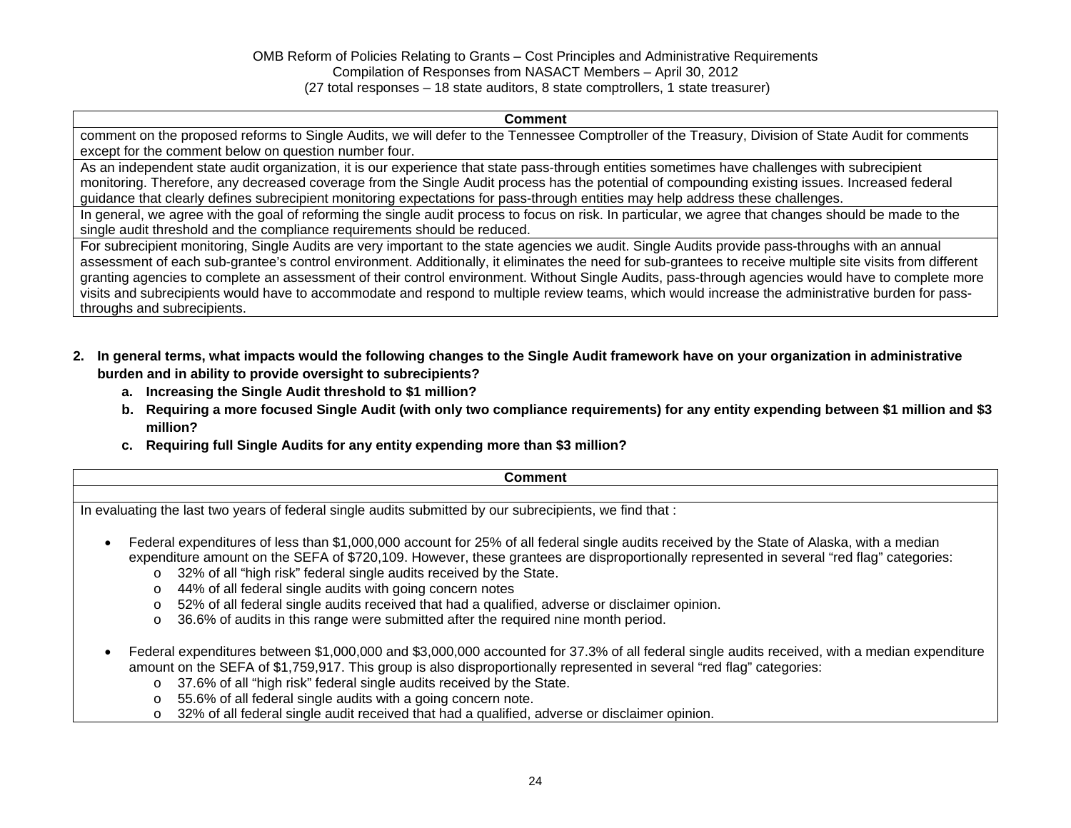| Comment |
|---|
| comment on the proposed reforms to Single Audits, we will defer to the Tennessee Comptroller of the Treasury, Division of State Audit for comments except for the comment below on question number four. |
| As an independent state audit organization, it is our experience that state pass-through entities sometimes have challenges with subrecipient monitoring. Therefore, any decreased coverage from the Single Audit process has the potential of compounding existing issues. Increased federal guidance that clearly defines subrecipient monitoring expectations for pass-through entities may help address these challenges. |
| In general, we agree with the goal of reforming the single audit process to focus on risk. In particular, we agree that changes should be made to the single audit threshold and the compliance requirements should be reduced. |
| For subrecipient monitoring, Single Audits are very important to the state agencies we audit. Single Audits provide pass-throughs with an annual assessment of each sub-grantee's control environment. Additionally, it eliminates the need for sub-grantees to receive multiple site visits from different granting agencies to complete an assessment of their control environment. Without Single Audits, pass-through agencies would have to complete more visits and subrecipients would have to accommodate and respond to multiple review teams, which would increase the administrative burden for pass-throughs and subrecipients. |

2. **In general terms, what impacts would the following changes to the Single Audit framework have on your organization in administrative burden and in ability to provide oversight to subrecipients?**
   a. **Increasing the Single Audit threshold to $1 million?**
   b. **Requiring a more focused Single Audit (with only two compliance requirements) for any entity expending between $1 million and $3 million?**
   c. **Requiring full Single Audits for any entity expending more than $3 million?**

| Comment |
|---|
| |
| In evaluating the last two years of federal single audits submitted by our subrecipients, we find that :<br><br>• Federal expenditures of less than $1,000,000 account for 25% of all federal single audits received by the State of Alaska, with a median expenditure amount on the SEFA of $720,109. However, these grantees are disproportionally represented in several "red flag" categories:<br>  o 32% of all "high risk" federal single audits received by the State.<br>  o 44% of all federal single audits with going concern notes<br>  o 52% of all federal single audits received that had a qualified, adverse or disclaimer opinion.<br>  o 36.6% of audits in this range were submitted after the required nine month period.<br><br>• Federal expenditures between $1,000,000 and $3,000,000 accounted for 37.3% of all federal single audits received, with a median expenditure amount on the SEFA of $1,759,917. This group is also disproportionally represented in several "red flag" categories:<br>  o 37.6% of all "high risk" federal single audits received by the State.<br>  o 55.6% of all federal single audits with a going concern note.<br>  o 32% of all federal single audit received that had a qualified, adverse or disclaimer opinion. |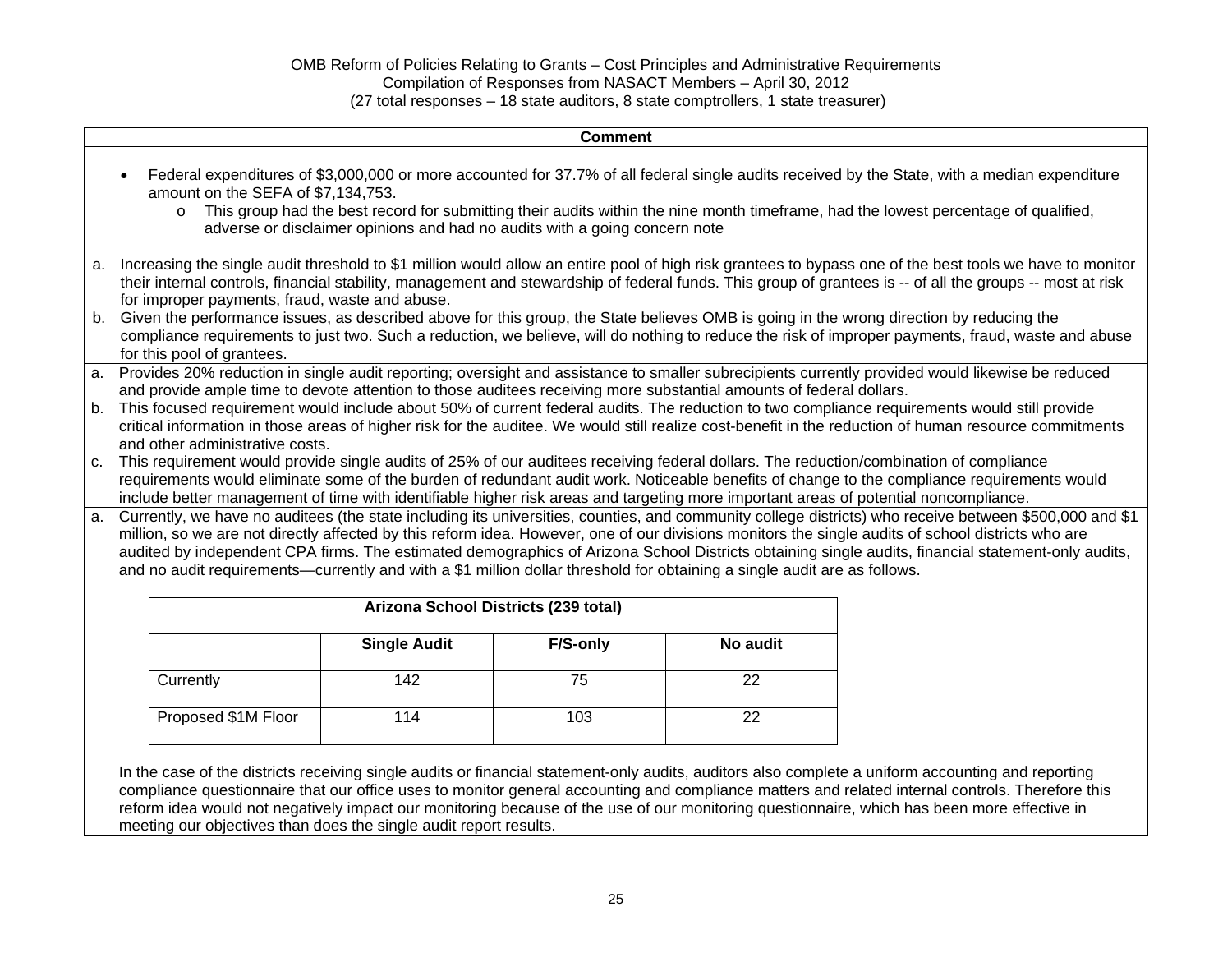OMB Reform of Policies Relating to Grants – Cost Principles and Administrative Requirements
Compilation of Responses from NASACT Members – April 30, 2012
(27 total responses – 18 state auditors, 8 state comptrollers, 1 state treasurer)

**Comment**

- Federal expenditures of $3,000,000 or more accounted for 37.7% of all federal single audits received by the State, with a median expenditure amount on the SEFA of $7,134,753.
  - This group had the best record for submitting their audits within the nine month timeframe, had the lowest percentage of qualified, adverse or disclaimer opinions and had no audits with a going concern note

a. Increasing the single audit threshold to $1 million would allow an entire pool of high risk grantees to bypass one of the best tools we have to monitor their internal controls, financial stability, management and stewardship of federal funds. This group of grantees is -- of all the groups -- most at risk for improper payments, fraud, waste and abuse.
b. Given the performance issues, as described above for this group, the State believes OMB is going in the wrong direction by reducing the compliance requirements to just two. Such a reduction, we believe, will do nothing to reduce the risk of improper payments, fraud, waste and abuse for this pool of grantees.

---

a. Provides 20% reduction in single audit reporting; oversight and assistance to smaller subrecipients currently provided would likewise be reduced and provide ample time to devote attention to those auditees receiving more substantial amounts of federal dollars.
b. This focused requirement would include about 50% of current federal audits. The reduction to two compliance requirements would still provide critical information in those areas of higher risk for the auditee. We would still realize cost-benefit in the reduction of human resource commitments and other administrative costs.
c. This requirement would provide single audits of 25% of our auditees receiving federal dollars. The reduction/combination of compliance requirements would eliminate some of the burden of redundant audit work. Noticeable benefits of change to the compliance requirements would include better management of time with identifiable higher risk areas and targeting more important areas of potential noncompliance.

---

a. Currently, we have no auditees (the state including its universities, counties, and community college districts) who receive between $500,000 and $1 million, so we are not directly affected by this reform idea. However, one of our divisions monitors the single audits of school districts who are audited by independent CPA firms. The estimated demographics of Arizona School Districts obtaining single audits, financial statement-only audits, and no audit requirements—currently and with a $1 million dollar threshold for obtaining a single audit are as follows.

| Arizona School Districts (239 total) | | | |
|---|---|---|---|
| | **Single Audit** | **F/S-only** | **No audit** |
| Currently | 142 | 75 | 22 |
| Proposed $1M Floor | 114 | 103 | 22 |

In the case of the districts receiving single audits or financial statement-only audits, auditors also complete a uniform accounting and reporting compliance questionnaire that our office uses to monitor general accounting and compliance matters and related internal controls. Therefore this reform idea would not negatively impact our monitoring because of the use of our monitoring questionnaire, which has been more effective in meeting our objectives than does the single audit report results.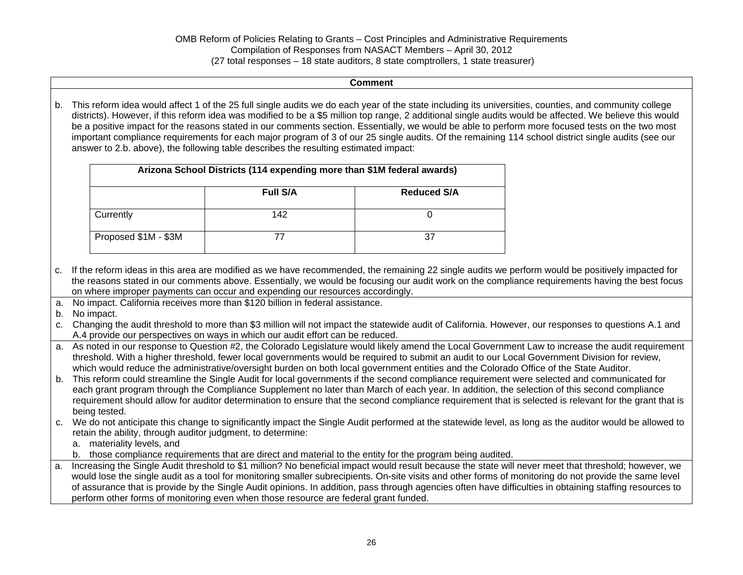OMB Reform of Policies Relating to Grants – Cost Principles and Administrative Requirements
Compilation of Responses from NASACT Members – April 30, 2012
(27 total responses – 18 state auditors, 8 state comptrollers, 1 state treasurer)

**Comment**

b. This reform idea would affect 1 of the 25 full single audits we do each year of the state including its universities, counties, and community college districts). However, if this reform idea was modified to be a $5 million top range, 2 additional single audits would be affected. We believe this would be a positive impact for the reasons stated in our comments section. Essentially, we would be able to perform more focused tests on the two most important compliance requirements for each major program of 3 of our 25 single audits. Of the remaining 114 school district single audits (see our answer to 2.b. above), the following table describes the resulting estimated impact:

| Arizona School Districts (114 expending more than $1M federal awards) | | |
|---|---|---|
| | **Full S/A** | **Reduced S/A** |
| Currently | 142 | 0 |
| Proposed $1M - $3M | 77 | 37 |

c. If the reform ideas in this area are modified as we have recommended, the remaining 22 single audits we perform would be positively impacted for the reasons stated in our comments above. Essentially, we would be focusing our audit work on the compliance requirements having the best focus on where improper payments can occur and expending our resources accordingly.

---

a. No impact. California receives more than $120 billion in federal assistance.
b. No impact.
c. Changing the audit threshold to more than $3 million will not impact the statewide audit of California. However, our responses to questions A.1 and A.4 provide our perspectives on ways in which our audit effort can be reduced.

---

a. As noted in our response to Question #2, the Colorado Legislature would likely amend the Local Government Law to increase the audit requirement threshold. With a higher threshold, fewer local governments would be required to submit an audit to our Local Government Division for review, which would reduce the administrative/oversight burden on both local government entities and the Colorado Office of the State Auditor.
b. This reform could streamline the Single Audit for local governments if the second compliance requirement were selected and communicated for each grant program through the Compliance Supplement no later than March of each year. In addition, the selection of this second compliance requirement should allow for auditor determination to ensure that the second compliance requirement that is selected is relevant for the grant that is being tested.
c. We do not anticipate this change to significantly impact the Single Audit performed at the statewide level, as long as the auditor would be allowed to retain the ability, through auditor judgment, to determine:
   a. materiality levels, and
   b. those compliance requirements that are direct and material to the entity for the program being audited.

---

a. Increasing the Single Audit threshold to $1 million? No beneficial impact would result because the state will never meet that threshold; however, we would lose the single audit as a tool for monitoring smaller subrecipients. On-site visits and other forms of monitoring do not provide the same level of assurance that is provide by the Single Audit opinions. In addition, pass through agencies often have difficulties in obtaining staffing resources to perform other forms of monitoring even when those resource are federal grant funded.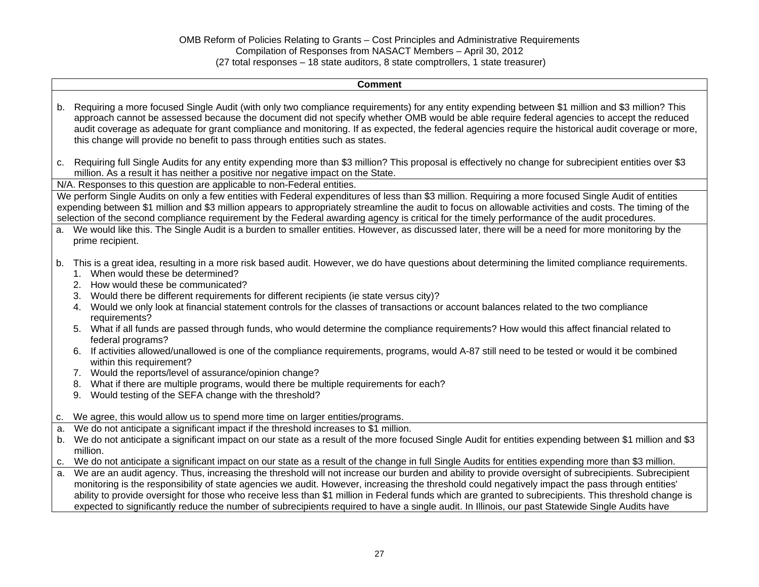OMB Reform of Policies Relating to Grants – Cost Principles and Administrative Requirements
Compilation of Responses from NASACT Members – April 30, 2012
(27 total responses – 18 state auditors, 8 state comptrollers, 1 state treasurer)

| Comment |
|---|
| b. Requiring a more focused Single Audit (with only two compliance requirements) for any entity expending between $1 million and $3 million? This approach cannot be assessed because the document did not specify whether OMB would be able require federal agencies to accept the reduced audit coverage as adequate for grant compliance and monitoring. If as expected, the federal agencies require the historical audit coverage or more, this change will provide no benefit to pass through entities such as states.<br><br>c. Requiring full Single Audits for any entity expending more than $3 million? This proposal is effectively no change for subrecipient entities over $3 million. As a result it has neither a positive nor negative impact on the State. |
| N/A. Responses to this question are applicable to non-Federal entities. |
| We perform Single Audits on only a few entities with Federal expenditures of less than $3 million. Requiring a more focused Single Audit of entities expending between $1 million and $3 million appears to appropriately streamline the audit to focus on allowable activities and costs. The timing of the selection of the second compliance requirement by the Federal awarding agency is critical for the timely performance of the audit procedures. |
| a. We would like this. The Single Audit is a burden to smaller entities. However, as discussed later, there will be a need for more monitoring by the prime recipient.<br><br>b. This is a great idea, resulting in a more risk based audit. However, we do have questions about determining the limited compliance requirements.<br>1. When would these be determined?<br>2. How would these be communicated?<br>3. Would there be different requirements for different recipients (ie state versus city)?<br>4. Would we only look at financial statement controls for the classes of transactions or account balances related to the two compliance requirements?<br>5. What if all funds are passed through funds, who would determine the compliance requirements? How would this affect financial related to federal programs?<br>6. If activities allowed/unallowed is one of the compliance requirements, programs, would A-87 still need to be tested or would it be combined within this requirement?<br>7. Would the reports/level of assurance/opinion change?<br>8. What if there are multiple programs, would there be multiple requirements for each?<br>9. Would testing of the SEFA change with the threshold?<br><br>c. We agree, this would allow us to spend more time on larger entities/programs. |
| a. We do not anticipate a significant impact if the threshold increases to $1 million.<br>b. We do not anticipate a significant impact on our state as a result of the more focused Single Audit for entities expending between $1 million and $3 million.<br>c. We do not anticipate a significant impact on our state as a result of the change in full Single Audits for entities expending more than $3 million. |
| a. We are an audit agency. Thus, increasing the threshold will not increase our burden and ability to provide oversight of subrecipients. Subrecipient monitoring is the responsibility of state agencies we audit. However, increasing the threshold could negatively impact the pass through entities' ability to provide oversight for those who receive less than $1 million in Federal funds which are granted to subrecipients. This threshold change is expected to significantly reduce the number of subrecipients required to have a single audit. In Illinois, our past Statewide Single Audits have |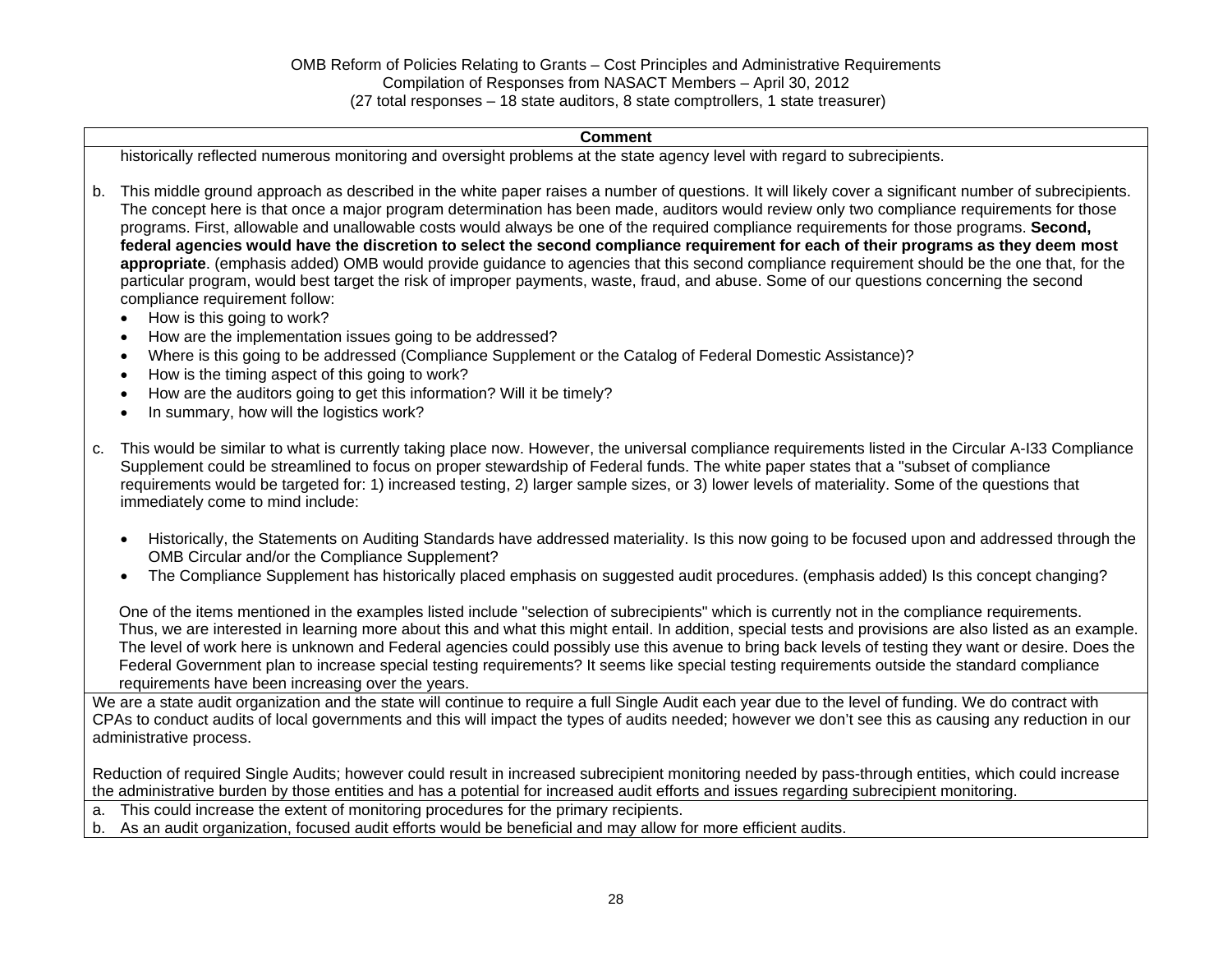| Comment |
|---|
| historically reflected numerous monitoring and oversight problems at the state agency level with regard to subrecipients.<br><br>b. This middle ground approach as described in the white paper raises a number of questions. It will likely cover a significant number of subrecipients. The concept here is that once a major program determination has been made, auditors would review only two compliance requirements for those programs. First, allowable and unallowable costs would always be one of the required compliance requirements for those programs. **Second, federal agencies would have the discretion to select the second compliance requirement for each of their programs as they deem most appropriate**. (emphasis added) OMB would provide guidance to agencies that this second compliance requirement should be the one that, for the particular program, would best target the risk of improper payments, waste, fraud, and abuse. Some of our questions concerning the second compliance requirement follow:<br>• How is this going to work?<br>• How are the implementation issues going to be addressed?<br>• Where is this going to be addressed (Compliance Supplement or the Catalog of Federal Domestic Assistance)?<br>• How is the timing aspect of this going to work?<br>• How are the auditors going to get this information? Will it be timely?<br>• In summary, how will the logistics work?<br><br>c. This would be similar to what is currently taking place now. However, the universal compliance requirements listed in the Circular A-I33 Compliance Supplement could be streamlined to focus on proper stewardship of Federal funds. The white paper states that a "subset of compliance requirements would be targeted for: 1) increased testing, 2) larger sample sizes, or 3) lower levels of materiality. Some of the questions that immediately come to mind include:<br><br>• Historically, the Statements on Auditing Standards have addressed materiality. Is this now going to be focused upon and addressed through the OMB Circular and/or the Compliance Supplement?<br>• The Compliance Supplement has historically placed emphasis on suggested audit procedures. (emphasis added) Is this concept changing?<br><br>One of the items mentioned in the examples listed include "selection of subrecipients" which is currently not in the compliance requirements. Thus, we are interested in learning more about this and what this might entail. In addition, special tests and provisions are also listed as an example. The level of work here is unknown and Federal agencies could possibly use this avenue to bring back levels of testing they want or desire. Does the Federal Government plan to increase special testing requirements? It seems like special testing requirements outside the standard compliance requirements have been increasing over the years. |
| We are a state audit organization and the state will continue to require a full Single Audit each year due to the level of funding. We do contract with CPAs to conduct audits of local governments and this will impact the types of audits needed; however we don't see this as causing any reduction in our administrative process.<br><br>Reduction of required Single Audits; however could result in increased subrecipient monitoring needed by pass-through entities, which could increase the administrative burden by those entities and has a potential for increased audit efforts and issues regarding subrecipient monitoring. |
| a. This could increase the extent of monitoring procedures for the primary recipients.<br>b. As an audit organization, focused audit efforts would be beneficial and may allow for more efficient audits. |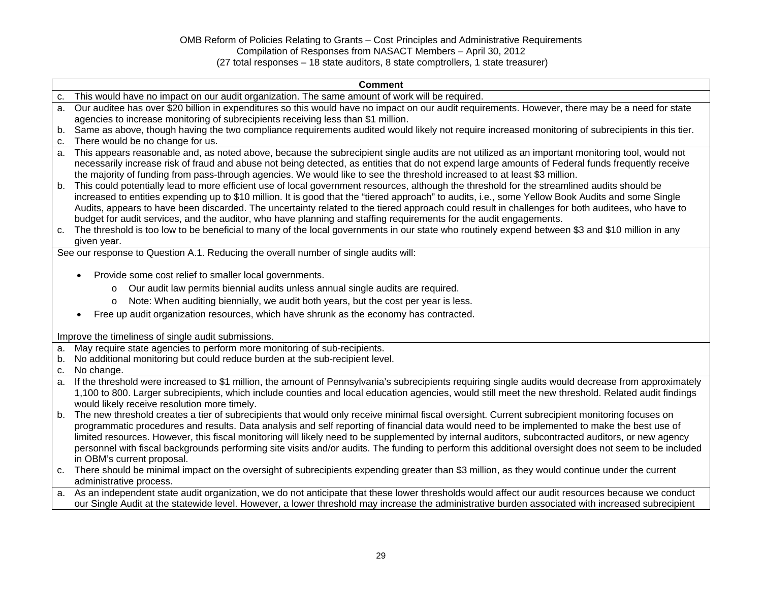| Comment |
|---|
| c. This would have no impact on our audit organization. The same amount of work will be required. |
| a. Our auditee has over $20 billion in expenditures so this would have no impact on our audit requirements. However, there may be a need for state agencies to increase monitoring of subrecipients receiving less than $1 million.<br>b. Same as above, though having the two compliance requirements audited would likely not require increased monitoring of subrecipients in this tier.<br>c. There would be no change for us. |
| a. This appears reasonable and, as noted above, because the subrecipient single audits are not utilized as an important monitoring tool, would not necessarily increase risk of fraud and abuse not being detected, as entities that do not expend large amounts of Federal funds frequently receive the majority of funding from pass-through agencies. We would like to see the threshold increased to at least $3 million.<br>b. This could potentially lead to more efficient use of local government resources, although the threshold for the streamlined audits should be increased to entities expending up to $10 million. It is good that the "tiered approach" to audits, i.e., some Yellow Book Audits and some Single Audits, appears to have been discarded. The uncertainty related to the tiered approach could result in challenges for both auditees, who have to budget for audit services, and the auditor, who have planning and staffing requirements for the audit engagements.<br>c. The threshold is too low to be beneficial to many of the local governments in our state who routinely expend between $3 and $10 million in any given year. |
| See our response to Question A.1. Reducing the overall number of single audits will:<br><br>• Provide some cost relief to smaller local governments.<br>  o Our audit law permits biennial audits unless annual single audits are required.<br>  o Note: When auditing biennially, we audit both years, but the cost per year is less.<br>• Free up audit organization resources, which have shrunk as the economy has contracted.<br><br>Improve the timeliness of single audit submissions. |
| a. May require state agencies to perform more monitoring of sub-recipients.<br>b. No additional monitoring but could reduce burden at the sub-recipient level.<br>c. No change. |
| a. If the threshold were increased to $1 million, the amount of Pennsylvania's subrecipients requiring single audits would decrease from approximately 1,100 to 800. Larger subrecipients, which include counties and local education agencies, would still meet the new threshold. Related audit findings would likely receive resolution more timely.<br>b. The new threshold creates a tier of subrecipients that would only receive minimal fiscal oversight. Current subrecipient monitoring focuses on programmatic procedures and results. Data analysis and self reporting of financial data would need to be implemented to make the best use of limited resources. However, this fiscal monitoring will likely need to be supplemented by internal auditors, subcontracted auditors, or new agency personnel with fiscal backgrounds performing site visits and/or audits. The funding to perform this additional oversight does not seem to be included in OBM's current proposal.<br>c. There should be minimal impact on the oversight of subrecipients expending greater than $3 million, as they would continue under the current administrative process. |
| a. As an independent state audit organization, we do not anticipate that these lower thresholds would affect our audit resources because we conduct our Single Audit at the statewide level. However, a lower threshold may increase the administrative burden associated with increased subrecipient |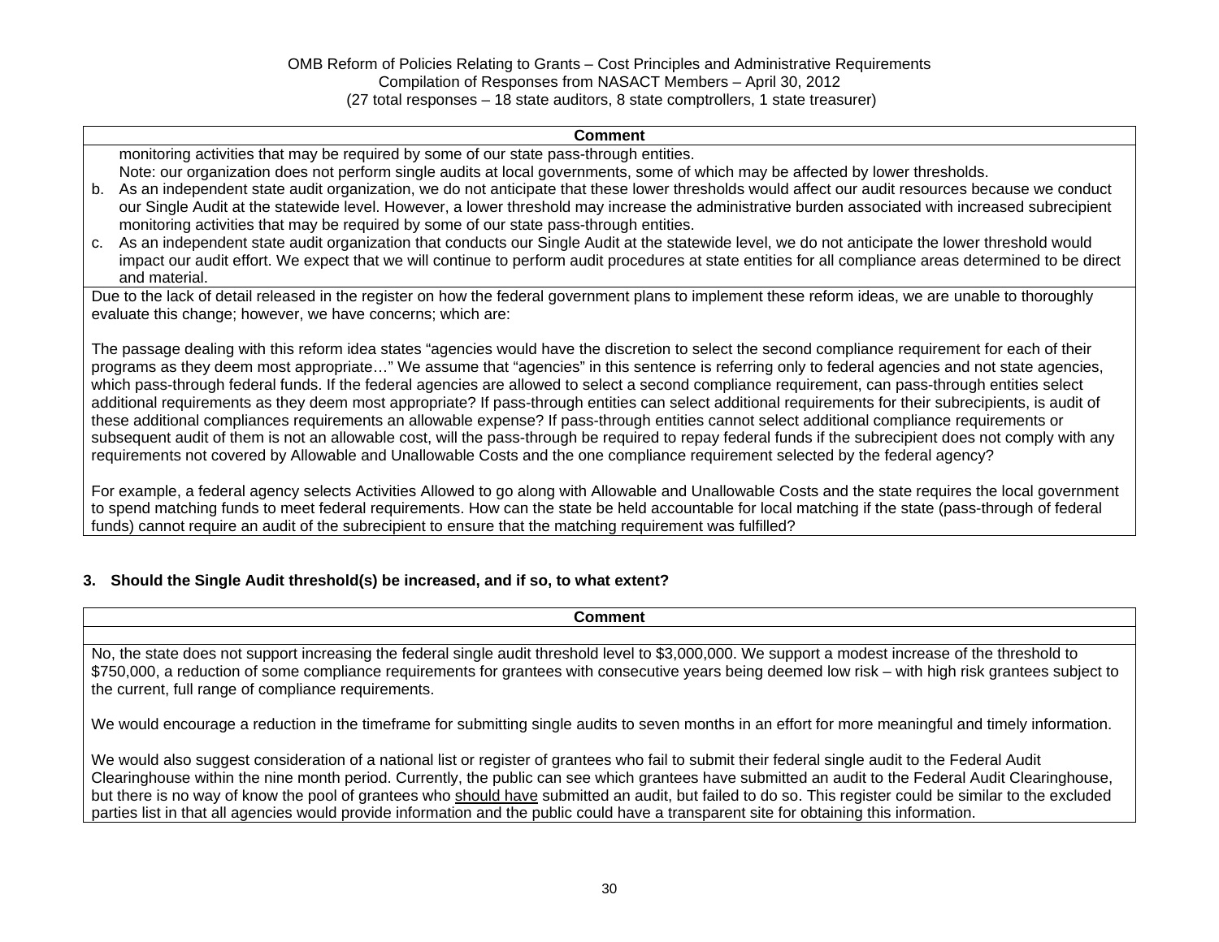| Comment |
| --- |
| monitoring activities that may be required by some of our state pass-through entities.<br>Note: our organization does not perform single audits at local governments, some of which may be affected by lower thresholds.<br>b. As an independent state audit organization, we do not anticipate that these lower thresholds would affect our audit resources because we conduct our Single Audit at the statewide level. However, a lower threshold may increase the administrative burden associated with increased subrecipient monitoring activities that may be required by some of our state pass-through entities.<br>c. As an independent state audit organization that conducts our Single Audit at the statewide level, we do not anticipate the lower threshold would impact our audit effort. We expect that we will continue to perform audit procedures at state entities for all compliance areas determined to be direct and material. |
| Due to the lack of detail released in the register on how the federal government plans to implement these reform ideas, we are unable to thoroughly evaluate this change; however, we have concerns; which are:<br><br>The passage dealing with this reform idea states "agencies would have the discretion to select the second compliance requirement for each of their programs as they deem most appropriate…" We assume that "agencies" in this sentence is referring only to federal agencies and not state agencies, which pass-through federal funds. If the federal agencies are allowed to select a second compliance requirement, can pass-through entities select additional requirements as they deem most appropriate? If pass-through entities can select additional requirements for their subrecipients, is audit of these additional compliances requirements an allowable expense? If pass-through entities cannot select additional compliance requirements or subsequent audit of them is not an allowable cost, will the pass-through be required to repay federal funds if the subrecipient does not comply with any requirements not covered by Allowable and Unallowable Costs and the one compliance requirement selected by the federal agency?<br><br>For example, a federal agency selects Activities Allowed to go along with Allowable and Unallowable Costs and the state requires the local government to spend matching funds to meet federal requirements. How can the state be held accountable for local matching if the state (pass-through of federal funds) cannot require an audit of the subrecipient to ensure that the matching requirement was fulfilled? |

### 3. Should the Single Audit threshold(s) be increased, and if so, to what extent?

| Comment |
| --- |
| |
| No, the state does not support increasing the federal single audit threshold level to $3,000,000. We support a modest increase of the threshold to $750,000, a reduction of some compliance requirements for grantees with consecutive years being deemed low risk – with high risk grantees subject to the current, full range of compliance requirements.<br><br>We would encourage a reduction in the timeframe for submitting single audits to seven months in an effort for more meaningful and timely information.<br><br>We would also suggest consideration of a national list or register of grantees who fail to submit their federal single audit to the Federal Audit Clearinghouse within the nine month period. Currently, the public can see which grantees have submitted an audit to the Federal Audit Clearinghouse, but there is no way of know the pool of grantees who <u>should have</u> submitted an audit, but failed to do so. This register could be similar to the excluded parties list in that all agencies would provide information and the public could have a transparent site for obtaining this information. |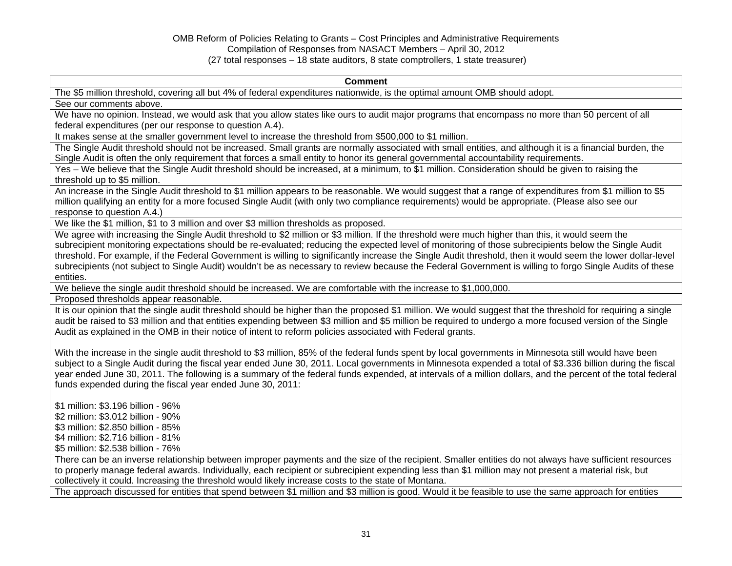OMB Reform of Policies Relating to Grants – Cost Principles and Administrative Requirements
Compilation of Responses from NASACT Members – April 30, 2012
(27 total responses – 18 state auditors, 8 state comptrollers, 1 state treasurer)

| Comment |
|---|
| The $5 million threshold, covering all but 4% of federal expenditures nationwide, is the optimal amount OMB should adopt. |
| See our comments above. |
| We have no opinion. Instead, we would ask that you allow states like ours to audit major programs that encompass no more than 50 percent of all federal expenditures (per our response to question A.4). |
| It makes sense at the smaller government level to increase the threshold from $500,000 to $1 million. |
| The Single Audit threshold should not be increased. Small grants are normally associated with small entities, and although it is a financial burden, the Single Audit is often the only requirement that forces a small entity to honor its general governmental accountability requirements. |
| Yes – We believe that the Single Audit threshold should be increased, at a minimum, to $1 million. Consideration should be given to raising the threshold up to $5 million. |
| An increase in the Single Audit threshold to $1 million appears to be reasonable. We would suggest that a range of expenditures from $1 million to $5 million qualifying an entity for a more focused Single Audit (with only two compliance requirements) would be appropriate. (Please also see our response to question A.4.) |
| We like the $1 million, $1 to 3 million and over $3 million thresholds as proposed. |
| We agree with increasing the Single Audit threshold to $2 million or $3 million. If the threshold were much higher than this, it would seem the subrecipient monitoring expectations should be re-evaluated; reducing the expected level of monitoring of those subrecipients below the Single Audit threshold. For example, if the Federal Government is willing to significantly increase the Single Audit threshold, then it would seem the lower dollar-level subrecipients (not subject to Single Audit) wouldn't be as necessary to review because the Federal Government is willing to forgo Single Audits of these entities. |
| We believe the single audit threshold should be increased. We are comfortable with the increase to $1,000,000. |
| Proposed thresholds appear reasonable. |
| It is our opinion that the single audit threshold should be higher than the proposed $1 million. We would suggest that the threshold for requiring a single audit be raised to $3 million and that entities expending between $3 million and $5 million be required to undergo a more focused version of the Single Audit as explained in the OMB in their notice of intent to reform policies associated with Federal grants.<br><br>With the increase in the single audit threshold to $3 million, 85% of the federal funds spent by local governments in Minnesota still would have been subject to a Single Audit during the fiscal year ended June 30, 2011. Local governments in Minnesota expended a total of $3.336 billion during the fiscal year ended June 30, 2011. The following is a summary of the federal funds expended, at intervals of a million dollars, and the percent of the total federal funds expended during the fiscal year ended June 30, 2011:<br><br>$1 million: $3.196 billion - 96%<br>$2 million: $3.012 billion - 90%<br>$3 million: $2.850 billion - 85%<br>$4 million: $2.716 billion - 81%<br>$5 million: $2.538 billion - 76% |
| There can be an inverse relationship between improper payments and the size of the recipient. Smaller entities do not always have sufficient resources to properly manage federal awards. Individually, each recipient or subrecipient expending less than $1 million may not present a material risk, but collectively it could. Increasing the threshold would likely increase costs to the state of Montana. |
| The approach discussed for entities that spend between $1 million and $3 million is good. Would it be feasible to use the same approach for entities |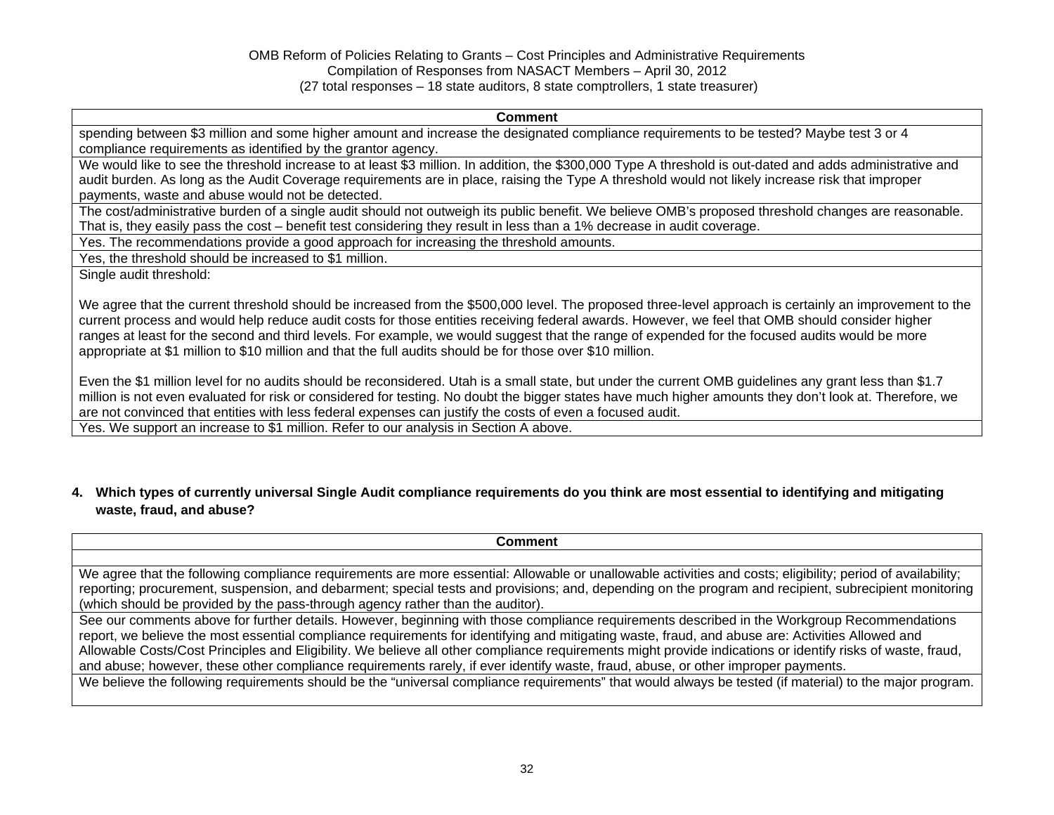| Comment |
|---|
| spending between $3 million and some higher amount and increase the designated compliance requirements to be tested? Maybe test 3 or 4 compliance requirements as identified by the grantor agency. |
| We would like to see the threshold increase to at least $3 million. In addition, the $300,000 Type A threshold is out-dated and adds administrative and audit burden. As long as the Audit Coverage requirements are in place, raising the Type A threshold would not likely increase risk that improper payments, waste and abuse would not be detected. |
| The cost/administrative burden of a single audit should not outweigh its public benefit. We believe OMB's proposed threshold changes are reasonable. That is, they easily pass the cost – benefit test considering they result in less than a 1% decrease in audit coverage. |
| Yes. The recommendations provide a good approach for increasing the threshold amounts. |
| Yes, the threshold should be increased to $1 million. |
| Single audit threshold:<br><br>We agree that the current threshold should be increased from the $500,000 level. The proposed three-level approach is certainly an improvement to the current process and would help reduce audit costs for those entities receiving federal awards. However, we feel that OMB should consider higher ranges at least for the second and third levels. For example, we would suggest that the range of expended for the focused audits would be more appropriate at $1 million to $10 million and that the full audits should be for those over $10 million.<br><br>Even the $1 million level for no audits should be reconsidered. Utah is a small state, but under the current OMB guidelines any grant less than $1.7 million is not even evaluated for risk or considered for testing. No doubt the bigger states have much higher amounts they don't look at. Therefore, we are not convinced that entities with less federal expenses can justify the costs of even a focused audit. |
| Yes. We support an increase to $1 million. Refer to our analysis in Section A above. |

**4. Which types of currently universal Single Audit compliance requirements do you think are most essential to identifying and mitigating waste, fraud, and abuse?**

| Comment |
|---|
| |
| We agree that the following compliance requirements are more essential: Allowable or unallowable activities and costs; eligibility; period of availability; reporting; procurement, suspension, and debarment; special tests and provisions; and, depending on the program and recipient, subrecipient monitoring (which should be provided by the pass-through agency rather than the auditor). |
| See our comments above for further details. However, beginning with those compliance requirements described in the Workgroup Recommendations report, we believe the most essential compliance requirements for identifying and mitigating waste, fraud, and abuse are: Activities Allowed and Allowable Costs/Cost Principles and Eligibility. We believe all other compliance requirements might provide indications or identify risks of waste, fraud, and abuse; however, these other compliance requirements rarely, if ever identify waste, fraud, abuse, or other improper payments. |
| We believe the following requirements should be the "universal compliance requirements" that would always be tested (if material) to the major program. |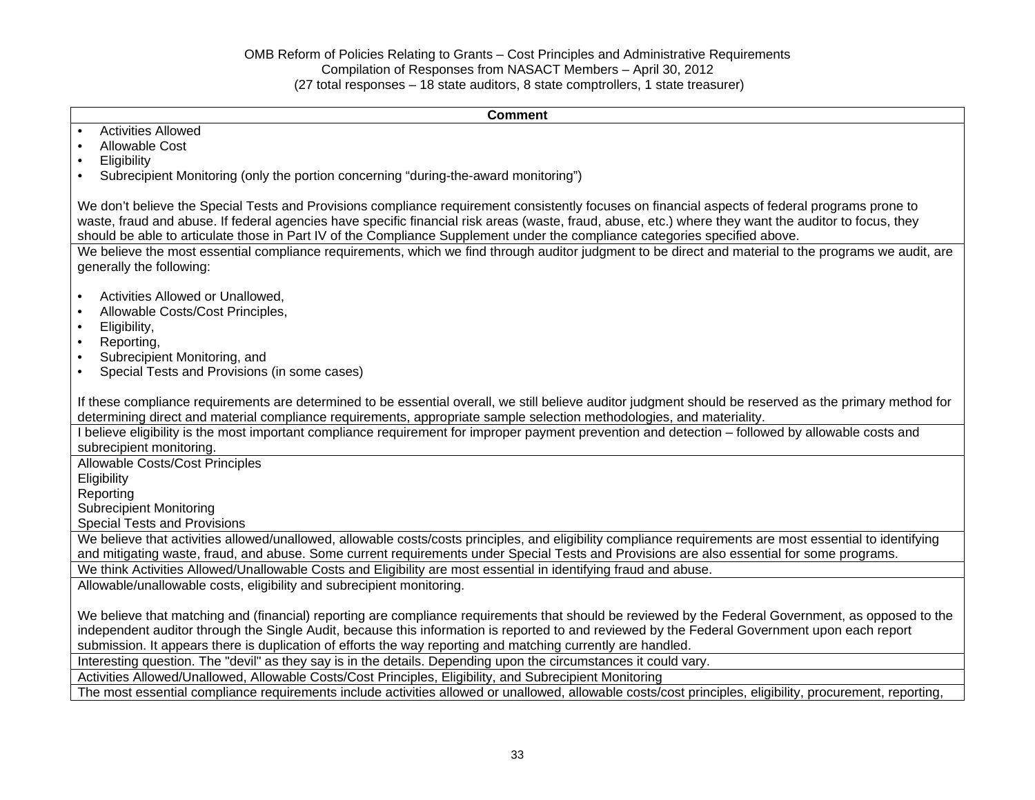OMB Reform of Policies Relating to Grants – Cost Principles and Administrative Requirements
Compilation of Responses from NASACT Members – April 30, 2012
(27 total responses – 18 state auditors, 8 state comptrollers, 1 state treasurer)

| Comment |
|---|
| • Activities Allowed<br>• Allowable Cost<br>• Eligibility<br>• Subrecipient Monitoring (only the portion concerning "during-the-award monitoring")<br><br>We don't believe the Special Tests and Provisions compliance requirement consistently focuses on financial aspects of federal programs prone to waste, fraud and abuse. If federal agencies have specific financial risk areas (waste, fraud, abuse, etc.) where they want the auditor to focus, they should be able to articulate those in Part IV of the Compliance Supplement under the compliance categories specified above. |
| We believe the most essential compliance requirements, which we find through auditor judgment to be direct and material to the programs we audit, are generally the following:<br><br>• Activities Allowed or Unallowed,<br>• Allowable Costs/Cost Principles,<br>• Eligibility,<br>• Reporting,<br>• Subrecipient Monitoring, and<br>• Special Tests and Provisions (in some cases)<br><br>If these compliance requirements are determined to be essential overall, we still believe auditor judgment should be reserved as the primary method for determining direct and material compliance requirements, appropriate sample selection methodologies, and materiality. |
| I believe eligibility is the most important compliance requirement for improper payment prevention and detection – followed by allowable costs and subrecipient monitoring. |
| Allowable Costs/Cost Principles<br>Eligibility<br>Reporting<br>Subrecipient Monitoring<br>Special Tests and Provisions |
| We believe that activities allowed/unallowed, allowable costs/costs principles, and eligibility compliance requirements are most essential to identifying and mitigating waste, fraud, and abuse. Some current requirements under Special Tests and Provisions are also essential for some programs. |
| We think Activities Allowed/Unallowable Costs and Eligibility are most essential in identifying fraud and abuse. |
| Allowable/unallowable costs, eligibility and subrecipient monitoring.<br><br>We believe that matching and (financial) reporting are compliance requirements that should be reviewed by the Federal Government, as opposed to the independent auditor through the Single Audit, because this information is reported to and reviewed by the Federal Government upon each report submission. It appears there is duplication of efforts the way reporting and matching currently are handled. |
| Interesting question. The "devil" as they say is in the details. Depending upon the circumstances it could vary. |
| Activities Allowed/Unallowed, Allowable Costs/Cost Principles, Eligibility, and Subrecipient Monitoring |
| The most essential compliance requirements include activities allowed or unallowed, allowable costs/cost principles, eligibility, procurement, reporting, |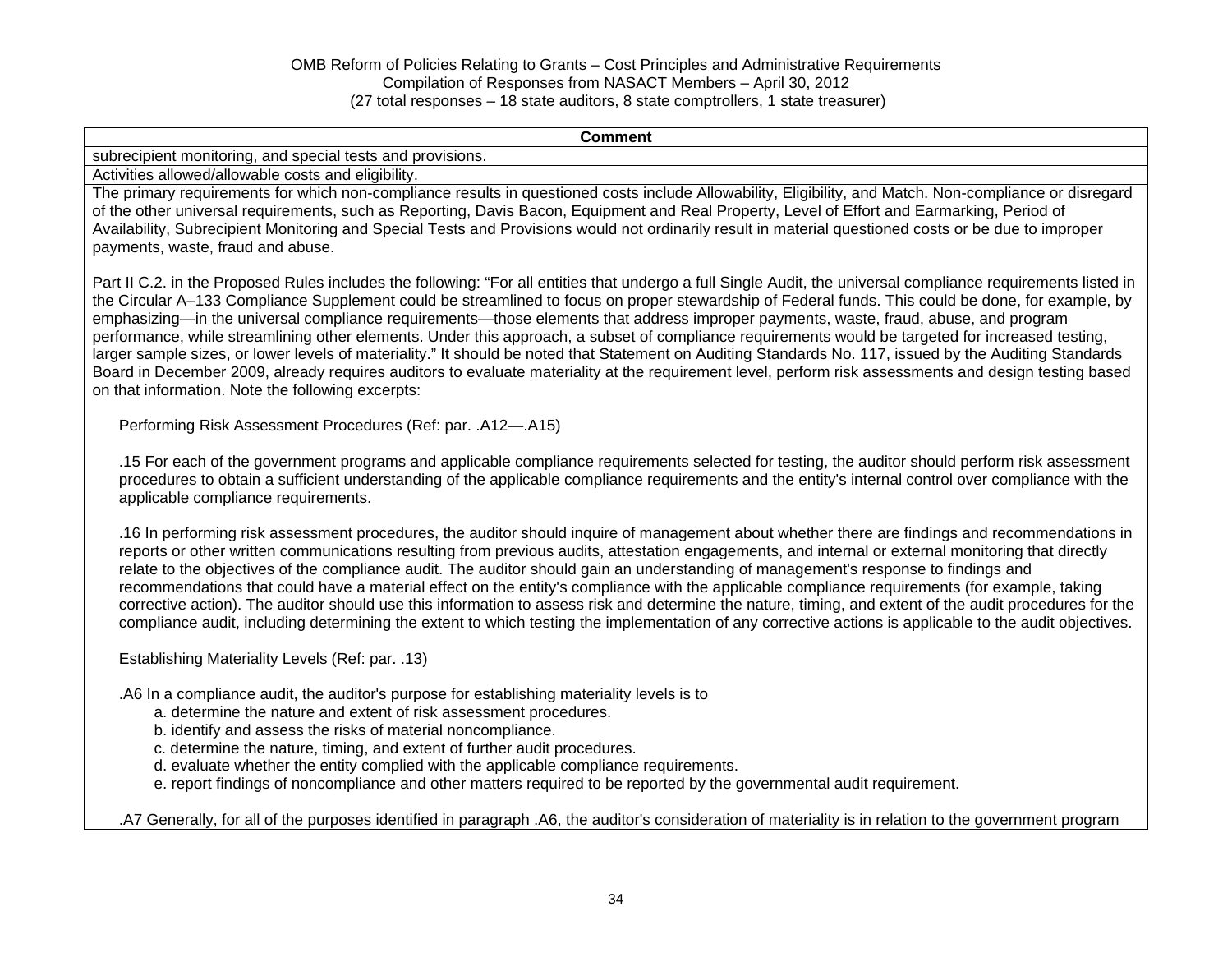| Comment |
| --- |
| subrecipient monitoring, and special tests and provisions. |
| Activities allowed/allowable costs and eligibility. |
| The primary requirements for which non-compliance results in questioned costs include Allowability, Eligibility, and Match. Non-compliance or disregard of the other universal requirements, such as Reporting, Davis Bacon, Equipment and Real Property, Level of Effort and Earmarking, Period of Availability, Subrecipient Monitoring and Special Tests and Provisions would not ordinarily result in material questioned costs or be due to improper payments, waste, fraud and abuse.<br><br>Part II C.2. in the Proposed Rules includes the following: "For all entities that undergo a full Single Audit, the universal compliance requirements listed in the Circular A–133 Compliance Supplement could be streamlined to focus on proper stewardship of Federal funds. This could be done, for example, by emphasizing—in the universal compliance requirements—those elements that address improper payments, waste, fraud, abuse, and program performance, while streamlining other elements. Under this approach, a subset of compliance requirements would be targeted for increased testing, larger sample sizes, or lower levels of materiality." It should be noted that Statement on Auditing Standards No. 117, issued by the Auditing Standards Board in December 2009, already requires auditors to evaluate materiality at the requirement level, perform risk assessments and design testing based on that information. Note the following excerpts:<br><br>Performing Risk Assessment Procedures (Ref: par. .A12—.A15)<br><br>.15 For each of the government programs and applicable compliance requirements selected for testing, the auditor should perform risk assessment procedures to obtain a sufficient understanding of the applicable compliance requirements and the entity's internal control over compliance with the applicable compliance requirements.<br><br>.16 In performing risk assessment procedures, the auditor should inquire of management about whether there are findings and recommendations in reports or other written communications resulting from previous audits, attestation engagements, and internal or external monitoring that directly relate to the objectives of the compliance audit. The auditor should gain an understanding of management's response to findings and recommendations that could have a material effect on the entity's compliance with the applicable compliance requirements (for example, taking corrective action). The auditor should use this information to assess risk and determine the nature, timing, and extent of the audit procedures for the compliance audit, including determining the extent to which testing the implementation of any corrective actions is applicable to the audit objectives.<br><br>Establishing Materiality Levels (Ref: par. .13)<br><br>.A6 In a compliance audit, the auditor's purpose for establishing materiality levels is to<br>a. determine the nature and extent of risk assessment procedures.<br>b. identify and assess the risks of material noncompliance.<br>c. determine the nature, timing, and extent of further audit procedures.<br>d. evaluate whether the entity complied with the applicable compliance requirements.<br>e. report findings of noncompliance and other matters required to be reported by the governmental audit requirement.<br><br>.A7 Generally, for all of the purposes identified in paragraph .A6, the auditor's consideration of materiality is in relation to the government program |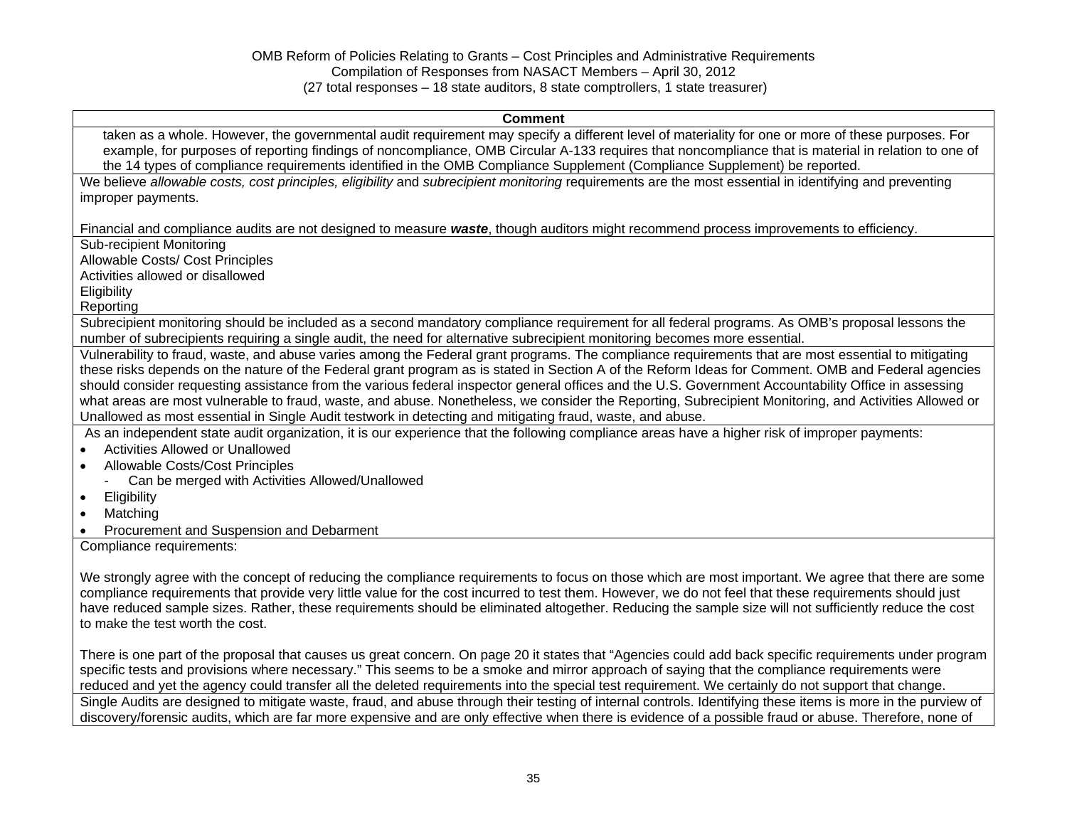| Comment |
| --- |
| taken as a whole. However, the governmental audit requirement may specify a different level of materiality for one or more of these purposes. For example, for purposes of reporting findings of noncompliance, OMB Circular A-133 requires that noncompliance that is material in relation to one of the 14 types of compliance requirements identified in the OMB Compliance Supplement (Compliance Supplement) be reported. |
| We believe *allowable costs, cost principles, eligibility* and *subrecipient monitoring* requirements are the most essential in identifying and preventing improper payments.<br><br>Financial and compliance audits are not designed to measure ***waste***, though auditors might recommend process improvements to efficiency. |
| Sub-recipient Monitoring<br>Allowable Costs/ Cost Principles<br>Activities allowed or disallowed<br>Eligibility<br>Reporting |
| Subrecipient monitoring should be included as a second mandatory compliance requirement for all federal programs. As OMB's proposal lessons the number of subrecipients requiring a single audit, the need for alternative subrecipient monitoring becomes more essential. |
| Vulnerability to fraud, waste, and abuse varies among the Federal grant programs. The compliance requirements that are most essential to mitigating these risks depends on the nature of the Federal grant program as is stated in Section A of the Reform Ideas for Comment. OMB and Federal agencies should consider requesting assistance from the various federal inspector general offices and the U.S. Government Accountability Office in assessing what areas are most vulnerable to fraud, waste, and abuse. Nonetheless, we consider the Reporting, Subrecipient Monitoring, and Activities Allowed or Unallowed as most essential in Single Audit testwork in detecting and mitigating fraud, waste, and abuse. |
| As an independent state audit organization, it is our experience that the following compliance areas have a higher risk of improper payments:<br>• Activities Allowed or Unallowed<br>• Allowable Costs/Cost Principles<br>&nbsp;&nbsp;&nbsp;- Can be merged with Activities Allowed/Unallowed<br>• Eligibility<br>• Matching<br>• Procurement and Suspension and Debarment |
| Compliance requirements:<br><br>We strongly agree with the concept of reducing the compliance requirements to focus on those which are most important. We agree that there are some compliance requirements that provide very little value for the cost incurred to test them. However, we do not feel that these requirements should just have reduced sample sizes. Rather, these requirements should be eliminated altogether. Reducing the sample size will not sufficiently reduce the cost to make the test worth the cost.<br><br>There is one part of the proposal that causes us great concern. On page 20 it states that "Agencies could add back specific requirements under program specific tests and provisions where necessary." This seems to be a smoke and mirror approach of saying that the compliance requirements were reduced and yet the agency could transfer all the deleted requirements into the special test requirement. We certainly do not support that change. |
| Single Audits are designed to mitigate waste, fraud, and abuse through their testing of internal controls. Identifying these items is more in the purview of discovery/forensic audits, which are far more expensive and are only effective when there is evidence of a possible fraud or abuse. Therefore, none of |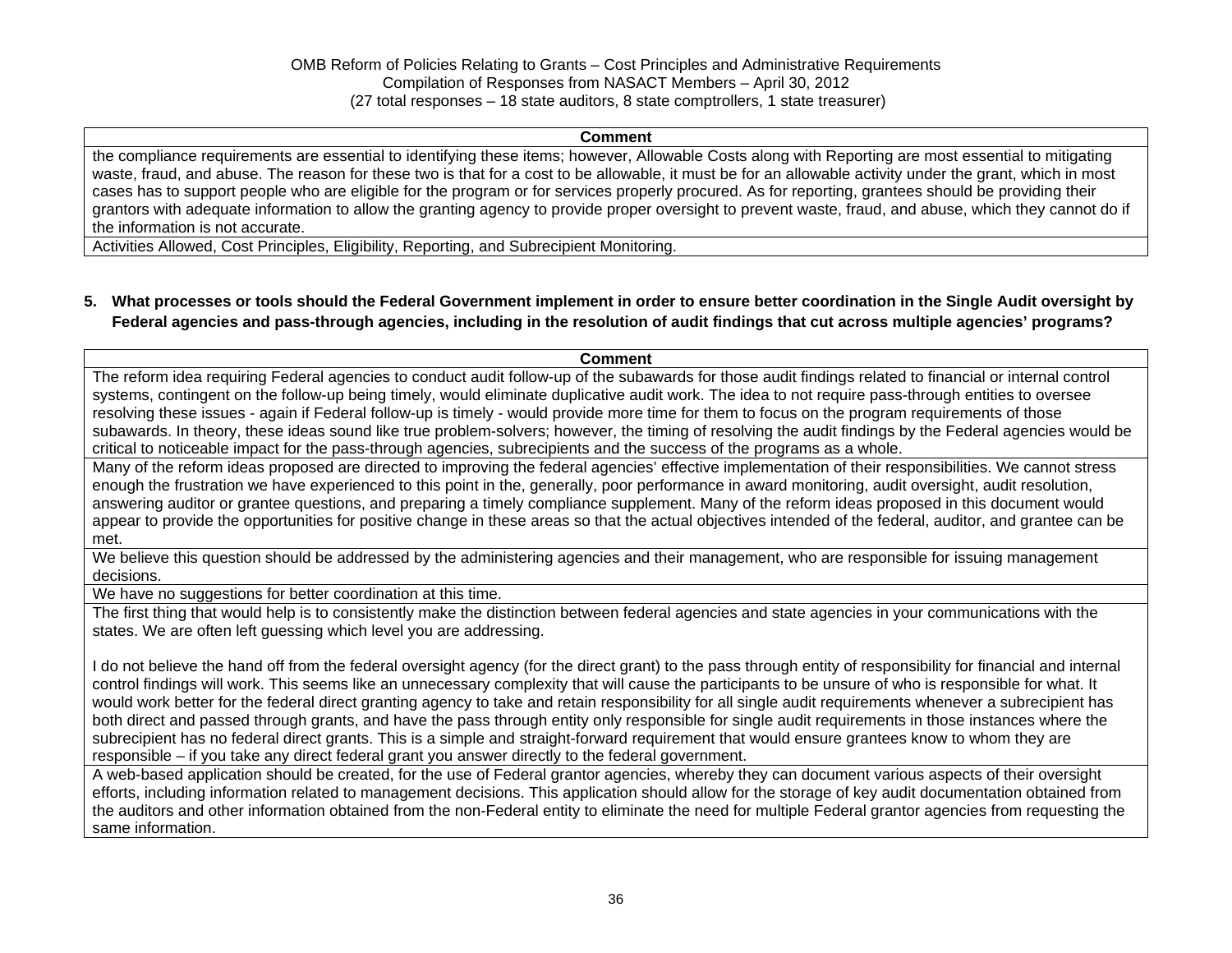| Comment |
|---|
| the compliance requirements are essential to identifying these items; however, Allowable Costs along with Reporting are most essential to mitigating waste, fraud, and abuse. The reason for these two is that for a cost to be allowable, it must be for an allowable activity under the grant, which in most cases has to support people who are eligible for the program or for services properly procured. As for reporting, grantees should be providing their grantors with adequate information to allow the granting agency to provide proper oversight to prevent waste, fraud, and abuse, which they cannot do if the information is not accurate. |
| Activities Allowed, Cost Principles, Eligibility, Reporting, and Subrecipient Monitoring. |

**5. What processes or tools should the Federal Government implement in order to ensure better coordination in the Single Audit oversight by Federal agencies and pass-through agencies, including in the resolution of audit findings that cut across multiple agencies' programs?**

| Comment |
|---|
| The reform idea requiring Federal agencies to conduct audit follow-up of the subawards for those audit findings related to financial or internal control systems, contingent on the follow-up being timely, would eliminate duplicative audit work. The idea to not require pass-through entities to oversee resolving these issues - again if Federal follow-up is timely - would provide more time for them to focus on the program requirements of those subawards. In theory, these ideas sound like true problem-solvers; however, the timing of resolving the audit findings by the Federal agencies would be critical to noticeable impact for the pass-through agencies, subrecipients and the success of the programs as a whole. |
| Many of the reform ideas proposed are directed to improving the federal agencies' effective implementation of their responsibilities. We cannot stress enough the frustration we have experienced to this point in the, generally, poor performance in award monitoring, audit oversight, audit resolution, answering auditor or grantee questions, and preparing a timely compliance supplement. Many of the reform ideas proposed in this document would appear to provide the opportunities for positive change in these areas so that the actual objectives intended of the federal, auditor, and grantee can be met. |
| We believe this question should be addressed by the administering agencies and their management, who are responsible for issuing management decisions. |
| We have no suggestions for better coordination at this time. |
| The first thing that would help is to consistently make the distinction between federal agencies and state agencies in your communications with the states. We are often left guessing which level you are addressing.<br><br>I do not believe the hand off from the federal oversight agency (for the direct grant) to the pass through entity of responsibility for financial and internal control findings will work. This seems like an unnecessary complexity that will cause the participants to be unsure of who is responsible for what. It would work better for the federal direct granting agency to take and retain responsibility for all single audit requirements whenever a subrecipient has both direct and passed through grants, and have the pass through entity only responsible for single audit requirements in those instances where the subrecipient has no federal direct grants. This is a simple and straight-forward requirement that would ensure grantees know to whom they are responsible – if you take any direct federal grant you answer directly to the federal government. |
| A web-based application should be created, for the use of Federal grantor agencies, whereby they can document various aspects of their oversight efforts, including information related to management decisions. This application should allow for the storage of key audit documentation obtained from the auditors and other information obtained from the non-Federal entity to eliminate the need for multiple Federal grantor agencies from requesting the same information. |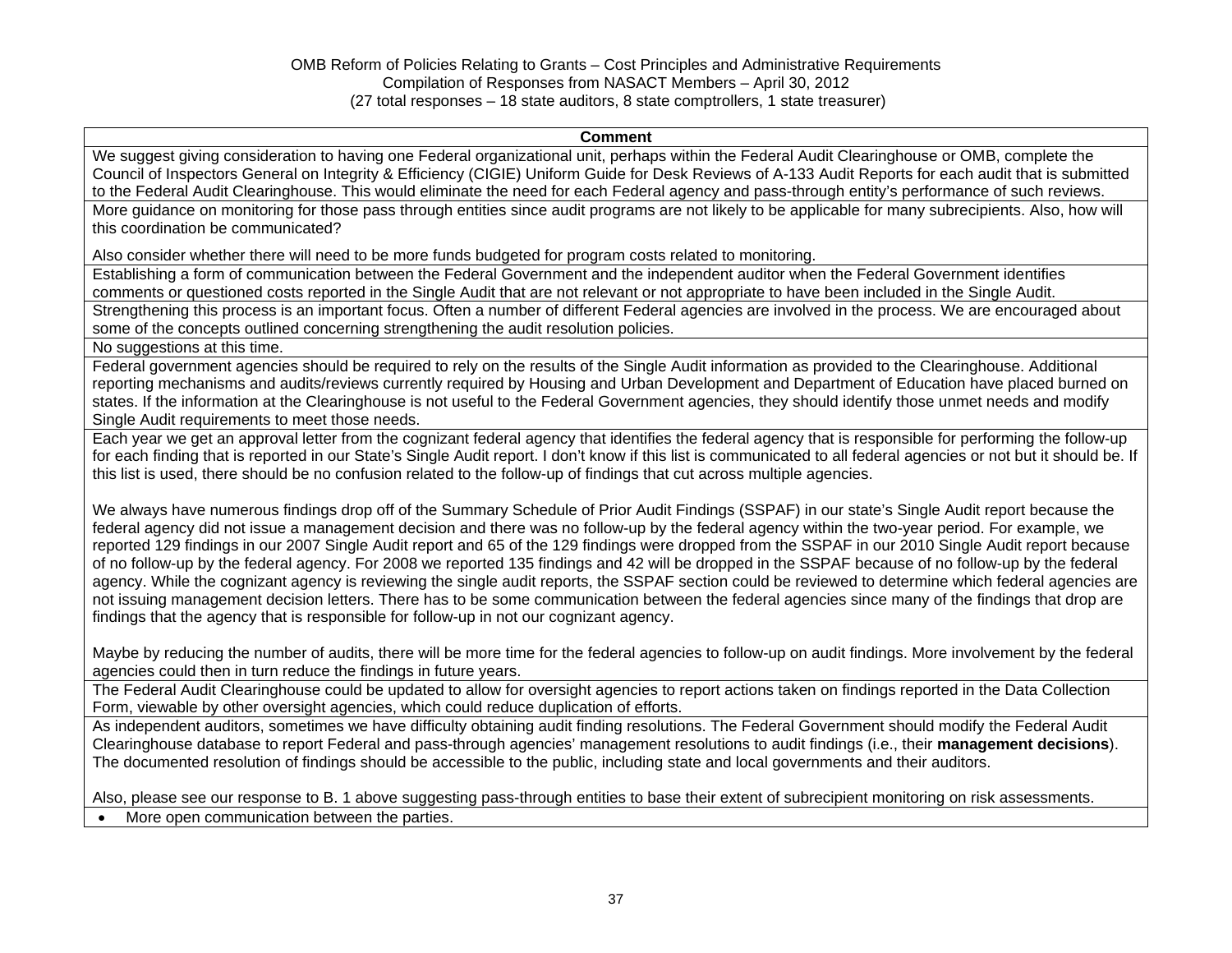OMB Reform of Policies Relating to Grants – Cost Principles and Administrative Requirements
Compilation of Responses from NASACT Members – April 30, 2012
(27 total responses – 18 state auditors, 8 state comptrollers, 1 state treasurer)

| Comment |
| --- |
| We suggest giving consideration to having one Federal organizational unit, perhaps within the Federal Audit Clearinghouse or OMB, complete the Council of Inspectors General on Integrity & Efficiency (CIGIE) Uniform Guide for Desk Reviews of A-133 Audit Reports for each audit that is submitted to the Federal Audit Clearinghouse. This would eliminate the need for each Federal agency and pass-through entity's performance of such reviews. |
| More guidance on monitoring for those pass through entities since audit programs are not likely to be applicable for many subrecipients. Also, how will this coordination be communicated?<br><br>Also consider whether there will need to be more funds budgeted for program costs related to monitoring. |
| Establishing a form of communication between the Federal Government and the independent auditor when the Federal Government identifies comments or questioned costs reported in the Single Audit that are not relevant or not appropriate to have been included in the Single Audit. |
| Strengthening this process is an important focus. Often a number of different Federal agencies are involved in the process. We are encouraged about some of the concepts outlined concerning strengthening the audit resolution policies. |
| No suggestions at this time. |
| Federal government agencies should be required to rely on the results of the Single Audit information as provided to the Clearinghouse. Additional reporting mechanisms and audits/reviews currently required by Housing and Urban Development and Department of Education have placed burned on states. If the information at the Clearinghouse is not useful to the Federal Government agencies, they should identify those unmet needs and modify Single Audit requirements to meet those needs. |
| Each year we get an approval letter from the cognizant federal agency that identifies the federal agency that is responsible for performing the follow-up for each finding that is reported in our State's Single Audit report. I don't know if this list is communicated to all federal agencies or not but it should be. If this list is used, there should be no confusion related to the follow-up of findings that cut across multiple agencies.<br><br>We always have numerous findings drop off of the Summary Schedule of Prior Audit Findings (SSPAF) in our state's Single Audit report because the federal agency did not issue a management decision and there was no follow-up by the federal agency within the two-year period. For example, we reported 129 findings in our 2007 Single Audit report and 65 of the 129 findings were dropped from the SSPAF in our 2010 Single Audit report because of no follow-up by the federal agency. For 2008 we reported 135 findings and 42 will be dropped in the SSPAF because of no follow-up by the federal agency. While the cognizant agency is reviewing the single audit reports, the SSPAF section could be reviewed to determine which federal agencies are not issuing management decision letters. There has to be some communication between the federal agencies since many of the findings that drop are findings that the agency that is responsible for follow-up in not our cognizant agency.<br><br>Maybe by reducing the number of audits, there will be more time for the federal agencies to follow-up on audit findings. More involvement by the federal agencies could then in turn reduce the findings in future years. |
| The Federal Audit Clearinghouse could be updated to allow for oversight agencies to report actions taken on findings reported in the Data Collection Form, viewable by other oversight agencies, which could reduce duplication of efforts. |
| As independent auditors, sometimes we have difficulty obtaining audit finding resolutions. The Federal Government should modify the Federal Audit Clearinghouse database to report Federal and pass-through agencies' management resolutions to audit findings (i.e., their **management decisions**). The documented resolution of findings should be accessible to the public, including state and local governments and their auditors.<br><br>Also, please see our response to B. 1 above suggesting pass-through entities to base their extent of subrecipient monitoring on risk assessments. |
| • More open communication between the parties. |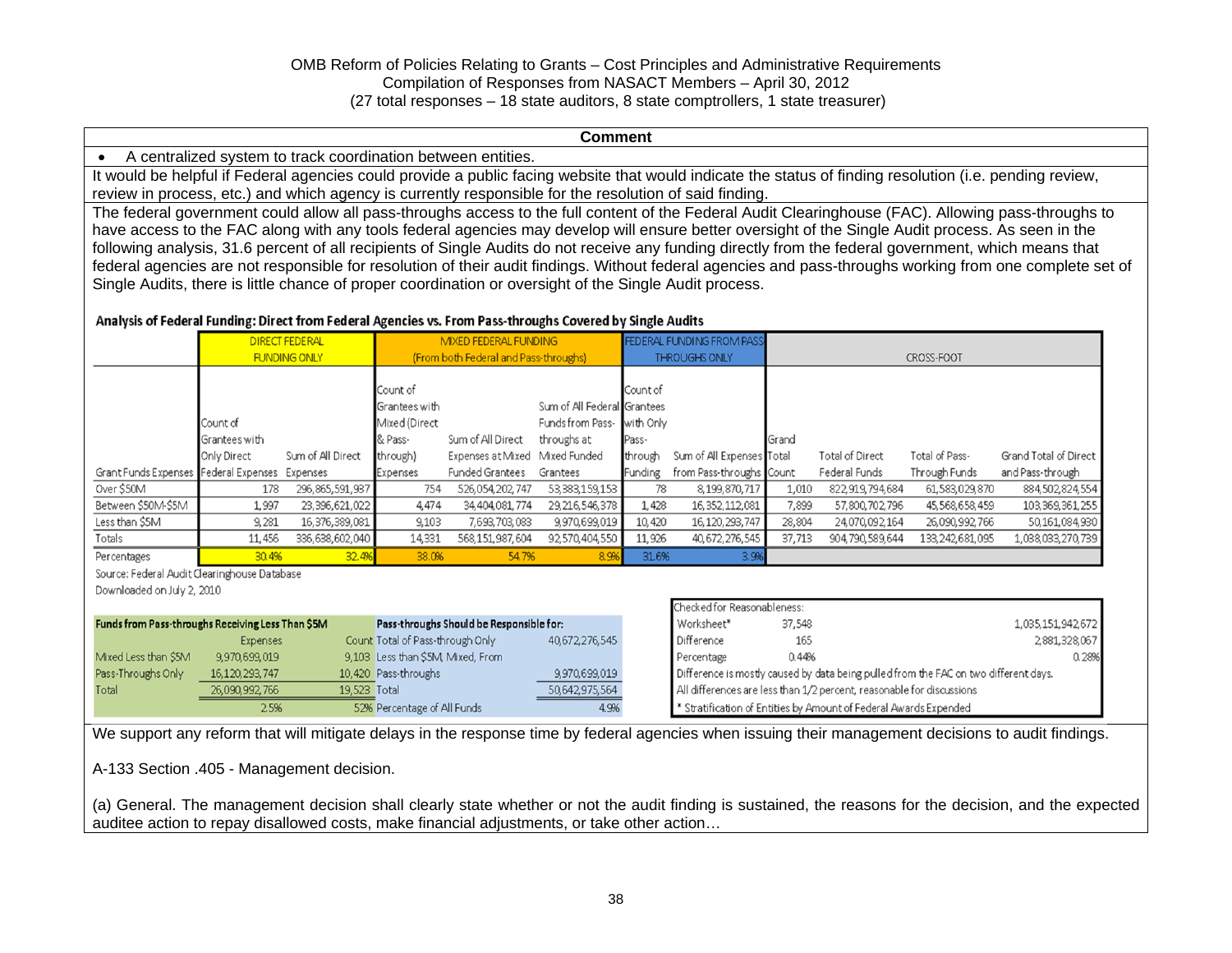OMB Reform of Policies Relating to Grants – Cost Principles and Administrative Requirements
Compilation of Responses from NASACT Members – April 30, 2012
(27 total responses – 18 state auditors, 8 state comptrollers, 1 state treasurer)

**Comment**

- A centralized system to track coordination between entities.

It would be helpful if Federal agencies could provide a public facing website that would indicate the status of finding resolution (i.e. pending review, review in process, etc.) and which agency is currently responsible for the resolution of said finding.

The federal government could allow all pass-throughs access to the full content of the Federal Audit Clearinghouse (FAC). Allowing pass-throughs to have access to the FAC along with any tools federal agencies may develop will ensure better oversight of the Single Audit process. As seen in the following analysis, 31.6 percent of all recipients of Single Audits do not receive any funding directly from the federal government, which means that federal agencies are not responsible for resolution of their audit findings. Without federal agencies and pass-throughs working from one complete set of Single Audits, there is little chance of proper coordination or oversight of the Single Audit process.

**Analysis of Federal Funding: Direct from Federal Agencies vs. From Pass-throughs Covered by Single Audits**

| | DIRECT FEDERAL FUNDING ONLY | | MIXED FEDERAL FUNDING (From both Federal and Pass-throughs) | | | FEDERAL FUNDING FROM PASS THROUGHS ONLY | | CROSS-FOOT | | | |
|---|---|---|---|---|---|---|---|---|---|---|---|
| Grant Funds Expenses | Count of Grantees with Only Direct Federal Expenses | Sum of All Direct Expenses | Count of Grantees with Mixed (Direct & Pass-through) Expenses | Sum of All Direct Expenses at Mixed Funded Grantees | Sum of All Federal Funds from Pass-throughs at Mixed Funded Grantees | Count of Grantees with Only Pass-through Funding | Sum of All Expenses from Pass-throughs | Grand Total Count | Total of Direct Federal Funds | Total of Pass-Through Funds | Grand Total of Direct and Pass-through |
| Over $50M | 178 | 296,865,591,987 | 754 | 526,054,202,747 | 53,383,159,153 | 78 | 8,199,870,717 | 1,010 | 822,919,794,684 | 61,583,029,870 | 884,502,824,554 |
| Between $50M-$5M | 1,997 | 23,396,621,022 | 4,474 | 34,404,081,774 | 29,216,546,378 | 1,428 | 16,352,112,081 | 7,899 | 57,800,702,796 | 45,568,658,459 | 103,369,361,255 |
| Less than $5M | 9,281 | 16,376,389,081 | 9,103 | 7,693,703,083 | 9,970,699,019 | 10,420 | 16,120,293,747 | 28,804 | 24,070,092,164 | 26,090,992,766 | 50,161,084,930 |
| Totals | 11,456 | 336,638,602,040 | 14,331 | 568,151,987,604 | 92,570,404,550 | 11,926 | 40,672,276,545 | 37,713 | 904,790,589,644 | 133,242,681,095 | 1,038,033,270,739 |
| Percentages | 30.4% | 32.4% | 38.0% | 54.7% | 8.9% | 31.6% | 3.9% | | | | |

Source: Federal Audit Clearinghouse Database
Downloaded on July 2, 2010

| Funds from Pass-throughs Receiving Less Than $5M | Expenses | Count |
|---|---|---|
| Mixed Less than $5M | 9,970,699,019 | 9,103 |
| Pass-Throughs Only | 16,120,293,747 | 10,420 |
| Total | 26,090,992,766 | 19,523 |
| | 2.5% | 52% |

| Pass-throughs Should be Responsible for: | |
|---|---|
| Total of Pass-through Only | 40,672,276,545 |
| Less than $5M, Mixed, From Pass-throughs | 9,970,699,019 |
| Total | 50,642,975,564 |
| Percentage of All Funds | 4.9% |

| Checked for Reasonableness: | | |
|---|---|---|
| Worksheet* | 37,548 | 1,035,151,942,672 |
| Difference | 165 | 2,881,328,067 |
| Percentage | 0.44% | 0.28% |

Difference is mostly caused by data being pulled from the FAC on two different days.
All differences are less than 1/2 percent, reasonable for discussions
* Stratification of Entities by Amount of Federal Awards Expended

We support any reform that will mitigate delays in the response time by federal agencies when issuing their management decisions to audit findings.

A-133 Section .405 - Management decision.

(a) General. The management decision shall clearly state whether or not the audit finding is sustained, the reasons for the decision, and the expected auditee action to repay disallowed costs, make financial adjustments, or take other action…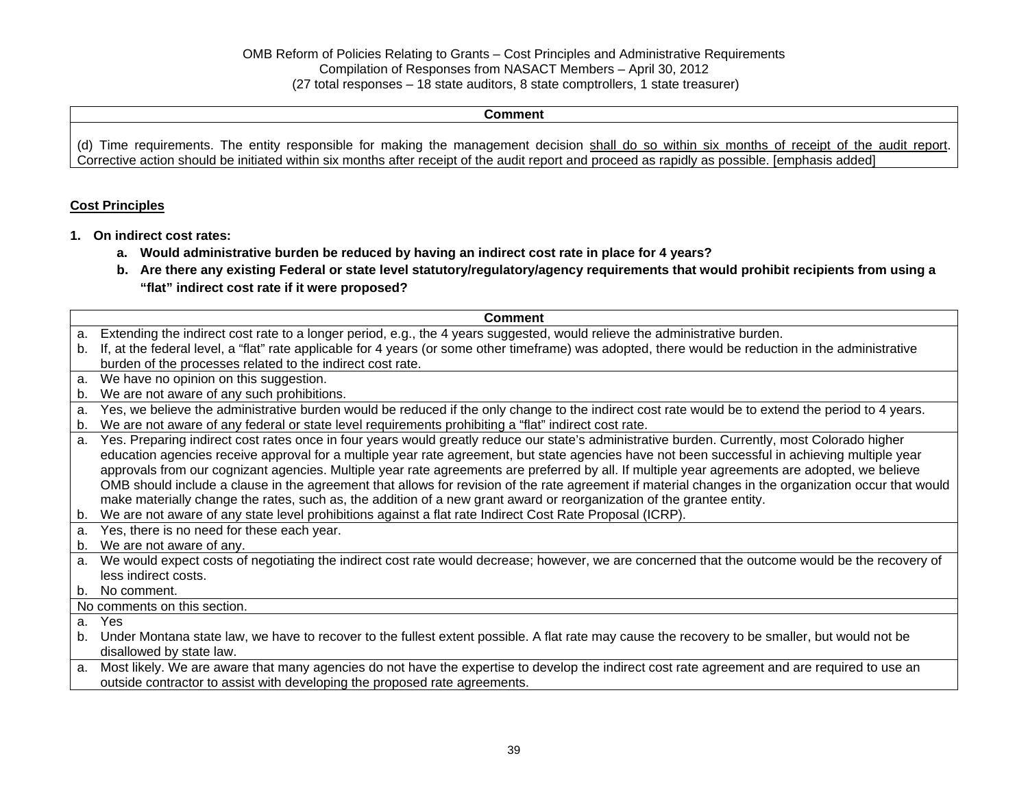| Comment |
| --- |
| (d) Time requirements. The entity responsible for making the management decision shall do so within six months of receipt of the audit report. Corrective action should be initiated within six months after receipt of the audit report and proceed as rapidly as possible. [emphasis added] |

**Cost Principles**

1. **On indirect cost rates:**
   a. **Would administrative burden be reduced by having an indirect cost rate in place for 4 years?**
   b. **Are there any existing Federal or state level statutory/regulatory/agency requirements that would prohibit recipients from using a "flat" indirect cost rate if it were proposed?**

| Comment |
| --- |
| a. Extending the indirect cost rate to a longer period, e.g., the 4 years suggested, would relieve the administrative burden.<br>b. If, at the federal level, a "flat" rate applicable for 4 years (or some other timeframe) was adopted, there would be reduction in the administrative burden of the processes related to the indirect cost rate. |
| a. We have no opinion on this suggestion.<br>b. We are not aware of any such prohibitions. |
| a. Yes, we believe the administrative burden would be reduced if the only change to the indirect cost rate would be to extend the period to 4 years.<br>b. We are not aware of any federal or state level requirements prohibiting a "flat" indirect cost rate. |
| a. Yes. Preparing indirect cost rates once in four years would greatly reduce our state's administrative burden. Currently, most Colorado higher education agencies receive approval for a multiple year rate agreement, but state agencies have not been successful in achieving multiple year approvals from our cognizant agencies. Multiple year rate agreements are preferred by all. If multiple year agreements are adopted, we believe OMB should include a clause in the agreement that allows for revision of the rate agreement if material changes in the organization occur that would make materially change the rates, such as, the addition of a new grant award or reorganization of the grantee entity.<br>b. We are not aware of any state level prohibitions against a flat rate Indirect Cost Rate Proposal (ICRP). |
| a. Yes, there is no need for these each year.<br>b. We are not aware of any. |
| a. We would expect costs of negotiating the indirect cost rate would decrease; however, we are concerned that the outcome would be the recovery of less indirect costs.<br>b. No comment. |
| No comments on this section. |
| a. Yes<br>b. Under Montana state law, we have to recover to the fullest extent possible. A flat rate may cause the recovery to be smaller, but would not be disallowed by state law. |
| a. Most likely. We are aware that many agencies do not have the expertise to develop the indirect cost rate agreement and are required to use an outside contractor to assist with developing the proposed rate agreements. |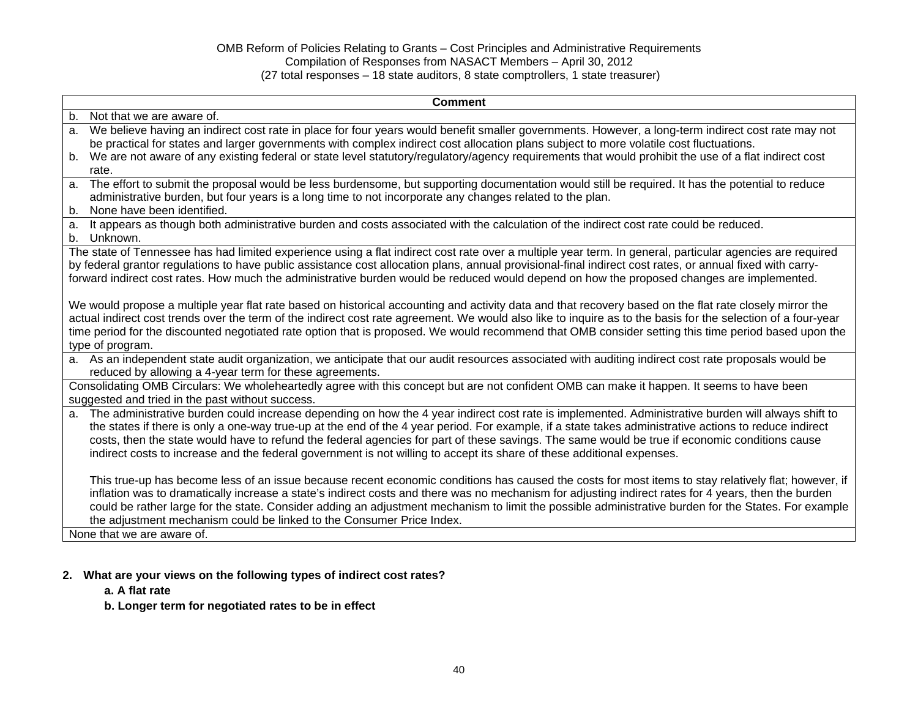OMB Reform of Policies Relating to Grants – Cost Principles and Administrative Requirements
Compilation of Responses from NASACT Members – April 30, 2012
(27 total responses – 18 state auditors, 8 state comptrollers, 1 state treasurer)

| Comment |
|---|
| b. Not that we are aware of. |
| a. We believe having an indirect cost rate in place for four years would benefit smaller governments. However, a long-term indirect cost rate may not be practical for states and larger governments with complex indirect cost allocation plans subject to more volatile cost fluctuations.<br>b. We are not aware of any existing federal or state level statutory/regulatory/agency requirements that would prohibit the use of a flat indirect cost rate. |
| a. The effort to submit the proposal would be less burdensome, but supporting documentation would still be required. It has the potential to reduce administrative burden, but four years is a long time to not incorporate any changes related to the plan.<br>b. None have been identified. |
| a. It appears as though both administrative burden and costs associated with the calculation of the indirect cost rate could be reduced.<br>b. Unknown. |
| The state of Tennessee has had limited experience using a flat indirect cost rate over a multiple year term. In general, particular agencies are required by federal grantor regulations to have public assistance cost allocation plans, annual provisional-final indirect cost rates, or annual fixed with carry-forward indirect cost rates. How much the administrative burden would be reduced would depend on how the proposed changes are implemented.<br><br>We would propose a multiple year flat rate based on historical accounting and activity data and that recovery based on the flat rate closely mirror the actual indirect cost trends over the term of the indirect cost rate agreement. We would also like to inquire as to the basis for the selection of a four-year time period for the discounted negotiated rate option that is proposed. We would recommend that OMB consider setting this time period based upon the type of program. |
| a. As an independent state audit organization, we anticipate that our audit resources associated with auditing indirect cost rate proposals would be reduced by allowing a 4-year term for these agreements. |
| Consolidating OMB Circulars: We wholeheartedly agree with this concept but are not confident OMB can make it happen. It seems to have been suggested and tried in the past without success. |
| a. The administrative burden could increase depending on how the 4 year indirect cost rate is implemented. Administrative burden will always shift to the states if there is only a one-way true-up at the end of the 4 year period. For example, if a state takes administrative actions to reduce indirect costs, then the state would have to refund the federal agencies for part of these savings. The same would be true if economic conditions cause indirect costs to increase and the federal government is not willing to accept its share of these additional expenses.<br><br>This true-up has become less of an issue because recent economic conditions has caused the costs for most items to stay relatively flat; however, if inflation was to dramatically increase a state's indirect costs and there was no mechanism for adjusting indirect rates for 4 years, then the burden could be rather large for the state. Consider adding an adjustment mechanism to limit the possible administrative burden for the States. For example the adjustment mechanism could be linked to the Consumer Price Index. |
| None that we are aware of. |

**2. What are your views on the following types of indirect cost rates?**

**a. A flat rate**

**b. Longer term for negotiated rates to be in effect**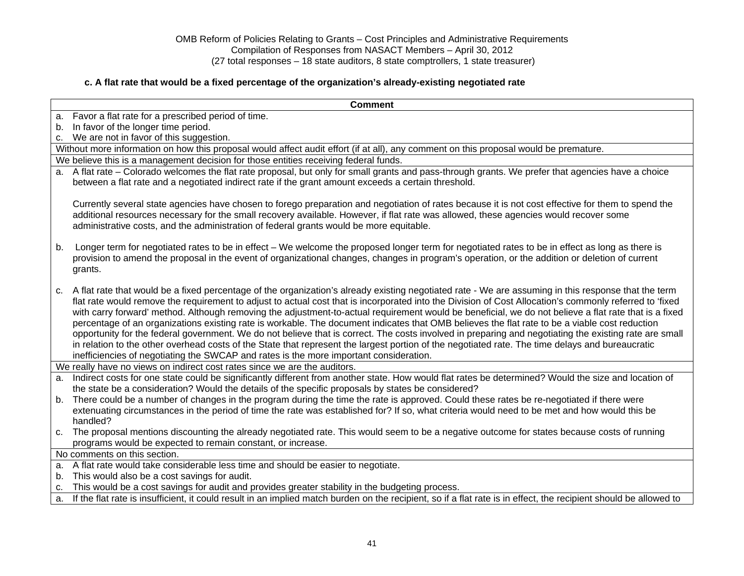OMB Reform of Policies Relating to Grants – Cost Principles and Administrative Requirements
Compilation of Responses from NASACT Members – April 30, 2012
(27 total responses – 18 state auditors, 8 state comptrollers, 1 state treasurer)

**c. A flat rate that would be a fixed percentage of the organization's already-existing negotiated rate**

| Comment |
|---|
| a. Favor a flat rate for a prescribed period of time.<br>b. In favor of the longer time period.<br>c. We are not in favor of this suggestion. |
| Without more information on how this proposal would affect audit effort (if at all), any comment on this proposal would be premature. |
| We believe this is a management decision for those entities receiving federal funds. |
| a. A flat rate – Colorado welcomes the flat rate proposal, but only for small grants and pass-through grants. We prefer that agencies have a choice between a flat rate and a negotiated indirect rate if the grant amount exceeds a certain threshold.<br><br>Currently several state agencies have chosen to forego preparation and negotiation of rates because it is not cost effective for them to spend the additional resources necessary for the small recovery available. However, if flat rate was allowed, these agencies would recover some administrative costs, and the administration of federal grants would be more equitable.<br><br>b. Longer term for negotiated rates to be in effect – We welcome the proposed longer term for negotiated rates to be in effect as long as there is provision to amend the proposal in the event of organizational changes, changes in program's operation, or the addition or deletion of current grants.<br><br>c. A flat rate that would be a fixed percentage of the organization's already existing negotiated rate - We are assuming in this response that the term flat rate would remove the requirement to adjust to actual cost that is incorporated into the Division of Cost Allocation's commonly referred to 'fixed with carry forward' method. Although removing the adjustment-to-actual requirement would be beneficial, we do not believe a flat rate that is a fixed percentage of an organizations existing rate is workable. The document indicates that OMB believes the flat rate to be a viable cost reduction opportunity for the federal government. We do not believe that is correct. The costs involved in preparing and negotiating the existing rate are small in relation to the other overhead costs of the State that represent the largest portion of the negotiated rate. The time delays and bureaucratic inefficiencies of negotiating the SWCAP and rates is the more important consideration. |
| We really have no views on indirect cost rates since we are the auditors. |
| a. Indirect costs for one state could be significantly different from another state. How would flat rates be determined? Would the size and location of the state be a consideration? Would the details of the specific proposals by states be considered?<br>b. There could be a number of changes in the program during the time the rate is approved. Could these rates be re-negotiated if there were extenuating circumstances in the period of time the rate was established for? If so, what criteria would need to be met and how would this be handled?<br>c. The proposal mentions discounting the already negotiated rate. This would seem to be a negative outcome for states because costs of running programs would be expected to remain constant, or increase. |
| No comments on this section. |
| a. A flat rate would take considerable less time and should be easier to negotiate.<br>b. This would also be a cost savings for audit.<br>c. This would be a cost savings for audit and provides greater stability in the budgeting process. |
| a. If the flat rate is insufficient, it could result in an implied match burden on the recipient, so if a flat rate is in effect, the recipient should be allowed to |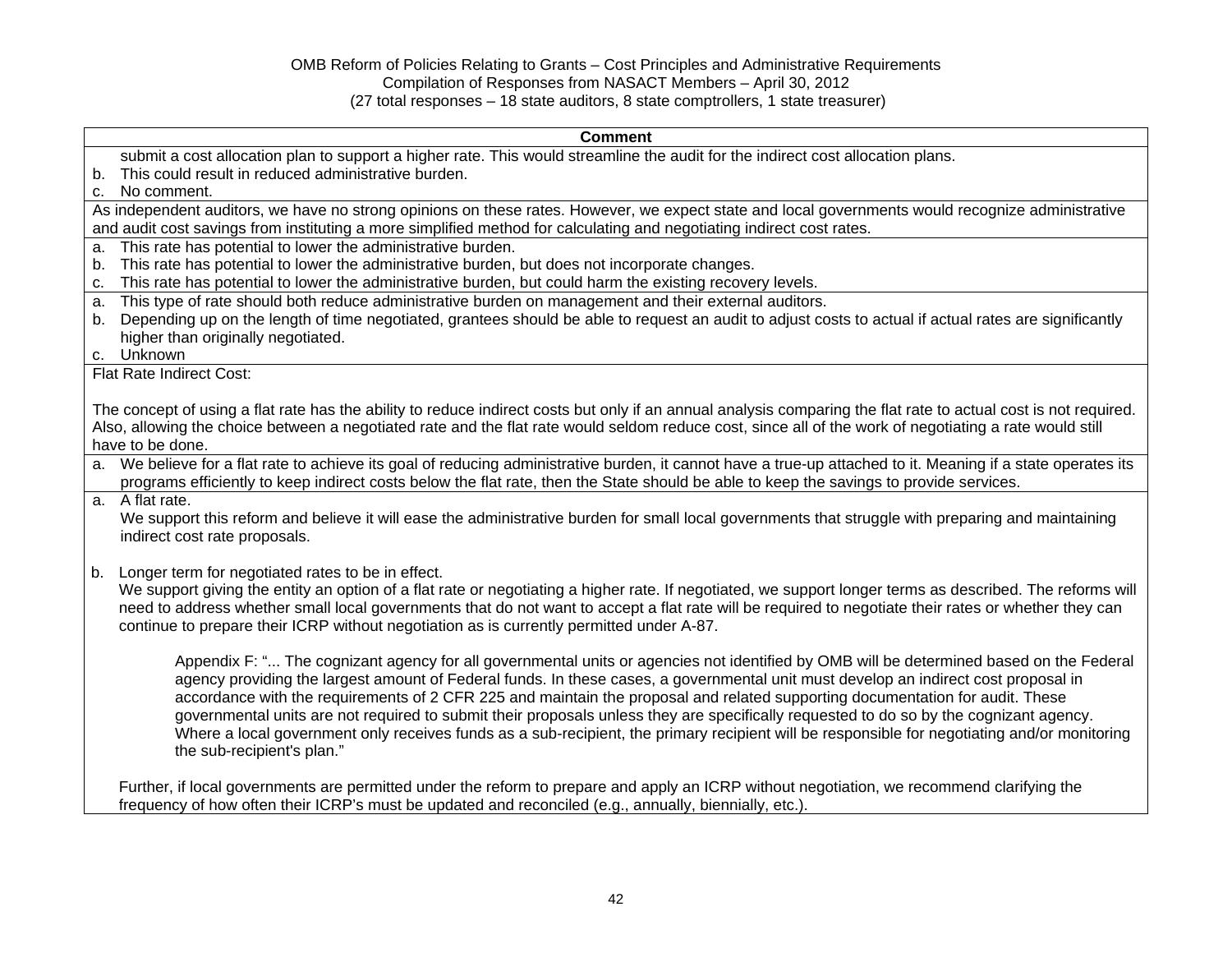| Comment |
|---|
| submit a cost allocation plan to support a higher rate. This would streamline the audit for the indirect cost allocation plans.<br>b. This could result in reduced administrative burden.<br>c. No comment. |
| As independent auditors, we have no strong opinions on these rates. However, we expect state and local governments would recognize administrative and audit cost savings from instituting a more simplified method for calculating and negotiating indirect cost rates. |
| a. This rate has potential to lower the administrative burden.<br>b. This rate has potential to lower the administrative burden, but does not incorporate changes.<br>c. This rate has potential to lower the administrative burden, but could harm the existing recovery levels. |
| a. This type of rate should both reduce administrative burden on management and their external auditors.<br>b. Depending up on the length of time negotiated, grantees should be able to request an audit to adjust costs to actual if actual rates are significantly higher than originally negotiated.<br>c. Unknown |
| Flat Rate Indirect Cost:<br><br>The concept of using a flat rate has the ability to reduce indirect costs but only if an annual analysis comparing the flat rate to actual cost is not required. Also, allowing the choice between a negotiated rate and the flat rate would seldom reduce cost, since all of the work of negotiating a rate would still have to be done. |
| a. We believe for a flat rate to achieve its goal of reducing administrative burden, it cannot have a true-up attached to it. Meaning if a state operates its programs efficiently to keep indirect costs below the flat rate, then the State should be able to keep the savings to provide services. |
| a. A flat rate.<br>We support this reform and believe it will ease the administrative burden for small local governments that struggle with preparing and maintaining indirect cost rate proposals.<br><br>b. Longer term for negotiated rates to be in effect.<br>We support giving the entity an option of a flat rate or negotiating a higher rate. If negotiated, we support longer terms as described. The reforms will need to address whether small local governments that do not want to accept a flat rate will be required to negotiate their rates or whether they can continue to prepare their ICRP without negotiation as is currently permitted under A-87.<br><br>Appendix F: "... The cognizant agency for all governmental units or agencies not identified by OMB will be determined based on the Federal agency providing the largest amount of Federal funds. In these cases, a governmental unit must develop an indirect cost proposal in accordance with the requirements of 2 CFR 225 and maintain the proposal and related supporting documentation for audit. These governmental units are not required to submit their proposals unless they are specifically requested to do so by the cognizant agency. Where a local government only receives funds as a sub-recipient, the primary recipient will be responsible for negotiating and/or monitoring the sub-recipient's plan."<br><br>Further, if local governments are permitted under the reform to prepare and apply an ICRP without negotiation, we recommend clarifying the frequency of how often their ICRP's must be updated and reconciled (e.g., annually, biennially, etc.). |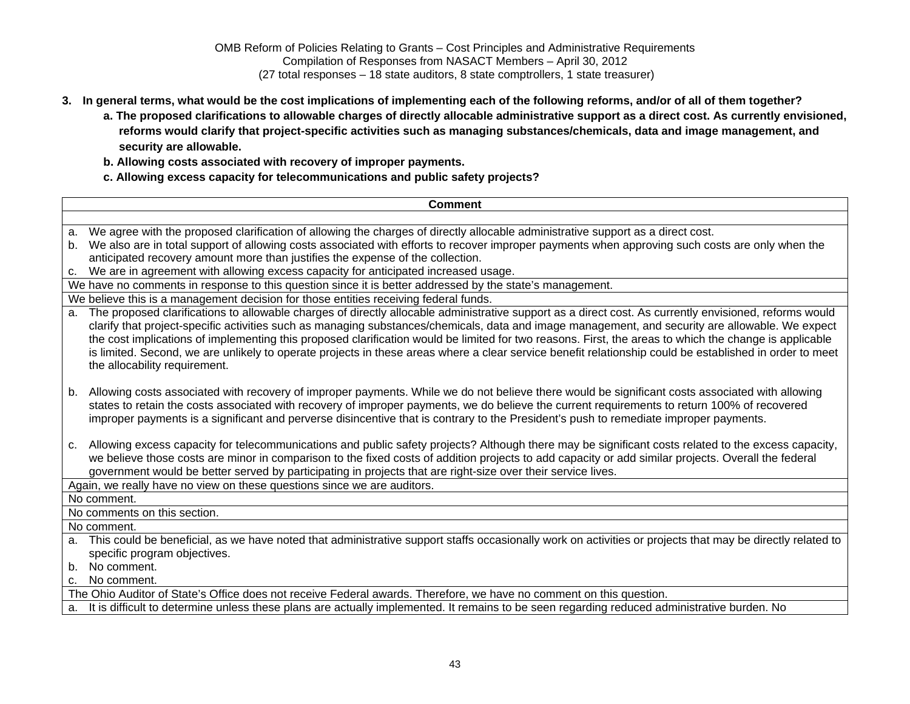OMB Reform of Policies Relating to Grants – Cost Principles and Administrative Requirements
Compilation of Responses from NASACT Members – April 30, 2012
(27 total responses – 18 state auditors, 8 state comptrollers, 1 state treasurer)

**3. In general terms, what would be the cost implications of implementing each of the following reforms, and/or of all of them together?**

**a. The proposed clarifications to allowable charges of directly allocable administrative support as a direct cost. As currently envisioned, reforms would clarify that project-specific activities such as managing substances/chemicals, data and image management, and security are allowable.**

**b. Allowing costs associated with recovery of improper payments.**

**c. Allowing excess capacity for telecommunications and public safety projects?**

| Comment |
|---|
| |
| a. We agree with the proposed clarification of allowing the charges of directly allocable administrative support as a direct cost.<br>b. We also are in total support of allowing costs associated with efforts to recover improper payments when approving such costs are only when the anticipated recovery amount more than justifies the expense of the collection.<br>c. We are in agreement with allowing excess capacity for anticipated increased usage. |
| We have no comments in response to this question since it is better addressed by the state's management. |
| We believe this is a management decision for those entities receiving federal funds. |
| a. The proposed clarifications to allowable charges of directly allocable administrative support as a direct cost. As currently envisioned, reforms would clarify that project-specific activities such as managing substances/chemicals, data and image management, and security are allowable. We expect the cost implications of implementing this proposed clarification would be limited for two reasons. First, the areas to which the change is applicable is limited. Second, we are unlikely to operate projects in these areas where a clear service benefit relationship could be established in order to meet the allocability requirement.<br><br>b. Allowing costs associated with recovery of improper payments. While we do not believe there would be significant costs associated with allowing states to retain the costs associated with recovery of improper payments, we do believe the current requirements to return 100% of recovered improper payments is a significant and perverse disincentive that is contrary to the President's push to remediate improper payments.<br><br>c. Allowing excess capacity for telecommunications and public safety projects? Although there may be significant costs related to the excess capacity, we believe those costs are minor in comparison to the fixed costs of addition projects to add capacity or add similar projects. Overall the federal government would be better served by participating in projects that are right-size over their service lives. |
| Again, we really have no view on these questions since we are auditors. |
| No comment. |
| No comments on this section. |
| No comment. |
| a. This could be beneficial, as we have noted that administrative support staffs occasionally work on activities or projects that may be directly related to specific program objectives.<br>b. No comment.<br>c. No comment. |
| The Ohio Auditor of State's Office does not receive Federal awards. Therefore, we have no comment on this question. |
| a. It is difficult to determine unless these plans are actually implemented. It remains to be seen regarding reduced administrative burden. No |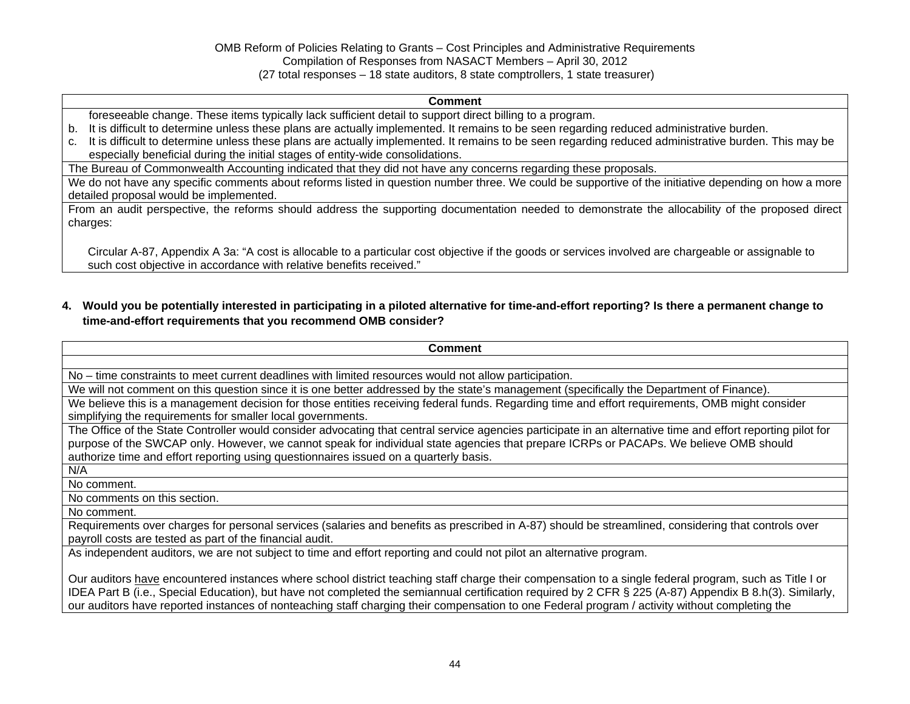| Comment |
| --- |
| foreseeable change. These items typically lack sufficient detail to support direct billing to a program.<br>b. It is difficult to determine unless these plans are actually implemented. It remains to be seen regarding reduced administrative burden.<br>c. It is difficult to determine unless these plans are actually implemented. It remains to be seen regarding reduced administrative burden. This may be especially beneficial during the initial stages of entity-wide consolidations. |
| The Bureau of Commonwealth Accounting indicated that they did not have any concerns regarding these proposals. |
| We do not have any specific comments about reforms listed in question number three. We could be supportive of the initiative depending on how a more detailed proposal would be implemented. |
| From an audit perspective, the reforms should address the supporting documentation needed to demonstrate the allocability of the proposed direct charges:<br><br>Circular A-87, Appendix A 3a: "A cost is allocable to a particular cost objective if the goods or services involved are chargeable or assignable to such cost objective in accordance with relative benefits received." |

**4. Would you be potentially interested in participating in a piloted alternative for time-and-effort reporting? Is there a permanent change to time-and-effort requirements that you recommend OMB consider?**

| Comment |
| --- |
| |
| No – time constraints to meet current deadlines with limited resources would not allow participation. |
| We will not comment on this question since it is one better addressed by the state's management (specifically the Department of Finance). |
| We believe this is a management decision for those entities receiving federal funds. Regarding time and effort requirements, OMB might consider simplifying the requirements for smaller local governments. |
| The Office of the State Controller would consider advocating that central service agencies participate in an alternative time and effort reporting pilot for purpose of the SWCAP only. However, we cannot speak for individual state agencies that prepare ICRPs or PACAPs. We believe OMB should authorize time and effort reporting using questionnaires issued on a quarterly basis. |
| N/A |
| No comment. |
| No comments on this section. |
| No comment. |
| Requirements over charges for personal services (salaries and benefits as prescribed in A-87) should be streamlined, considering that controls over payroll costs are tested as part of the financial audit. |
| As independent auditors, we are not subject to time and effort reporting and could not pilot an alternative program.<br><br>Our auditors <u>have</u> encountered instances where school district teaching staff charge their compensation to a single federal program, such as Title I or IDEA Part B (i.e., Special Education), but have not completed the semiannual certification required by 2 CFR § 225 (A-87) Appendix B 8.h(3). Similarly, our auditors have reported instances of nonteaching staff charging their compensation to one Federal program / activity without completing the |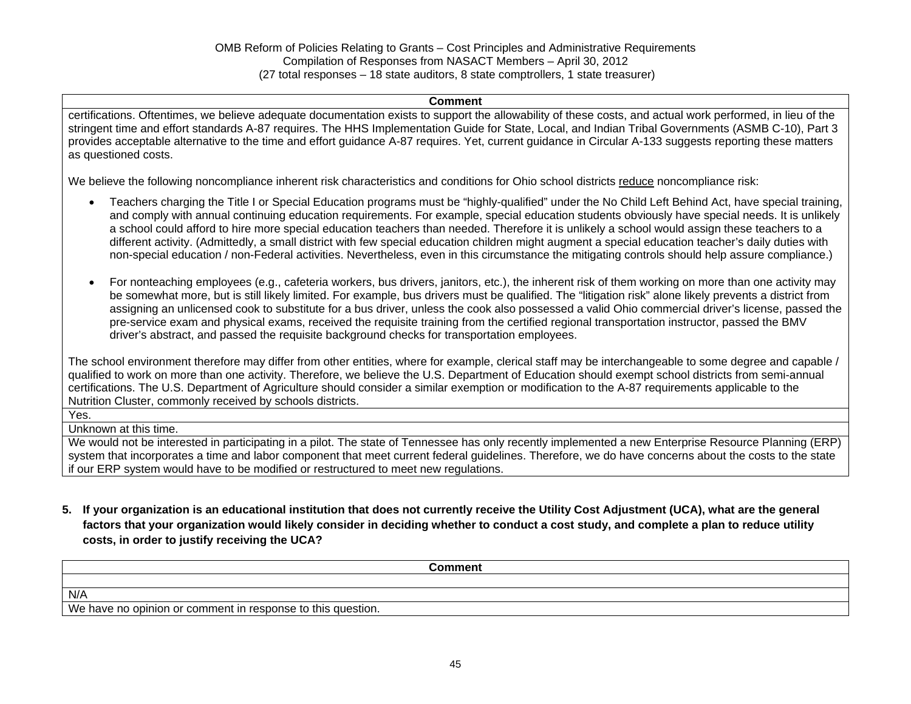| Comment |
|---|
| certifications. Oftentimes, we believe adequate documentation exists to support the allowability of these costs, and actual work performed, in lieu of the stringent time and effort standards A-87 requires. The HHS Implementation Guide for State, Local, and Indian Tribal Governments (ASMB C-10), Part 3 provides acceptable alternative to the time and effort guidance A-87 requires. Yet, current guidance in Circular A-133 suggests reporting these matters as questioned costs.<br><br>We believe the following noncompliance inherent risk characteristics and conditions for Ohio school districts reduce noncompliance risk:<br><br>• Teachers charging the Title I or Special Education programs must be "highly-qualified" under the No Child Left Behind Act, have special training, and comply with annual continuing education requirements. For example, special education students obviously have special needs. It is unlikely a school could afford to hire more special education teachers than needed. Therefore it is unlikely a school would assign these teachers to a different activity. (Admittedly, a small district with few special education children might augment a special education teacher's daily duties with non-special education / non-Federal activities. Nevertheless, even in this circumstance the mitigating controls should help assure compliance.)<br><br>• For nonteaching employees (e.g., cafeteria workers, bus drivers, janitors, etc.), the inherent risk of them working on more than one activity may be somewhat more, but is still likely limited. For example, bus drivers must be qualified. The "litigation risk" alone likely prevents a district from assigning an unlicensed cook to substitute for a bus driver, unless the cook also possessed a valid Ohio commercial driver's license, passed the pre-service exam and physical exams, received the requisite training from the certified regional transportation instructor, passed the BMV driver's abstract, and passed the requisite background checks for transportation employees.<br><br>The school environment therefore may differ from other entities, where for example, clerical staff may be interchangeable to some degree and capable / qualified to work on more than one activity. Therefore, we believe the U.S. Department of Education should exempt school districts from semi-annual certifications. The U.S. Department of Agriculture should consider a similar exemption or modification to the A-87 requirements applicable to the Nutrition Cluster, commonly received by schools districts. |
| Yes. |
| Unknown at this time. |
| We would not be interested in participating in a pilot. The state of Tennessee has only recently implemented a new Enterprise Resource Planning (ERP) system that incorporates a time and labor component that meet current federal guidelines. Therefore, we do have concerns about the costs to the state if our ERP system would have to be modified or restructured to meet new regulations. |

**5. If your organization is an educational institution that does not currently receive the Utility Cost Adjustment (UCA), what are the general factors that your organization would likely consider in deciding whether to conduct a cost study, and complete a plan to reduce utility costs, in order to justify receiving the UCA?**

| Comment |
|---|
| |
| N/A |
| We have no opinion or comment in response to this question. |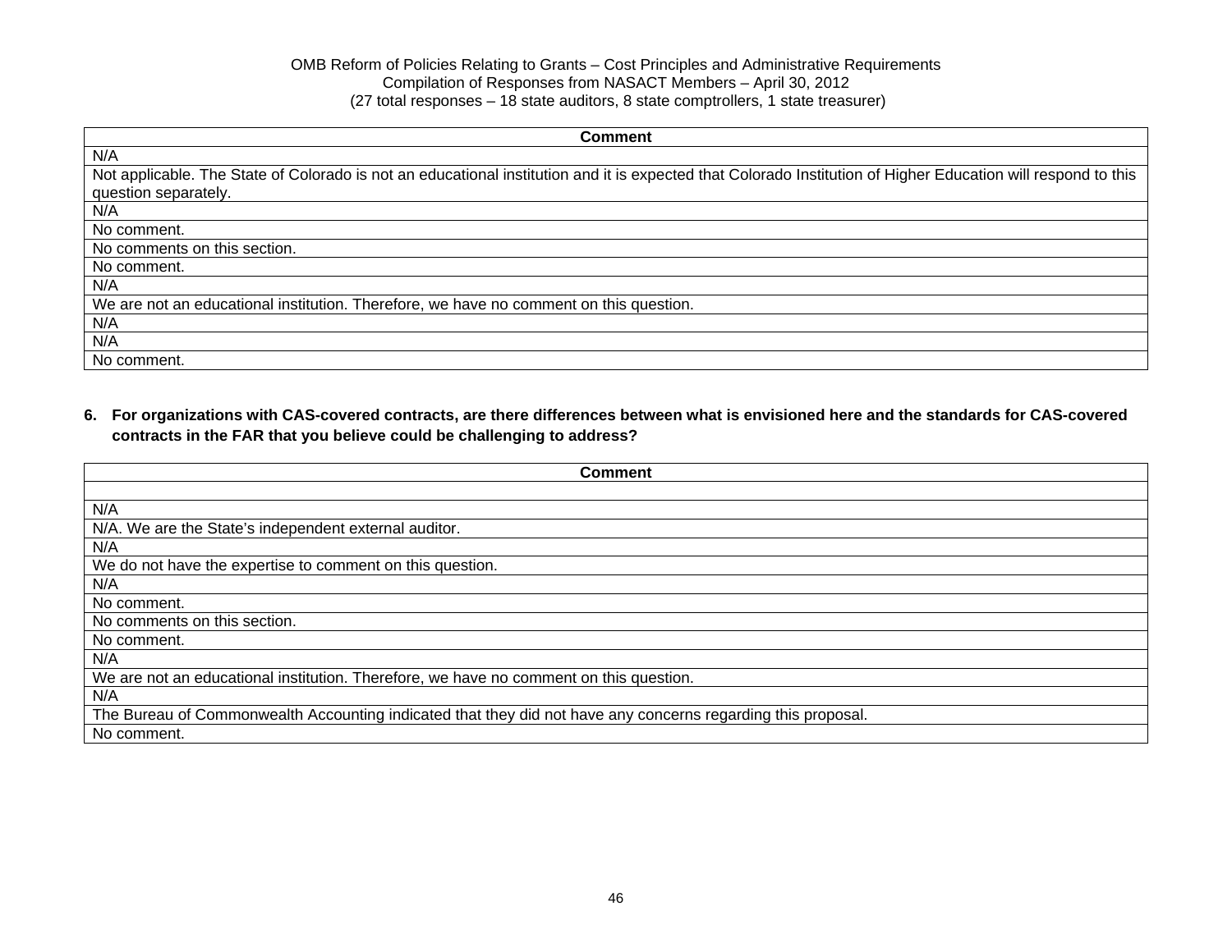| Comment |
| --- |
| N/A |
| Not applicable. The State of Colorado is not an educational institution and it is expected that Colorado Institution of Higher Education will respond to this question separately. |
| N/A |
| No comment. |
| No comments on this section. |
| No comment. |
| N/A |
| We are not an educational institution. Therefore, we have no comment on this question. |
| N/A |
| N/A |
| No comment. |

**6. For organizations with CAS-covered contracts, are there differences between what is envisioned here and the standards for CAS-covered contracts in the FAR that you believe could be challenging to address?**

| Comment |
| --- |
| |
| N/A |
| N/A. We are the State's independent external auditor. |
| N/A |
| We do not have the expertise to comment on this question. |
| N/A |
| No comment. |
| No comments on this section. |
| No comment. |
| N/A |
| We are not an educational institution. Therefore, we have no comment on this question. |
| N/A |
| The Bureau of Commonwealth Accounting indicated that they did not have any concerns regarding this proposal. |
| No comment. |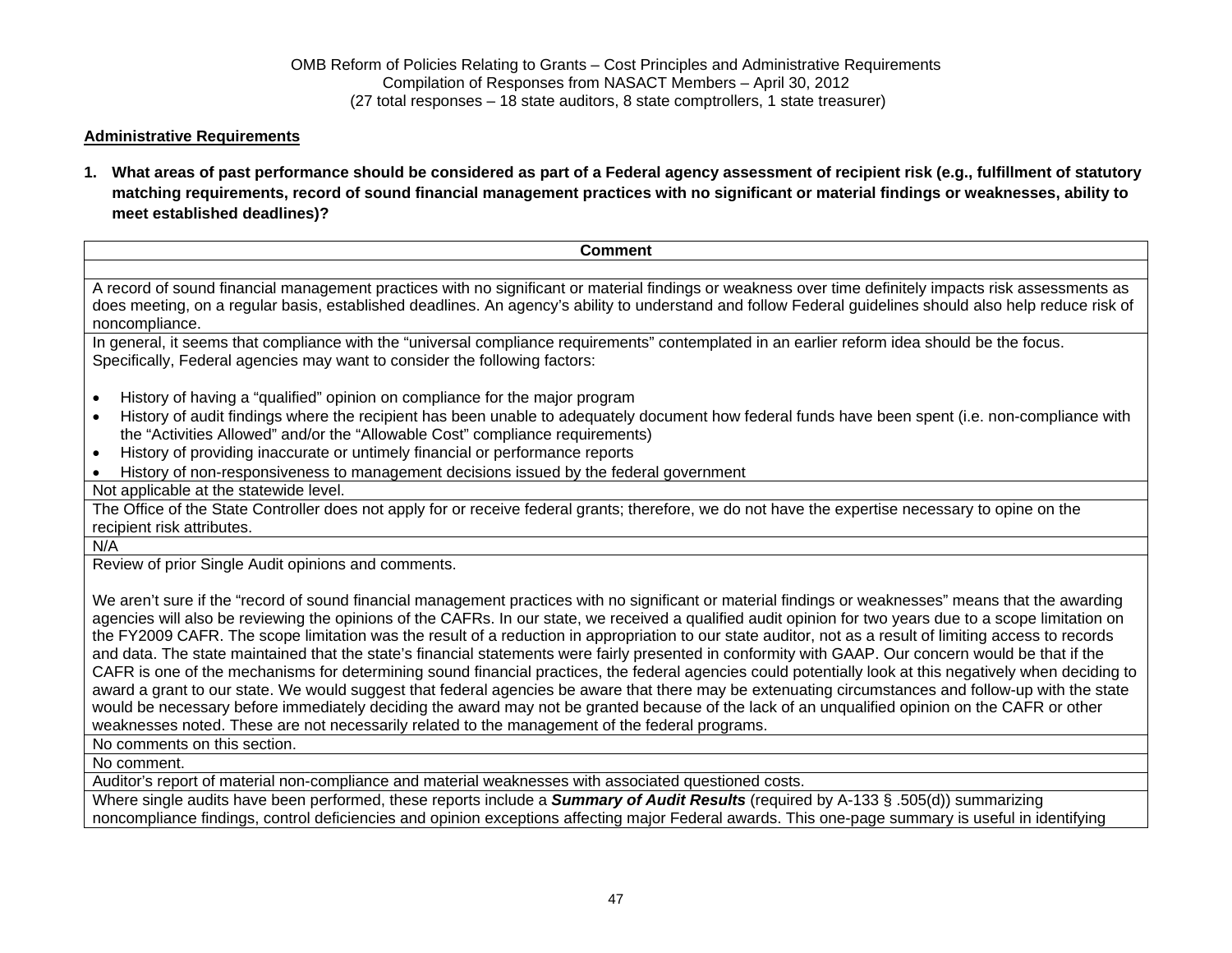OMB Reform of Policies Relating to Grants – Cost Principles and Administrative Requirements
Compilation of Responses from NASACT Members – April 30, 2012
(27 total responses – 18 state auditors, 8 state comptrollers, 1 state treasurer)

## Administrative Requirements

**1. What areas of past performance should be considered as part of a Federal agency assessment of recipient risk (e.g., fulfillment of statutory matching requirements, record of sound financial management practices with no significant or material findings or weaknesses, ability to meet established deadlines)?**

| Comment |
|---|
| |
| A record of sound financial management practices with no significant or material findings or weakness over time definitely impacts risk assessments as does meeting, on a regular basis, established deadlines. An agency's ability to understand and follow Federal guidelines should also help reduce risk of noncompliance. |
| In general, it seems that compliance with the "universal compliance requirements" contemplated in an earlier reform idea should be the focus. Specifically, Federal agencies may want to consider the following factors:<br><br>• History of having a "qualified" opinion on compliance for the major program<br>• History of audit findings where the recipient has been unable to adequately document how federal funds have been spent (i.e. non-compliance with the "Activities Allowed" and/or the "Allowable Cost" compliance requirements)<br>• History of providing inaccurate or untimely financial or performance reports<br>• History of non-responsiveness to management decisions issued by the federal government |
| Not applicable at the statewide level. |
| The Office of the State Controller does not apply for or receive federal grants; therefore, we do not have the expertise necessary to opine on the recipient risk attributes. |
| N/A |
| Review of prior Single Audit opinions and comments.<br><br>We aren't sure if the "record of sound financial management practices with no significant or material findings or weaknesses" means that the awarding agencies will also be reviewing the opinions of the CAFRs. In our state, we received a qualified audit opinion for two years due to a scope limitation on the FY2009 CAFR. The scope limitation was the result of a reduction in appropriation to our state auditor, not as a result of limiting access to records and data. The state maintained that the state's financial statements were fairly presented in conformity with GAAP. Our concern would be that if the CAFR is one of the mechanisms for determining sound financial practices, the federal agencies could potentially look at this negatively when deciding to award a grant to our state. We would suggest that federal agencies be aware that there may be extenuating circumstances and follow-up with the state would be necessary before immediately deciding the award may not be granted because of the lack of an unqualified opinion on the CAFR or other weaknesses noted. These are not necessarily related to the management of the federal programs. |
| No comments on this section. |
| No comment. |
| Auditor's report of material non-compliance and material weaknesses with associated questioned costs. |
| Where single audits have been performed, these reports include a ***Summary of Audit Results*** (required by A-133 § .505(d)) summarizing noncompliance findings, control deficiencies and opinion exceptions affecting major Federal awards. This one-page summary is useful in identifying |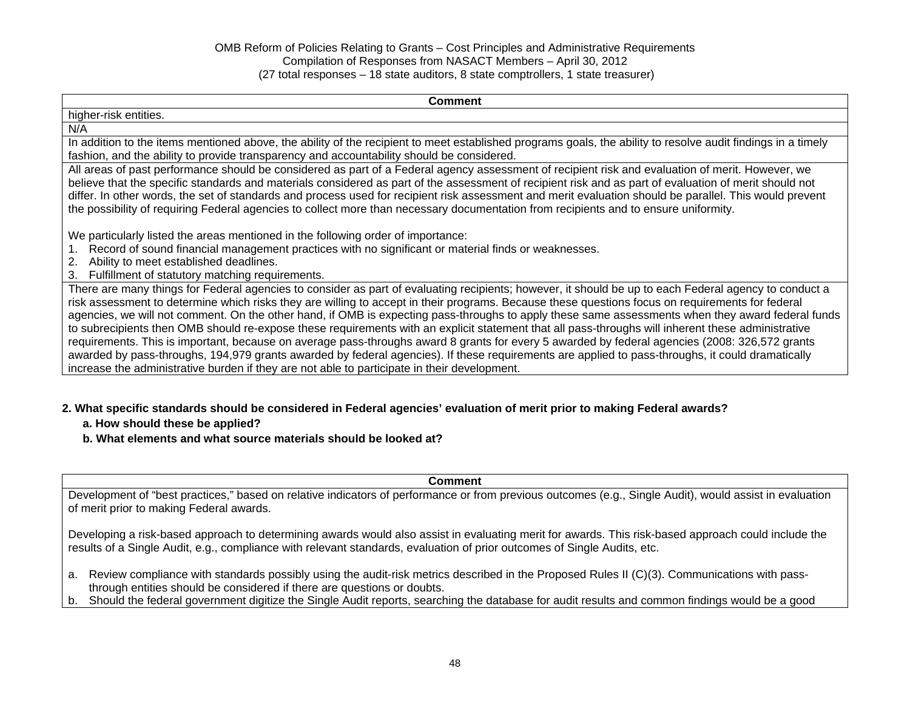| Comment |
| --- |
| higher-risk entities. |
| N/A |
| In addition to the items mentioned above, the ability of the recipient to meet established programs goals, the ability to resolve audit findings in a timely fashion, and the ability to provide transparency and accountability should be considered. |
| All areas of past performance should be considered as part of a Federal agency assessment of recipient risk and evaluation of merit. However, we believe that the specific standards and materials considered as part of the assessment of recipient risk and as part of evaluation of merit should not differ. In other words, the set of standards and process used for recipient risk assessment and merit evaluation should be parallel. This would prevent the possibility of requiring Federal agencies to collect more than necessary documentation from recipients and to ensure uniformity.<br><br>We particularly listed the areas mentioned in the following order of importance:<br>1. Record of sound financial management practices with no significant or material finds or weaknesses.<br>2. Ability to meet established deadlines.<br>3. Fulfillment of statutory matching requirements. |
| There are many things for Federal agencies to consider as part of evaluating recipients; however, it should be up to each Federal agency to conduct a risk assessment to determine which risks they are willing to accept in their programs. Because these questions focus on requirements for federal agencies, we will not comment. On the other hand, if OMB is expecting pass-throughs to apply these same assessments when they award federal funds to subrecipients then OMB should re-expose these requirements with an explicit statement that all pass-throughs will inherent these administrative requirements. This is important, because on average pass-throughs award 8 grants for every 5 awarded by federal agencies (2008: 326,572 grants awarded by pass-throughs, 194,979 grants awarded by federal agencies). If these requirements are applied to pass-throughs, it could dramatically increase the administrative burden if they are not able to participate in their development. |

**2. What specific standards should be considered in Federal agencies' evaluation of merit prior to making Federal awards?**

**a. How should these be applied?**

**b. What elements and what source materials should be looked at?**

| Comment |
| --- |
| Development of "best practices," based on relative indicators of performance or from previous outcomes (e.g., Single Audit), would assist in evaluation of merit prior to making Federal awards.<br><br>Developing a risk-based approach to determining awards would also assist in evaluating merit for awards. This risk-based approach could include the results of a Single Audit, e.g., compliance with relevant standards, evaluation of prior outcomes of Single Audits, etc.<br><br>a. Review compliance with standards possibly using the audit-risk metrics described in the Proposed Rules II (C)(3). Communications with pass-through entities should be considered if there are questions or doubts.<br>b. Should the federal government digitize the Single Audit reports, searching the database for audit results and common findings would be a good |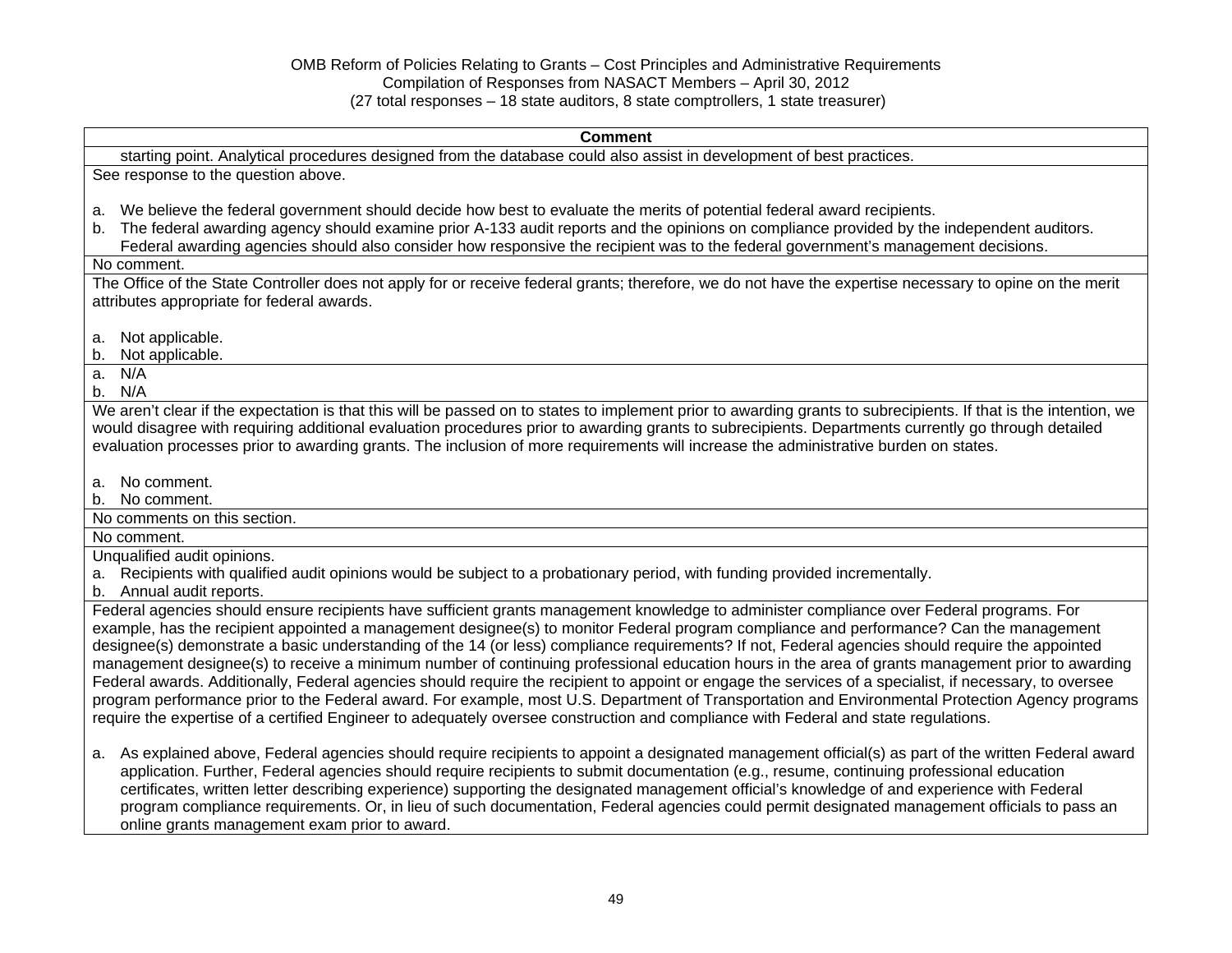| Comment |
|---|
| starting point. Analytical procedures designed from the database could also assist in development of best practices. |
| See response to the question above.<br><br>a. We believe the federal government should decide how best to evaluate the merits of potential federal award recipients.<br>b. The federal awarding agency should examine prior A-133 audit reports and the opinions on compliance provided by the independent auditors. Federal awarding agencies should also consider how responsive the recipient was to the federal government's management decisions. |
| No comment. |
| The Office of the State Controller does not apply for or receive federal grants; therefore, we do not have the expertise necessary to opine on the merit attributes appropriate for federal awards.<br><br>a. Not applicable.<br>b. Not applicable. |
| a. N/A<br>b. N/A |
| We aren't clear if the expectation is that this will be passed on to states to implement prior to awarding grants to subrecipients. If that is the intention, we would disagree with requiring additional evaluation procedures prior to awarding grants to subrecipients. Departments currently go through detailed evaluation processes prior to awarding grants. The inclusion of more requirements will increase the administrative burden on states.<br><br>a. No comment.<br>b. No comment. |
| No comments on this section. |
| No comment. |
| Unqualified audit opinions.<br>a. Recipients with qualified audit opinions would be subject to a probationary period, with funding provided incrementally.<br>b. Annual audit reports. |
| Federal agencies should ensure recipients have sufficient grants management knowledge to administer compliance over Federal programs. For example, has the recipient appointed a management designee(s) to monitor Federal program compliance and performance? Can the management designee(s) demonstrate a basic understanding of the 14 (or less) compliance requirements? If not, Federal agencies should require the appointed management designee(s) to receive a minimum number of continuing professional education hours in the area of grants management prior to awarding Federal awards. Additionally, Federal agencies should require the recipient to appoint or engage the services of a specialist, if necessary, to oversee program performance prior to the Federal award. For example, most U.S. Department of Transportation and Environmental Protection Agency programs require the expertise of a certified Engineer to adequately oversee construction and compliance with Federal and state regulations.<br><br>a. As explained above, Federal agencies should require recipients to appoint a designated management official(s) as part of the written Federal award application. Further, Federal agencies should require recipients to submit documentation (e.g., resume, continuing professional education certificates, written letter describing experience) supporting the designated management official's knowledge of and experience with Federal program compliance requirements. Or, in lieu of such documentation, Federal agencies could permit designated management officials to pass an online grants management exam prior to award. |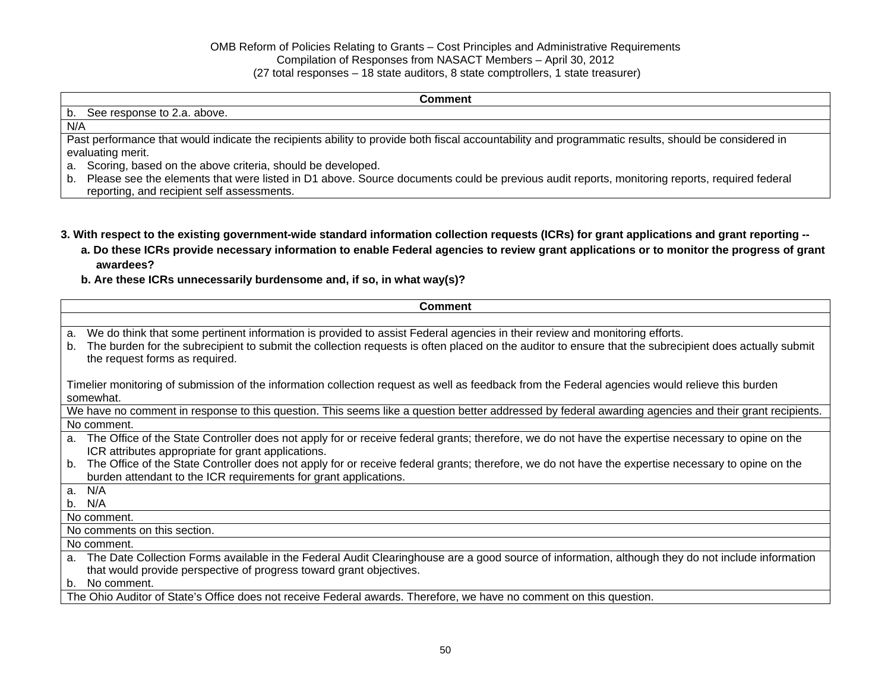| Comment |
|---|
| b. See response to 2.a. above. |
| N/A |
| Past performance that would indicate the recipients ability to provide both fiscal accountability and programmatic results, should be considered in evaluating merit.<br>a. Scoring, based on the above criteria, should be developed.<br>b. Please see the elements that were listed in D1 above. Source documents could be previous audit reports, monitoring reports, required federal reporting, and recipient self assessments. |

**3. With respect to the existing government-wide standard information collection requests (ICRs) for grant applications and grant reporting --**

- **a. Do these ICRs provide necessary information to enable Federal agencies to review grant applications or to monitor the progress of grant awardees?**
- **b. Are these ICRs unnecessarily burdensome and, if so, in what way(s)?**

| Comment |
|---|
| |
| a. We do think that some pertinent information is provided to assist Federal agencies in their review and monitoring efforts.<br>b. The burden for the subrecipient to submit the collection requests is often placed on the auditor to ensure that the subrecipient does actually submit the request forms as required.<br><br>Timelier monitoring of submission of the information collection request as well as feedback from the Federal agencies would relieve this burden somewhat. |
| We have no comment in response to this question. This seems like a question better addressed by federal awarding agencies and their grant recipients. |
| No comment. |
| a. The Office of the State Controller does not apply for or receive federal grants; therefore, we do not have the expertise necessary to opine on the ICR attributes appropriate for grant applications.<br>b. The Office of the State Controller does not apply for or receive federal grants; therefore, we do not have the expertise necessary to opine on the burden attendant to the ICR requirements for grant applications. |
| a. N/A<br>b. N/A |
| No comment. |
| No comments on this section. |
| No comment. |
| a. The Date Collection Forms available in the Federal Audit Clearinghouse are a good source of information, although they do not include information that would provide perspective of progress toward grant objectives.<br>b. No comment. |
| The Ohio Auditor of State's Office does not receive Federal awards. Therefore, we have no comment on this question. |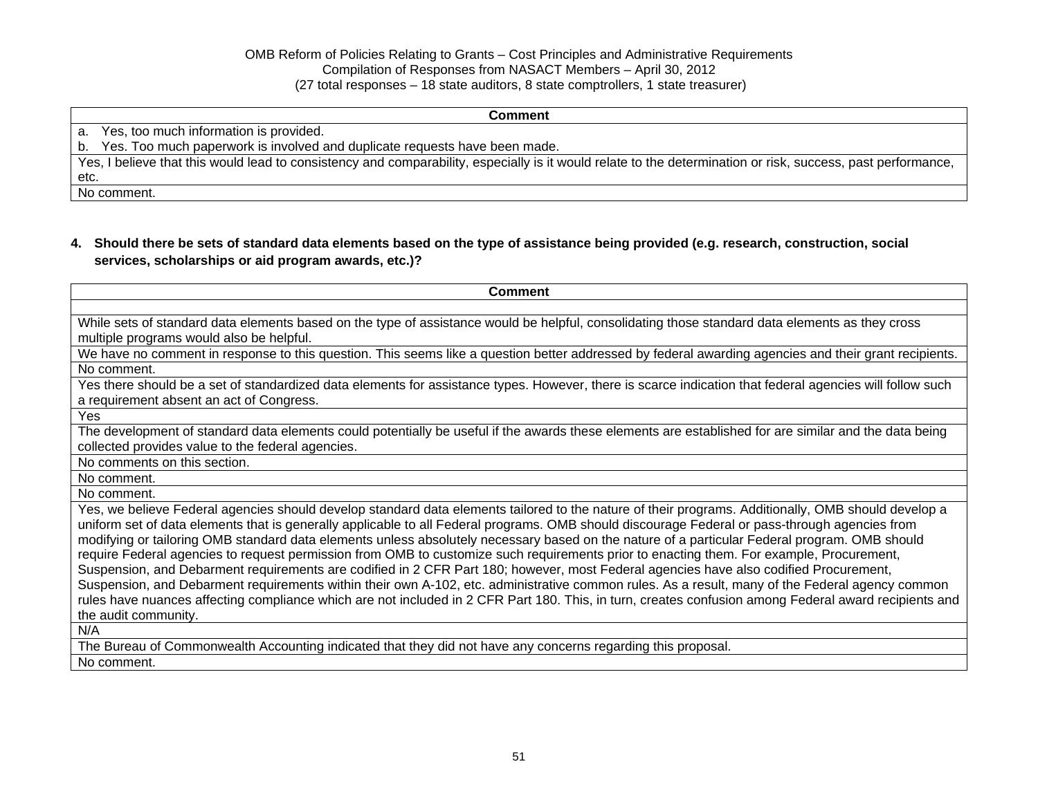OMB Reform of Policies Relating to Grants – Cost Principles and Administrative Requirements
Compilation of Responses from NASACT Members – April 30, 2012
(27 total responses – 18 state auditors, 8 state comptrollers, 1 state treasurer)

| Comment |
|---|
| a. Yes, too much information is provided.<br>b. Yes. Too much paperwork is involved and duplicate requests have been made. |
| Yes, I believe that this would lead to consistency and comparability, especially is it would relate to the determination or risk, success, past performance, etc. |
| No comment. |

**4. Should there be sets of standard data elements based on the type of assistance being provided (e.g. research, construction, social services, scholarships or aid program awards, etc.)?**

| Comment |
|---|
| |
| While sets of standard data elements based on the type of assistance would be helpful, consolidating those standard data elements as they cross multiple programs would also be helpful. |
| We have no comment in response to this question. This seems like a question better addressed by federal awarding agencies and their grant recipients. |
| No comment. |
| Yes there should be a set of standardized data elements for assistance types. However, there is scarce indication that federal agencies will follow such a requirement absent an act of Congress. |
| Yes |
| The development of standard data elements could potentially be useful if the awards these elements are established for are similar and the data being collected provides value to the federal agencies. |
| No comments on this section. |
| No comment. |
| No comment. |
| Yes, we believe Federal agencies should develop standard data elements tailored to the nature of their programs. Additionally, OMB should develop a uniform set of data elements that is generally applicable to all Federal programs. OMB should discourage Federal or pass-through agencies from modifying or tailoring OMB standard data elements unless absolutely necessary based on the nature of a particular Federal program. OMB should require Federal agencies to request permission from OMB to customize such requirements prior to enacting them. For example, Procurement, Suspension, and Debarment requirements are codified in 2 CFR Part 180; however, most Federal agencies have also codified Procurement, Suspension, and Debarment requirements within their own A-102, etc. administrative common rules. As a result, many of the Federal agency common rules have nuances affecting compliance which are not included in 2 CFR Part 180. This, in turn, creates confusion among Federal award recipients and the audit community. |
| N/A |
| The Bureau of Commonwealth Accounting indicated that they did not have any concerns regarding this proposal. |
| No comment. |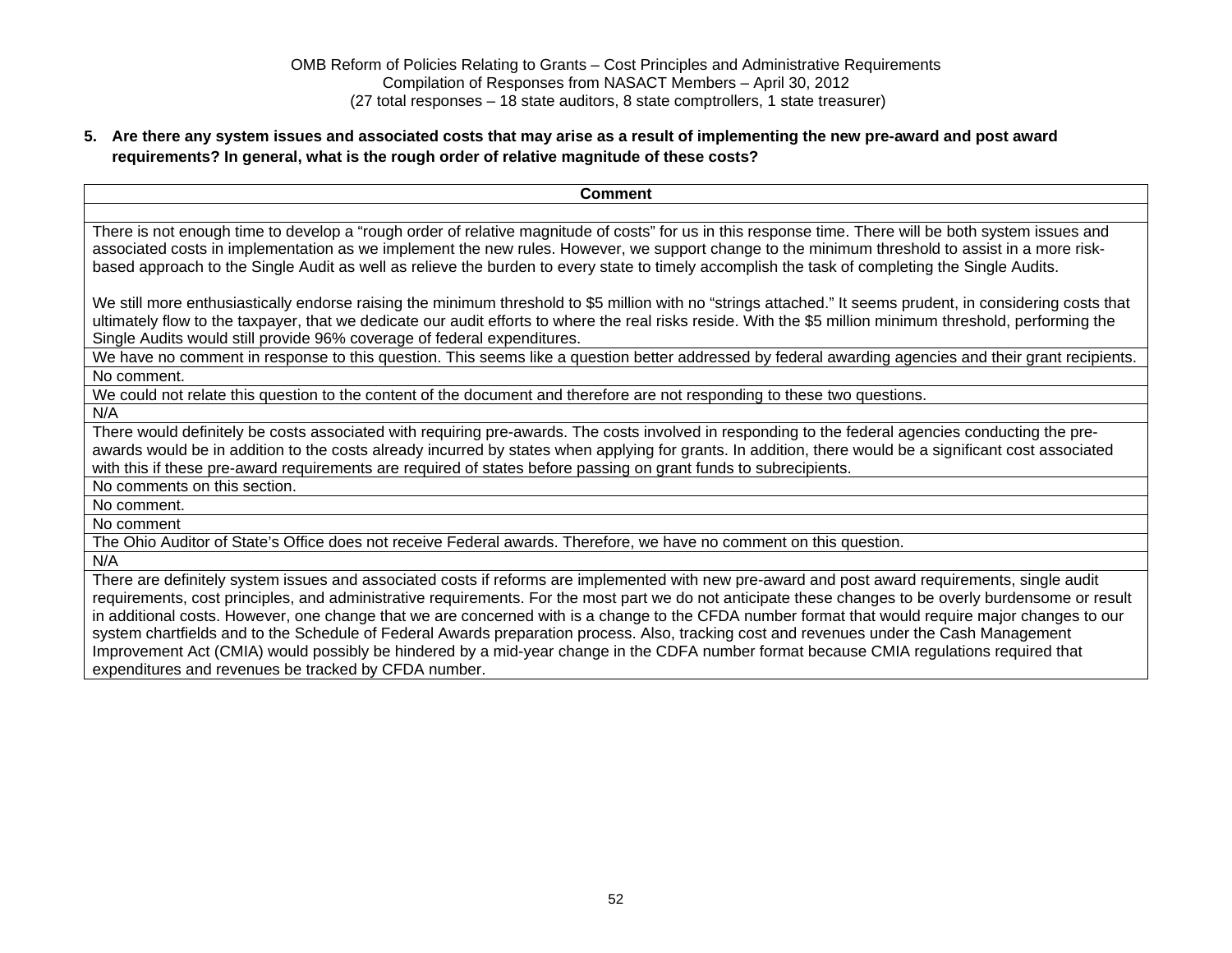OMB Reform of Policies Relating to Grants – Cost Principles and Administrative Requirements
Compilation of Responses from NASACT Members – April 30, 2012
(27 total responses – 18 state auditors, 8 state comptrollers, 1 state treasurer)

**5. Are there any system issues and associated costs that may arise as a result of implementing the new pre-award and post award requirements? In general, what is the rough order of relative magnitude of these costs?**

| Comment |
|---|
| |
| There is not enough time to develop a "rough order of relative magnitude of costs" for us in this response time. There will be both system issues and associated costs in implementation as we implement the new rules. However, we support change to the minimum threshold to assist in a more risk-based approach to the Single Audit as well as relieve the burden to every state to timely accomplish the task of completing the Single Audits.<br><br>We still more enthusiastically endorse raising the minimum threshold to $5 million with no "strings attached." It seems prudent, in considering costs that ultimately flow to the taxpayer, that we dedicate our audit efforts to where the real risks reside. With the $5 million minimum threshold, performing the Single Audits would still provide 96% coverage of federal expenditures. |
| We have no comment in response to this question. This seems like a question better addressed by federal awarding agencies and their grant recipients. |
| No comment. |
| We could not relate this question to the content of the document and therefore are not responding to these two questions. |
| N/A |
| There would definitely be costs associated with requiring pre-awards. The costs involved in responding to the federal agencies conducting the pre-awards would be in addition to the costs already incurred by states when applying for grants. In addition, there would be a significant cost associated with this if these pre-award requirements are required of states before passing on grant funds to subrecipients. |
| No comments on this section. |
| No comment. |
| No comment |
| The Ohio Auditor of State's Office does not receive Federal awards. Therefore, we have no comment on this question. |
| N/A |
| There are definitely system issues and associated costs if reforms are implemented with new pre-award and post award requirements, single audit requirements, cost principles, and administrative requirements. For the most part we do not anticipate these changes to be overly burdensome or result in additional costs. However, one change that we are concerned with is a change to the CFDA number format that would require major changes to our system chartfields and to the Schedule of Federal Awards preparation process. Also, tracking cost and revenues under the Cash Management Improvement Act (CMIA) would possibly be hindered by a mid-year change in the CDFA number format because CMIA regulations required that expenditures and revenues be tracked by CFDA number. |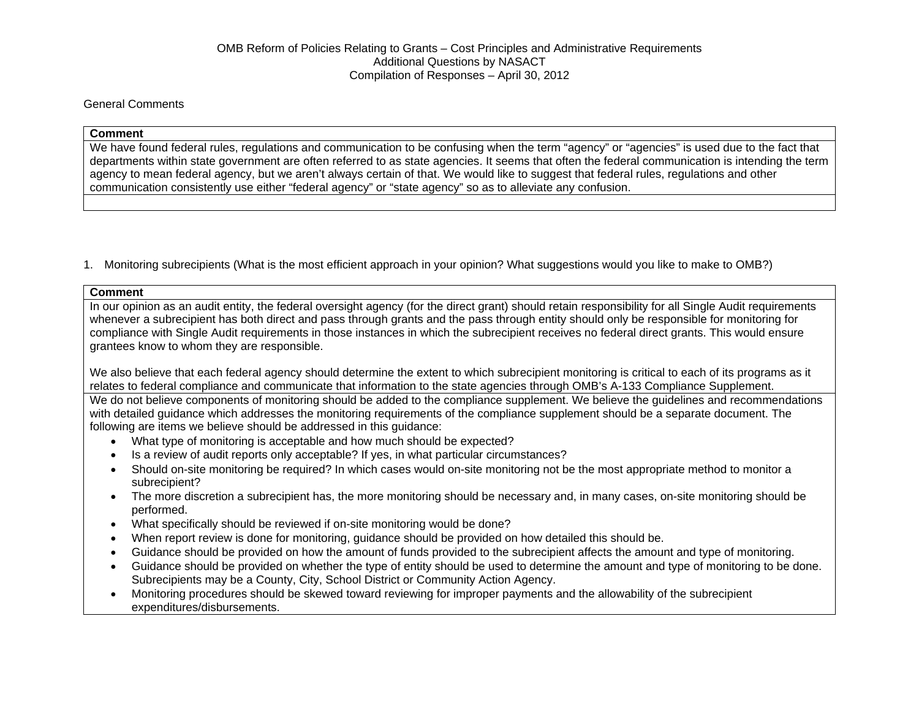OMB Reform of Policies Relating to Grants – Cost Principles and Administrative Requirements
Additional Questions by NASACT
Compilation of Responses – April 30, 2012

General Comments

| Comment |
| --- |
| We have found federal rules, regulations and communication to be confusing when the term "agency" or "agencies" is used due to the fact that departments within state government are often referred to as state agencies. It seems that often the federal communication is intending the term agency to mean federal agency, but we aren't always certain of that. We would like to suggest that federal rules, regulations and other communication consistently use either "federal agency" or "state agency" so as to alleviate any confusion. |
| |

1. Monitoring subrecipients (What is the most efficient approach in your opinion? What suggestions would you like to make to OMB?)

| Comment |
| --- |
| In our opinion as an audit entity, the federal oversight agency (for the direct grant) should retain responsibility for all Single Audit requirements whenever a subrecipient has both direct and pass through grants and the pass through entity should only be responsible for monitoring for compliance with Single Audit requirements in those instances in which the subrecipient receives no federal direct grants. This would ensure grantees know to whom they are responsible.<br><br>We also believe that each federal agency should determine the extent to which subrecipient monitoring is critical to each of its programs as it relates to federal compliance and communicate that information to the state agencies through OMB's A-133 Compliance Supplement. |
| We do not believe components of monitoring should be added to the compliance supplement. We believe the guidelines and recommendations with detailed guidance which addresses the monitoring requirements of the compliance supplement should be a separate document. The following are items we believe should be addressed in this guidance:<br>• What type of monitoring is acceptable and how much should be expected?<br>• Is a review of audit reports only acceptable? If yes, in what particular circumstances?<br>• Should on-site monitoring be required? In which cases would on-site monitoring not be the most appropriate method to monitor a subrecipient?<br>• The more discretion a subrecipient has, the more monitoring should be necessary and, in many cases, on-site monitoring should be performed.<br>• What specifically should be reviewed if on-site monitoring would be done?<br>• When report review is done for monitoring, guidance should be provided on how detailed this should be.<br>• Guidance should be provided on how the amount of funds provided to the subrecipient affects the amount and type of monitoring.<br>• Guidance should be provided on whether the type of entity should be used to determine the amount and type of monitoring to be done. Subrecipients may be a County, City, School District or Community Action Agency.<br>• Monitoring procedures should be skewed toward reviewing for improper payments and the allowability of the subrecipient expenditures/disbursements. |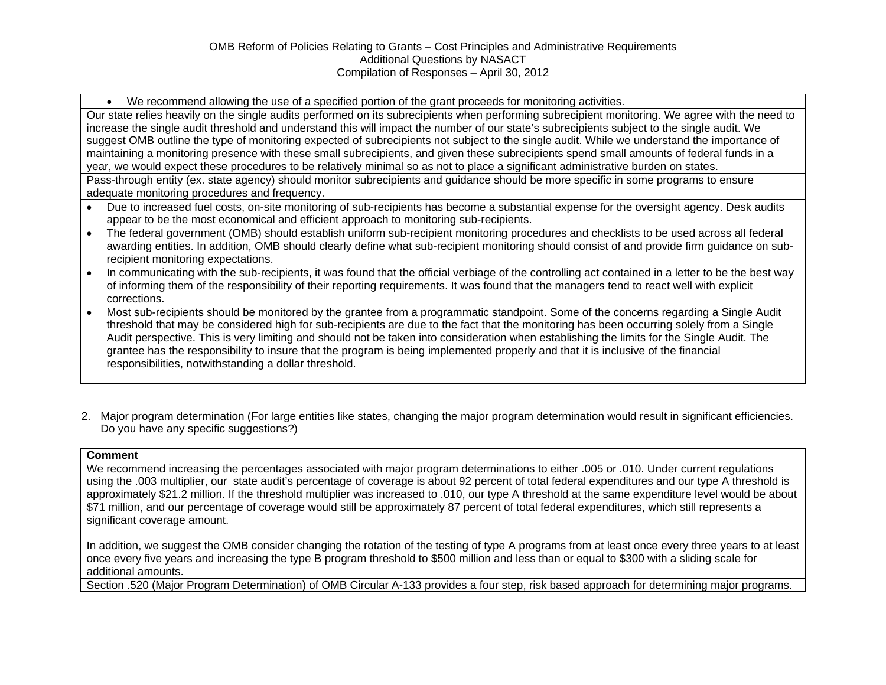| |
|---|
| • We recommend allowing the use of a specified portion of the grant proceeds for monitoring activities. |
| Our state relies heavily on the single audits performed on its subrecipients when performing subrecipient monitoring. We agree with the need to increase the single audit threshold and understand this will impact the number of our state's subrecipients subject to the single audit. We suggest OMB outline the type of monitoring expected of subrecipients not subject to the single audit. While we understand the importance of maintaining a monitoring presence with these small subrecipients, and given these subrecipients spend small amounts of federal funds in a year, we would expect these procedures to be relatively minimal so as not to place a significant administrative burden on states. |
| Pass-through entity (ex. state agency) should monitor subrecipients and guidance should be more specific in some programs to ensure adequate monitoring procedures and frequency. |
| • Due to increased fuel costs, on-site monitoring of sub-recipients has become a substantial expense for the oversight agency. Desk audits appear to be the most economical and efficient approach to monitoring sub-recipients.<br>• The federal government (OMB) should establish uniform sub-recipient monitoring procedures and checklists to be used across all federal awarding entities. In addition, OMB should clearly define what sub-recipient monitoring should consist of and provide firm guidance on sub-recipient monitoring expectations.<br>• In communicating with the sub-recipients, it was found that the official verbiage of the controlling act contained in a letter to be the best way of informing them of the responsibility of their reporting requirements. It was found that the managers tend to react well with explicit corrections.<br>• Most sub-recipients should be monitored by the grantee from a programmatic standpoint. Some of the concerns regarding a Single Audit threshold that may be considered high for sub-recipients are due to the fact that the monitoring has been occurring solely from a Single Audit perspective. This is very limiting and should not be taken into consideration when establishing the limits for the Single Audit. The grantee has the responsibility to insure that the program is being implemented properly and that it is inclusive of the financial responsibilities, notwithstanding a dollar threshold. |
| |

2. Major program determination (For large entities like states, changing the major program determination would result in significant efficiencies. Do you have any specific suggestions?)

| **Comment** |
|---|
| We recommend increasing the percentages associated with major program determinations to either .005 or .010. Under current regulations using the .003 multiplier, our state audit's percentage of coverage is about 92 percent of total federal expenditures and our type A threshold is approximately $21.2 million. If the threshold multiplier was increased to .010, our type A threshold at the same expenditure level would be about $71 million, and our percentage of coverage would still be approximately 87 percent of total federal expenditures, which still represents a significant coverage amount.<br><br>In addition, we suggest the OMB consider changing the rotation of the testing of type A programs from at least once every three years to at least once every five years and increasing the type B program threshold to $500 million and less than or equal to $300 with a sliding scale for additional amounts. |
| Section .520 (Major Program Determination) of OMB Circular A-133 provides a four step, risk based approach for determining major programs. |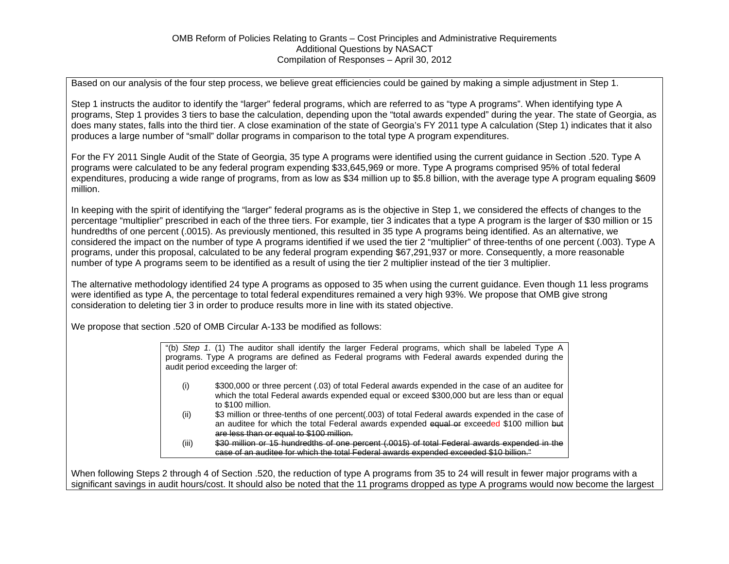Based on our analysis of the four step process, we believe great efficiencies could be gained by making a simple adjustment in Step 1.

Step 1 instructs the auditor to identify the "larger" federal programs, which are referred to as "type A programs". When identifying type A programs, Step 1 provides 3 tiers to base the calculation, depending upon the "total awards expended" during the year. The state of Georgia, as does many states, falls into the third tier. A close examination of the state of Georgia's FY 2011 type A calculation (Step 1) indicates that it also produces a large number of "small" dollar programs in comparison to the total type A program expenditures.

For the FY 2011 Single Audit of the State of Georgia, 35 type A programs were identified using the current guidance in Section .520. Type A programs were calculated to be any federal program expending $33,645,969 or more. Type A programs comprised 95% of total federal expenditures, producing a wide range of programs, from as low as $34 million up to $5.8 billion, with the average type A program equaling $609 million.

In keeping with the spirit of identifying the "larger" federal programs as is the objective in Step 1, we considered the effects of changes to the percentage "multiplier" prescribed in each of the three tiers. For example, tier 3 indicates that a type A program is the larger of $30 million or 15 hundredths of one percent (.0015). As previously mentioned, this resulted in 35 type A programs being identified. As an alternative, we considered the impact on the number of type A programs identified if we used the tier 2 "multiplier" of three-tenths of one percent (.003). Type A programs, under this proposal, calculated to be any federal program expending $67,291,937 or more. Consequently, a more reasonable number of type A programs seem to be identified as a result of using the tier 2 multiplier instead of the tier 3 multiplier.

The alternative methodology identified 24 type A programs as opposed to 35 when using the current guidance. Even though 11 less programs were identified as type A, the percentage to total federal expenditures remained a very high 93%. We propose that OMB give strong consideration to deleting tier 3 in order to produce results more in line with its stated objective.

We propose that section .520 of OMB Circular A-133 be modified as follows:

> "(b) *Step 1*. (1) The auditor shall identify the larger Federal programs, which shall be labeled Type A programs. Type A programs are defined as Federal programs with Federal awards expended during the audit period exceeding the larger of:
>
> (i) $300,000 or three percent (.03) of total Federal awards expended in the case of an auditee for which the total Federal awards expended equal or exceed $300,000 but are less than or equal to $100 million.
>
> (ii) $3 million or three-tenths of one percent(.003) of total Federal awards expended in the case of an auditee for which the total Federal awards expended ~~equal or~~ exceeded $100 million ~~but are less than or equal to $100 million.~~
>
> (iii) ~~$30 million or 15 hundredths of one percent (.0015) of total Federal awards expended in the case of an auditee for which the total Federal awards expended exceeded $10 billion."~~

When following Steps 2 through 4 of Section .520, the reduction of type A programs from 35 to 24 will result in fewer major programs with a significant savings in audit hours/cost. It should also be noted that the 11 programs dropped as type A programs would now become the largest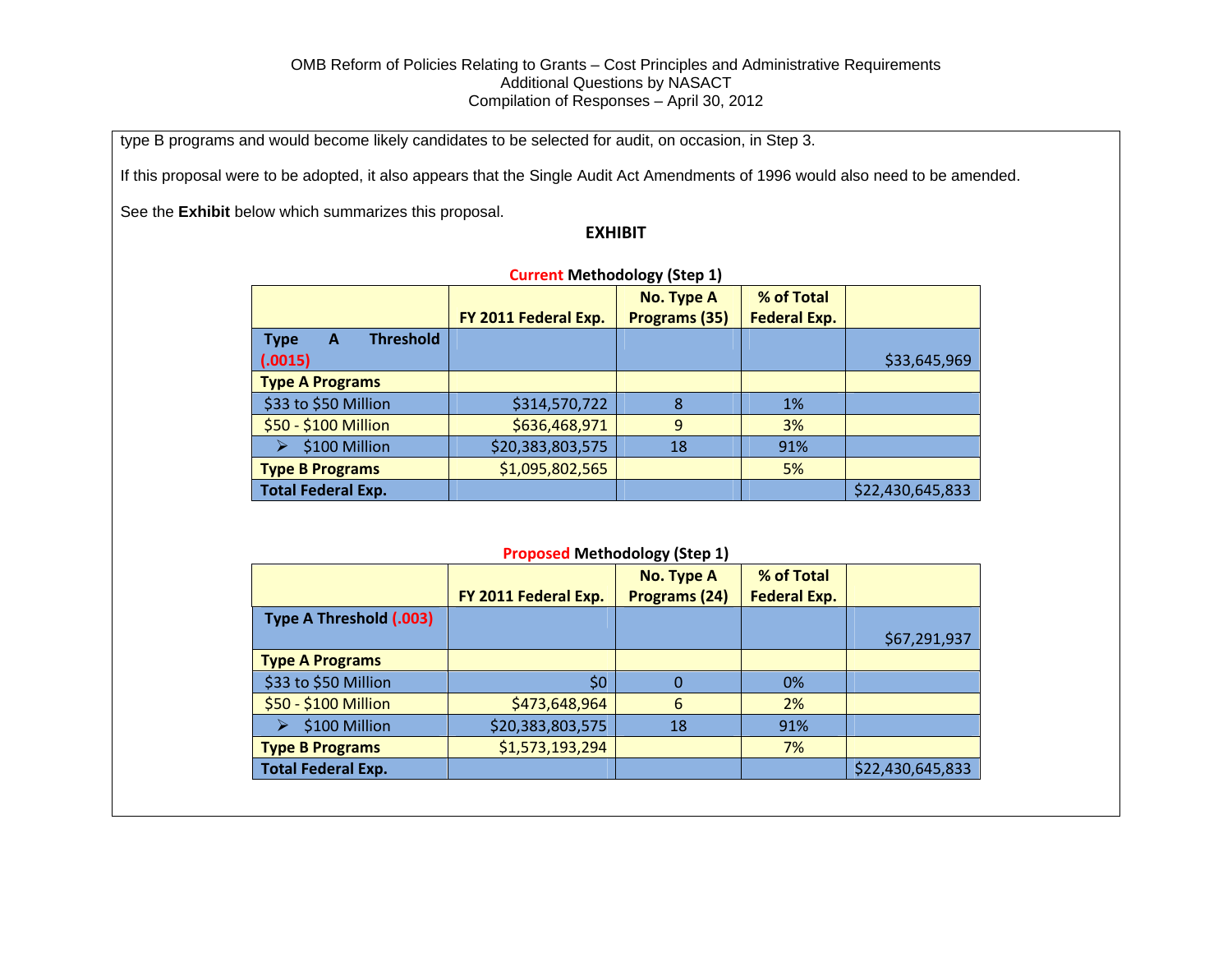type B programs and would become likely candidates to be selected for audit, on occasion, in Step 3.

If this proposal were to be adopted, it also appears that the Single Audit Act Amendments of 1996 would also need to be amended.

See the **Exhibit** below which summarizes this proposal.

**EXHIBIT**

**Current Methodology (Step 1)**

| | FY 2011 Federal Exp. | No. Type A Programs (35) | % of Total Federal Exp. | |
|---|---|---|---|---|
| **Type A Threshold (.0015)** | | | | $33,645,969 |
| **Type A Programs** | | | | |
| $33 to $50 Million | $314,570,722 | 8 | 1% | |
| $50 - $100 Million | $636,468,971 | 9 | 3% | |
| ➢ $100 Million | $20,383,803,575 | 18 | 91% | |
| **Type B Programs** | $1,095,802,565 | | 5% | |
| **Total Federal Exp.** | | | | $22,430,645,833 |

**Proposed Methodology (Step 1)**

| | FY 2011 Federal Exp. | No. Type A Programs (24) | % of Total Federal Exp. | |
|---|---|---|---|---|
| **Type A Threshold (.003)** | | | | $67,291,937 |
| **Type A Programs** | | | | |
| $33 to $50 Million | $0 | 0 | 0% | |
| $50 - $100 Million | $473,648,964 | 6 | 2% | |
| ➢ $100 Million | $20,383,803,575 | 18 | 91% | |
| **Type B Programs** | $1,573,193,294 | | 7% | |
| **Total Federal Exp.** | | | | $22,430,645,833 |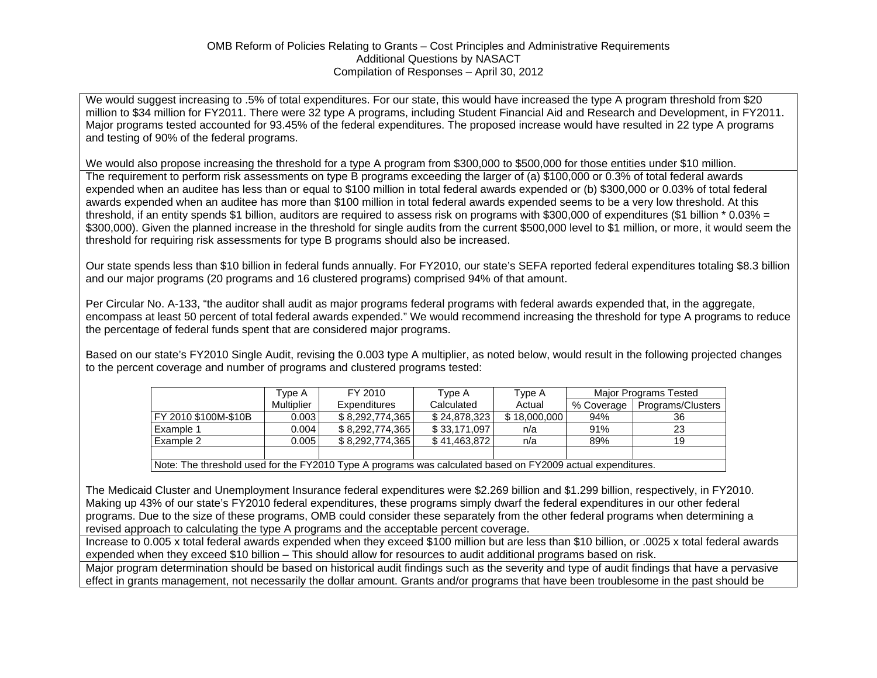We would suggest increasing to .5% of total expenditures. For our state, this would have increased the type A program threshold from $20 million to $34 million for FY2011. There were 32 type A programs, including Student Financial Aid and Research and Development, in FY2011. Major programs tested accounted for 93.45% of the federal expenditures. The proposed increase would have resulted in 22 type A programs and testing of 90% of the federal programs.

We would also propose increasing the threshold for a type A program from $300,000 to $500,000 for those entities under $10 million.

---

The requirement to perform risk assessments on type B programs exceeding the larger of (a) $100,000 or 0.3% of total federal awards expended when an auditee has less than or equal to $100 million in total federal awards expended or (b) $300,000 or 0.03% of total federal awards expended when an auditee has more than $100 million in total federal awards expended seems to be a very low threshold. At this threshold, if an entity spends $1 billion, auditors are required to assess risk on programs with $300,000 of expenditures ($1 billion * 0.03% = $300,000). Given the planned increase in the threshold for single audits from the current $500,000 level to $1 million, or more, it would seem the threshold for requiring risk assessments for type B programs should also be increased.

Our state spends less than $10 billion in federal funds annually. For FY2010, our state's SEFA reported federal expenditures totaling $8.3 billion and our major programs (20 programs and 16 clustered programs) comprised 94% of that amount.

Per Circular No. A-133, "the auditor shall audit as major programs federal programs with federal awards expended that, in the aggregate, encompass at least 50 percent of total federal awards expended." We would recommend increasing the threshold for type A programs to reduce the percentage of federal funds spent that are considered major programs.

Based on our state's FY2010 Single Audit, revising the 0.003 type A multiplier, as noted below, would result in the following projected changes to the percent coverage and number of programs and clustered programs tested:

| | Type A Multiplier | FY 2010 Expenditures | Type A Calculated | Type A Actual | Major Programs Tested | |
|---|---|---|---|---|---|---|
| | | | | | % Coverage | Programs/Clusters |
| FY 2010 $100M-$10B | 0.003 | $ 8,292,774,365 | $ 24,878,323 | $ 18,000,000 | 94% | 36 |
| Example 1 | 0.004 | $ 8,292,774,365 | $ 33,171,097 | n/a | 91% | 23 |
| Example 2 | 0.005 | $ 8,292,774,365 | $ 41,463,872 | n/a | 89% | 19 |
| | | | | | | |
| Note: The threshold used for the FY2010 Type A programs was calculated based on FY2009 actual expenditures. | | | | | | |

The Medicaid Cluster and Unemployment Insurance federal expenditures were $2.269 billion and $1.299 billion, respectively, in FY2010. Making up 43% of our state's FY2010 federal expenditures, these programs simply dwarf the federal expenditures in our other federal programs. Due to the size of these programs, OMB could consider these separately from the other federal programs when determining a revised approach to calculating the type A programs and the acceptable percent coverage.

---

Increase to 0.005 x total federal awards expended when they exceed $100 million but are less than $10 billion, or .0025 x total federal awards expended when they exceed $10 billion – This should allow for resources to audit additional programs based on risk.

---

Major program determination should be based on historical audit findings such as the severity and type of audit findings that have a pervasive effect in grants management, not necessarily the dollar amount. Grants and/or programs that have been troublesome in the past should be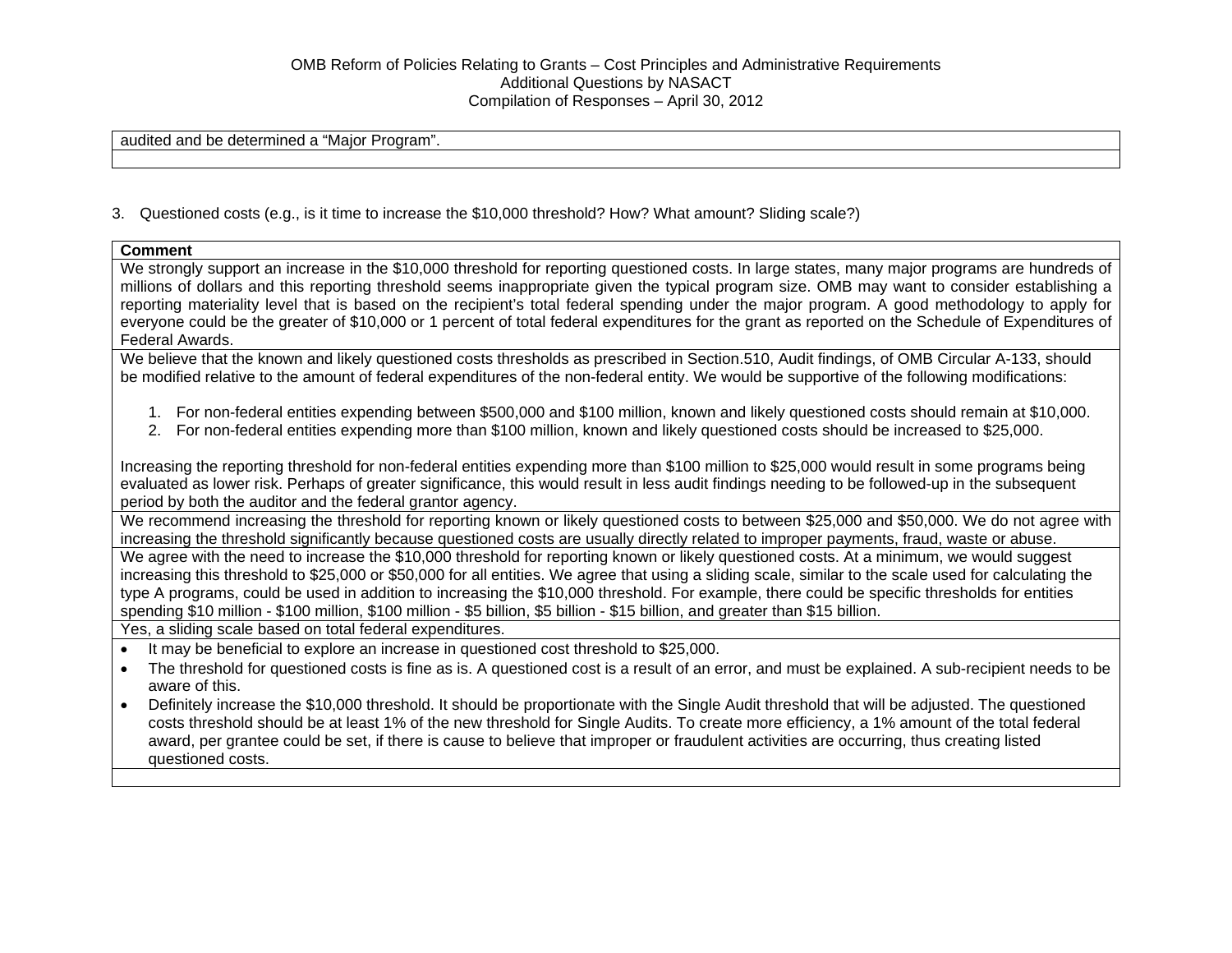| audited and be determined a "Major Program". |
|---|
| |

3. Questioned costs (e.g., is it time to increase the $10,000 threshold? How? What amount? Sliding scale?)

| **Comment** |
|---|
| We strongly support an increase in the $10,000 threshold for reporting questioned costs. In large states, many major programs are hundreds of millions of dollars and this reporting threshold seems inappropriate given the typical program size. OMB may want to consider establishing a reporting materiality level that is based on the recipient's total federal spending under the major program. A good methodology to apply for everyone could be the greater of $10,000 or 1 percent of total federal expenditures for the grant as reported on the Schedule of Expenditures of Federal Awards. |
| We believe that the known and likely questioned costs thresholds as prescribed in Section.510, Audit findings, of OMB Circular A-133, should be modified relative to the amount of federal expenditures of the non-federal entity. We would be supportive of the following modifications:<br><br>1. For non-federal entities expending between $500,000 and $100 million, known and likely questioned costs should remain at $10,000.<br>2. For non-federal entities expending more than $100 million, known and likely questioned costs should be increased to $25,000.<br><br>Increasing the reporting threshold for non-federal entities expending more than $100 million to $25,000 would result in some programs being evaluated as lower risk. Perhaps of greater significance, this would result in less audit findings needing to be followed-up in the subsequent period by both the auditor and the federal grantor agency. |
| We recommend increasing the threshold for reporting known or likely questioned costs to between $25,000 and $50,000. We do not agree with increasing the threshold significantly because questioned costs are usually directly related to improper payments, fraud, waste or abuse. |
| We agree with the need to increase the $10,000 threshold for reporting known or likely questioned costs. At a minimum, we would suggest increasing this threshold to $25,000 or $50,000 for all entities. We agree that using a sliding scale, similar to the scale used for calculating the type A programs, could be used in addition to increasing the $10,000 threshold. For example, there could be specific thresholds for entities spending $10 million - $100 million, $100 million - $5 billion, $5 billion - $15 billion, and greater than $15 billion. |
| Yes, a sliding scale based on total federal expenditures. |
| • It may be beneficial to explore an increase in questioned cost threshold to $25,000.<br>• The threshold for questioned costs is fine as is. A questioned cost is a result of an error, and must be explained. A sub-recipient needs to be aware of this.<br>• Definitely increase the $10,000 threshold. It should be proportionate with the Single Audit threshold that will be adjusted. The questioned costs threshold should be at least 1% of the new threshold for Single Audits. To create more efficiency, a 1% amount of the total federal award, per grantee could be set, if there is cause to believe that improper or fraudulent activities are occurring, thus creating listed questioned costs. |
| |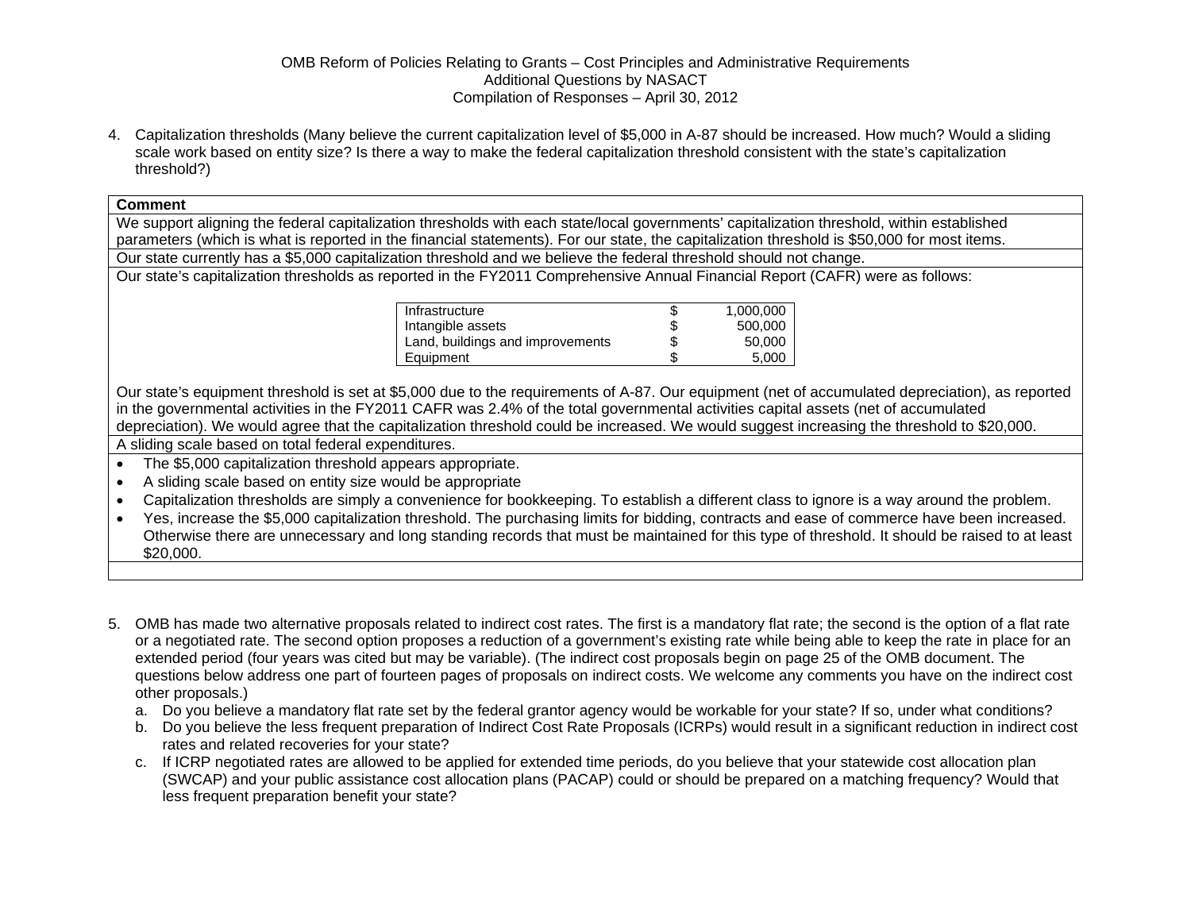OMB Reform of Policies Relating to Grants – Cost Principles and Administrative Requirements
Additional Questions by NASACT
Compilation of Responses – April 30, 2012

4. Capitalization thresholds (Many believe the current capitalization level of $5,000 in A-87 should be increased. How much? Would a sliding scale work based on entity size? Is there a way to make the federal capitalization threshold consistent with the state's capitalization threshold?)

| Comment |
|---|
| We support aligning the federal capitalization thresholds with each state/local governments' capitalization threshold, within established parameters (which is what is reported in the financial statements). For our state, the capitalization threshold is $50,000 for most items. |
| Our state currently has a $5,000 capitalization threshold and we believe the federal threshold should not change. |
| Our state's capitalization thresholds as reported in the FY2011 Comprehensive Annual Financial Report (CAFR) were as follows:<br><br>Infrastructure $ 1,000,000<br>Intangible assets $ 500,000<br>Land, buildings and improvements $ 50,000<br>Equipment $ 5,000<br><br>Our state's equipment threshold is set at $5,000 due to the requirements of A-87. Our equipment (net of accumulated depreciation), as reported in the governmental activities in the FY2011 CAFR was 2.4% of the total governmental activities capital assets (net of accumulated depreciation). We would agree that the capitalization threshold could be increased. We would suggest increasing the threshold to $20,000. |
| A sliding scale based on total federal expenditures. |
| • The $5,000 capitalization threshold appears appropriate.<br>• A sliding scale based on entity size would be appropriate<br>• Capitalization thresholds are simply a convenience for bookkeeping. To establish a different class to ignore is a way around the problem.<br>• Yes, increase the $5,000 capitalization threshold. The purchasing limits for bidding, contracts and ease of commerce have been increased. Otherwise there are unnecessary and long standing records that must be maintained for this type of threshold. It should be raised to at least $20,000. |
| |

5. OMB has made two alternative proposals related to indirect cost rates. The first is a mandatory flat rate; the second is the option of a flat rate or a negotiated rate. The second option proposes a reduction of a government's existing rate while being able to keep the rate in place for an extended period (four years was cited but may be variable). (The indirect cost proposals begin on page 25 of the OMB document. The questions below address one part of fourteen pages of proposals on indirect costs. We welcome any comments you have on the indirect cost other proposals.)
   a. Do you believe a mandatory flat rate set by the federal grantor agency would be workable for your state? If so, under what conditions?
   b. Do you believe the less frequent preparation of Indirect Cost Rate Proposals (ICRPs) would result in a significant reduction in indirect cost rates and related recoveries for your state?
   c. If ICRP negotiated rates are allowed to be applied for extended time periods, do you believe that your statewide cost allocation plan (SWCAP) and your public assistance cost allocation plans (PACAP) could or should be prepared on a matching frequency? Would that less frequent preparation benefit your state?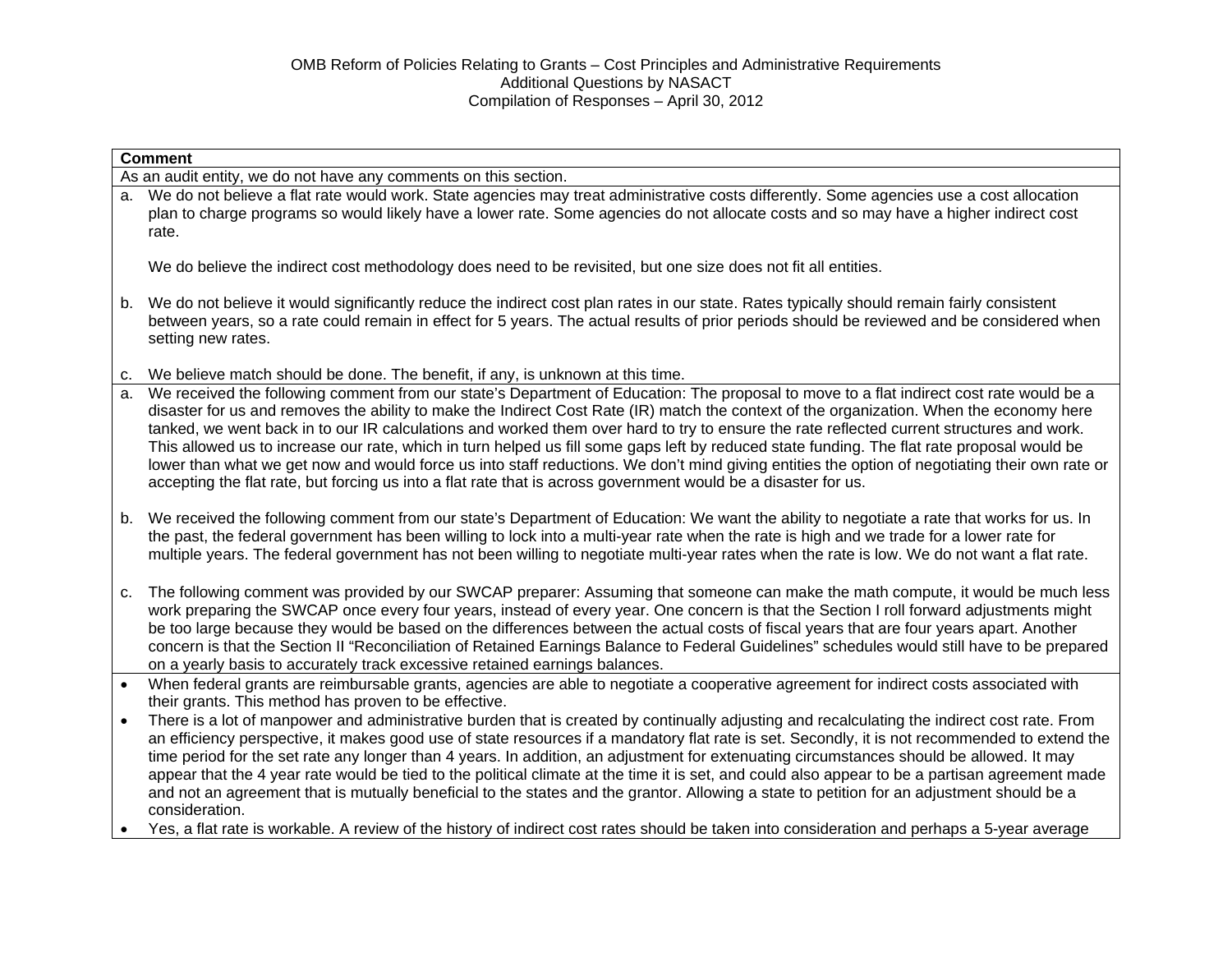OMB Reform of Policies Relating to Grants – Cost Principles and Administrative Requirements
Additional Questions by NASACT
Compilation of Responses – April 30, 2012

| Comment |
|---|
| As an audit entity, we do not have any comments on this section. |
| a. We do not believe a flat rate would work. State agencies may treat administrative costs differently. Some agencies use a cost allocation plan to charge programs so would likely have a lower rate. Some agencies do not allocate costs and so may have a higher indirect cost rate.<br><br>We do believe the indirect cost methodology does need to be revisited, but one size does not fit all entities.<br><br>b. We do not believe it would significantly reduce the indirect cost plan rates in our state. Rates typically should remain fairly consistent between years, so a rate could remain in effect for 5 years. The actual results of prior periods should be reviewed and be considered when setting new rates.<br><br>c. We believe match should be done. The benefit, if any, is unknown at this time. |
| a. We received the following comment from our state's Department of Education: The proposal to move to a flat indirect cost rate would be a disaster for us and removes the ability to make the Indirect Cost Rate (IR) match the context of the organization. When the economy here tanked, we went back in to our IR calculations and worked them over hard to try to ensure the rate reflected current structures and work. This allowed us to increase our rate, which in turn helped us fill some gaps left by reduced state funding. The flat rate proposal would be lower than what we get now and would force us into staff reductions. We don't mind giving entities the option of negotiating their own rate or accepting the flat rate, but forcing us into a flat rate that is across government would be a disaster for us.<br><br>b. We received the following comment from our state's Department of Education: We want the ability to negotiate a rate that works for us. In the past, the federal government has been willing to lock into a multi-year rate when the rate is high and we trade for a lower rate for multiple years. The federal government has not been willing to negotiate multi-year rates when the rate is low. We do not want a flat rate.<br><br>c. The following comment was provided by our SWCAP preparer: Assuming that someone can make the math compute, it would be much less work preparing the SWCAP once every four years, instead of every year. One concern is that the Section I roll forward adjustments might be too large because they would be based on the differences between the actual costs of fiscal years that are four years apart. Another concern is that the Section II "Reconciliation of Retained Earnings Balance to Federal Guidelines" schedules would still have to be prepared on a yearly basis to accurately track excessive retained earnings balances. |
| • When federal grants are reimbursable grants, agencies are able to negotiate a cooperative agreement for indirect costs associated with their grants. This method has proven to be effective.<br>• There is a lot of manpower and administrative burden that is created by continually adjusting and recalculating the indirect cost rate. From an efficiency perspective, it makes good use of state resources if a mandatory flat rate is set. Secondly, it is not recommended to extend the time period for the set rate any longer than 4 years. In addition, an adjustment for extenuating circumstances should be allowed. It may appear that the 4 year rate would be tied to the political climate at the time it is set, and could also appear to be a partisan agreement made and not an agreement that is mutually beneficial to the states and the grantor. Allowing a state to petition for an adjustment should be a consideration.<br>• Yes, a flat rate is workable. A review of the history of indirect cost rates should be taken into consideration and perhaps a 5-year average |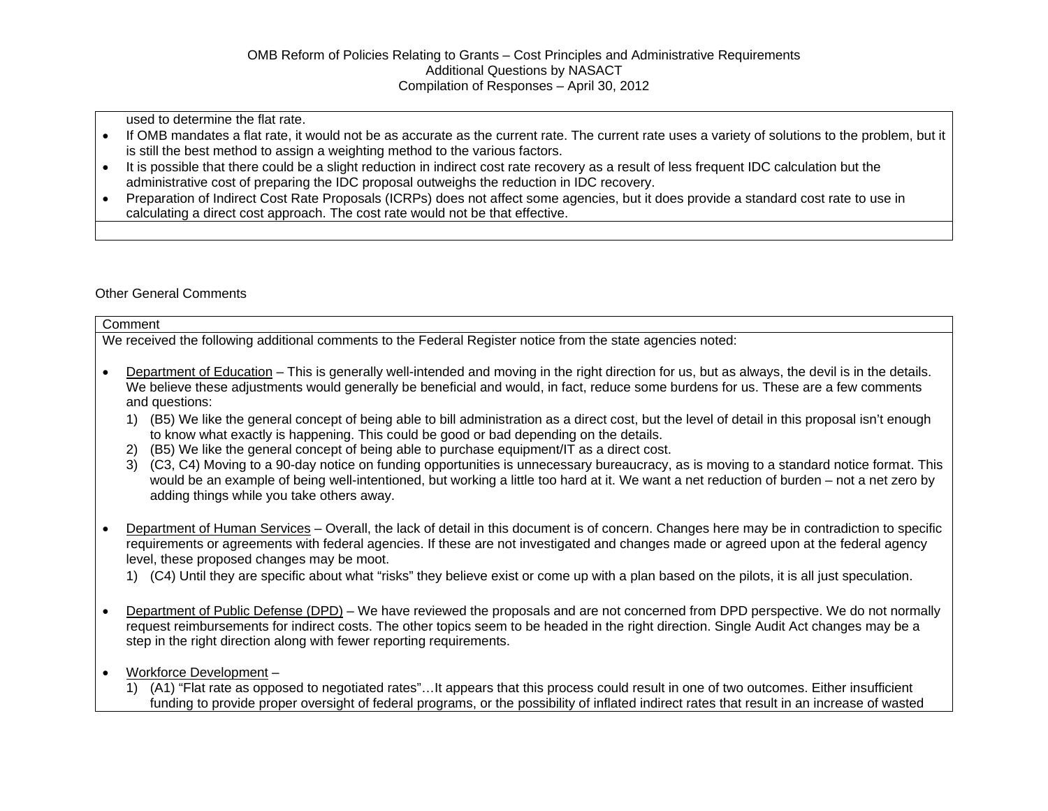used to determine the flat rate.

- If OMB mandates a flat rate, it would not be as accurate as the current rate. The current rate uses a variety of solutions to the problem, but it is still the best method to assign a weighting method to the various factors.
- It is possible that there could be a slight reduction in indirect cost rate recovery as a result of less frequent IDC calculation but the administrative cost of preparing the IDC proposal outweighs the reduction in IDC recovery.
- Preparation of Indirect Cost Rate Proposals (ICRPs) does not affect some agencies, but it does provide a standard cost rate to use in calculating a direct cost approach. The cost rate would not be that effective.

Other General Comments

| Comment |
|---|
| We received the following additional comments to the Federal Register notice from the state agencies noted:<br><br>• Department of Education – This is generally well-intended and moving in the right direction for us, but as always, the devil is in the details. We believe these adjustments would generally be beneficial and would, in fact, reduce some burdens for us. These are a few comments and questions:<br>1) (B5) We like the general concept of being able to bill administration as a direct cost, but the level of detail in this proposal isn't enough to know what exactly is happening. This could be good or bad depending on the details.<br>2) (B5) We like the general concept of being able to purchase equipment/IT as a direct cost.<br>3) (C3, C4) Moving to a 90-day notice on funding opportunities is unnecessary bureaucracy, as is moving to a standard notice format. This would be an example of being well-intentioned, but working a little too hard at it. We want a net reduction of burden – not a net zero by adding things while you take others away.<br><br>• Department of Human Services – Overall, the lack of detail in this document is of concern. Changes here may be in contradiction to specific requirements or agreements with federal agencies. If these are not investigated and changes made or agreed upon at the federal agency level, these proposed changes may be moot.<br>1) (C4) Until they are specific about what "risks" they believe exist or come up with a plan based on the pilots, it is all just speculation.<br><br>• Department of Public Defense (DPD) – We have reviewed the proposals and are not concerned from DPD perspective. We do not normally request reimbursements for indirect costs. The other topics seem to be headed in the right direction. Single Audit Act changes may be a step in the right direction along with fewer reporting requirements.<br><br>• Workforce Development –<br>1) (A1) "Flat rate as opposed to negotiated rates"…It appears that this process could result in one of two outcomes. Either insufficient funding to provide proper oversight of federal programs, or the possibility of inflated indirect rates that result in an increase of wasted |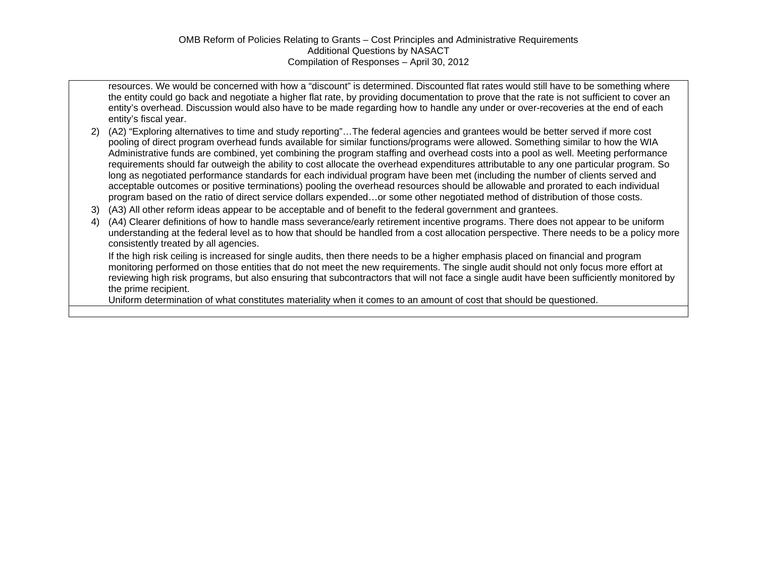resources. We would be concerned with how a "discount" is determined. Discounted flat rates would still have to be something where the entity could go back and negotiate a higher flat rate, by providing documentation to prove that the rate is not sufficient to cover an entity's overhead. Discussion would also have to be made regarding how to handle any under or over-recoveries at the end of each entity's fiscal year.

2) (A2) "Exploring alternatives to time and study reporting"…The federal agencies and grantees would be better served if more cost pooling of direct program overhead funds available for similar functions/programs were allowed. Something similar to how the WIA Administrative funds are combined, yet combining the program staffing and overhead costs into a pool as well. Meeting performance requirements should far outweigh the ability to cost allocate the overhead expenditures attributable to any one particular program. So long as negotiated performance standards for each individual program have been met (including the number of clients served and acceptable outcomes or positive terminations) pooling the overhead resources should be allowable and prorated to each individual program based on the ratio of direct service dollars expended…or some other negotiated method of distribution of those costs.
3) (A3) All other reform ideas appear to be acceptable and of benefit to the federal government and grantees.
4) (A4) Clearer definitions of how to handle mass severance/early retirement incentive programs. There does not appear to be uniform understanding at the federal level as to how that should be handled from a cost allocation perspective. There needs to be a policy more consistently treated by all agencies.

   If the high risk ceiling is increased for single audits, then there needs to be a higher emphasis placed on financial and program monitoring performed on those entities that do not meet the new requirements. The single audit should not only focus more effort at reviewing high risk programs, but also ensuring that subcontractors that will not face a single audit have been sufficiently monitored by the prime recipient.

   Uniform determination of what constitutes materiality when it comes to an amount of cost that should be questioned.